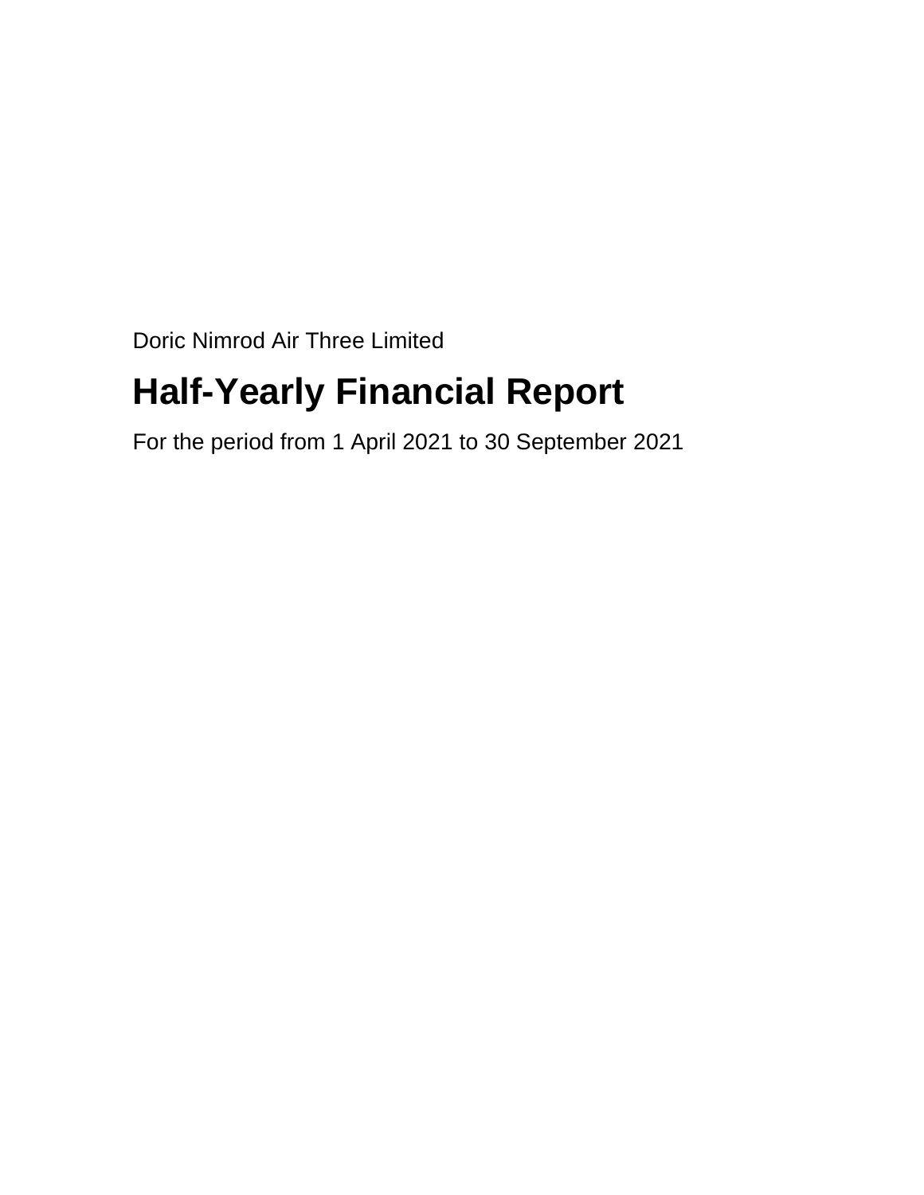Doric Nimrod Air Three Limited

# Half-Yearly Financial Report

For the period from 1 April 2021 to 30 September 2021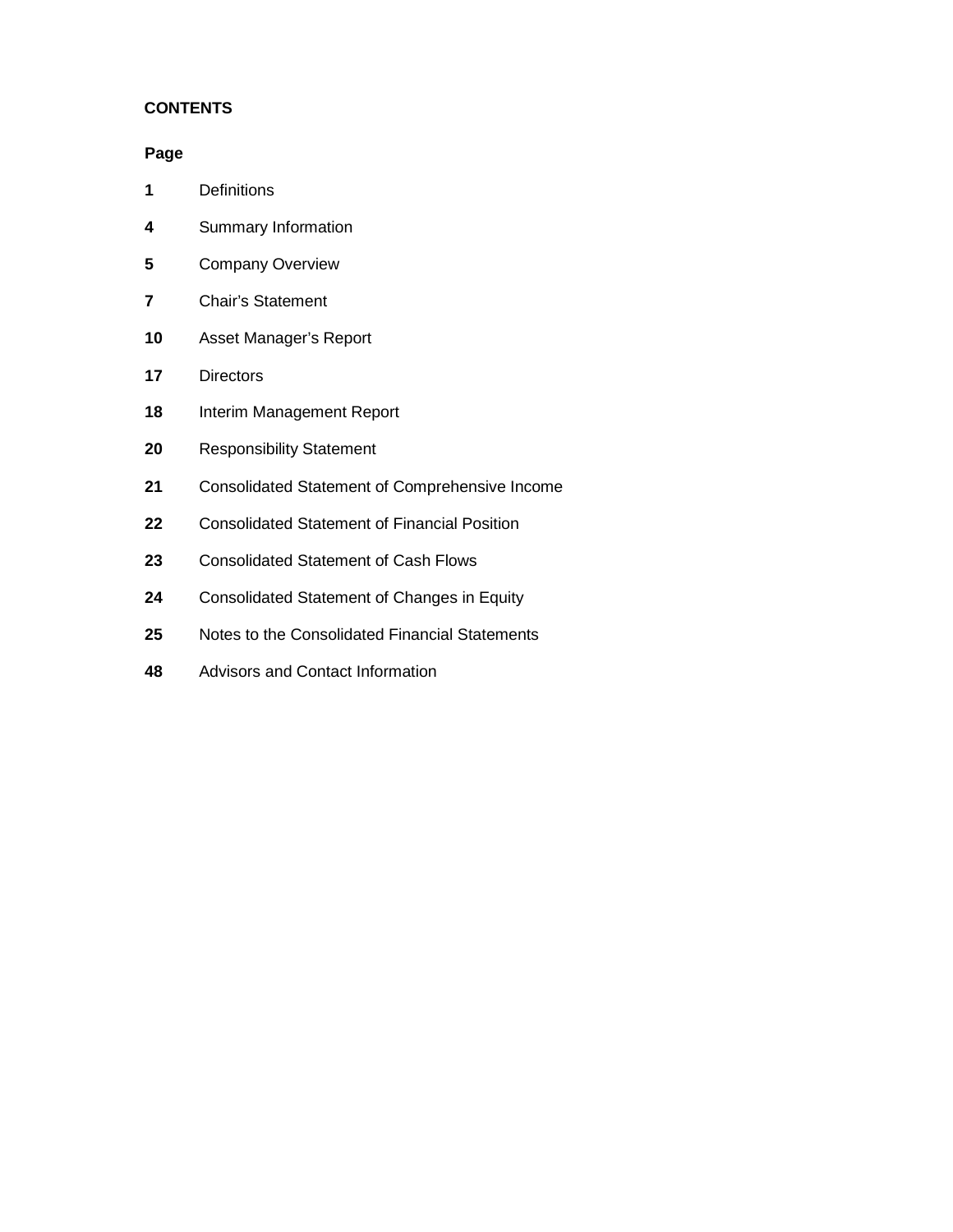**CONTENTS**

**Page**

| | |
|---|---|
| **1** | Definitions |
| **4** | Summary Information |
| **5** | Company Overview |
| **7** | Chair's Statement |
| **10** | Asset Manager's Report |
| **17** | Directors |
| **18** | Interim Management Report |
| **20** | Responsibility Statement |
| **21** | Consolidated Statement of Comprehensive Income |
| **22** | Consolidated Statement of Financial Position |
| **23** | Consolidated Statement of Cash Flows |
| **24** | Consolidated Statement of Changes in Equity |
| **25** | Notes to the Consolidated Financial Statements |
| **48** | Advisors and Contact Information |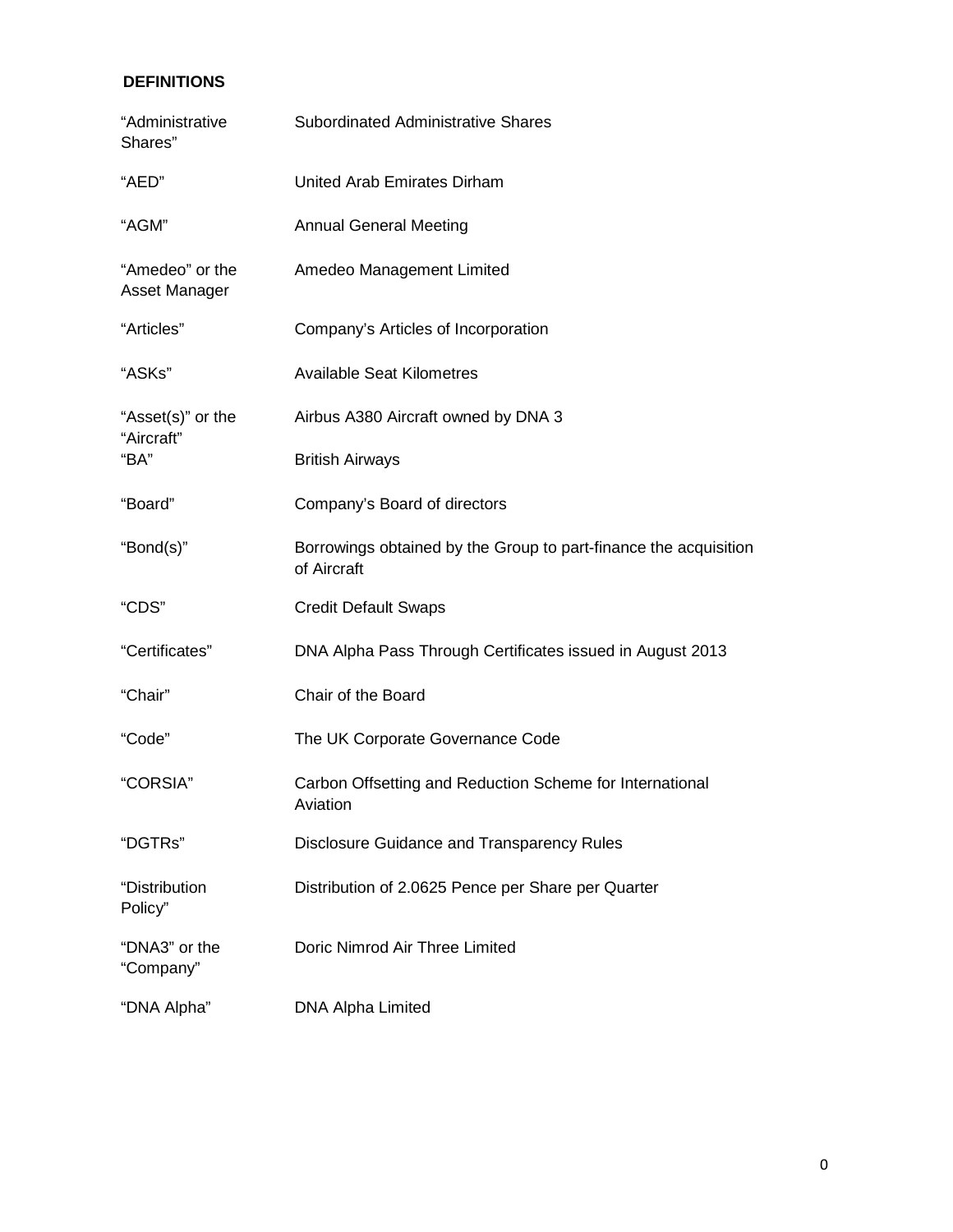## DEFINITIONS

| | |
|---|---|
| “Administrative Shares” | Subordinated Administrative Shares |
| “AED” | United Arab Emirates Dirham |
| “AGM” | Annual General Meeting |
| “Amedeo” or the Asset Manager | Amedeo Management Limited |
| “Articles” | Company’s Articles of Incorporation |
| “ASKs” | Available Seat Kilometres |
| “Asset(s)” or the “Aircraft” | Airbus A380 Aircraft owned by DNA 3 |
| “BA” | British Airways |
| “Board” | Company’s Board of directors |
| “Bond(s)” | Borrowings obtained by the Group to part-finance the acquisition of Aircraft |
| “CDS” | Credit Default Swaps |
| “Certificates” | DNA Alpha Pass Through Certificates issued in August 2013 |
| “Chair” | Chair of the Board |
| “Code” | The UK Corporate Governance Code |
| “CORSIA” | Carbon Offsetting and Reduction Scheme for International Aviation |
| “DGTRs” | Disclosure Guidance and Transparency Rules |
| “Distribution Policy” | Distribution of 2.0625 Pence per Share per Quarter |
| “DNA3” or the “Company” | Doric Nimrod Air Three Limited |
| “DNA Alpha” | DNA Alpha Limited |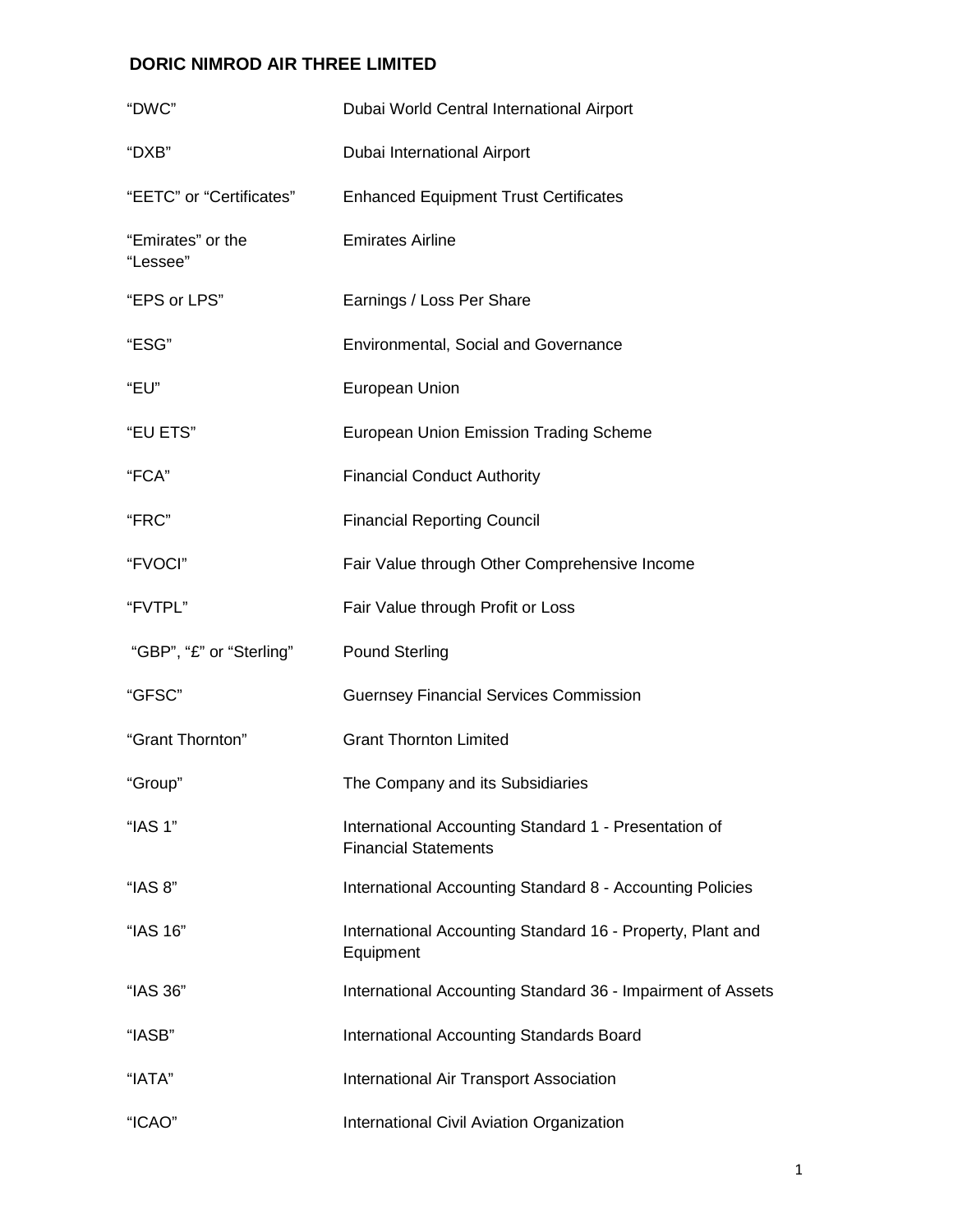**DORIC NIMROD AIR THREE LIMITED**

| | |
|---|---|
| “DWC” | Dubai World Central International Airport |
| “DXB” | Dubai International Airport |
| “EETC” or “Certificates” | Enhanced Equipment Trust Certificates |
| “Emirates” or the “Lessee” | Emirates Airline |
| “EPS or LPS” | Earnings / Loss Per Share |
| “ESG” | Environmental, Social and Governance |
| “EU” | European Union |
| “EU ETS” | European Union Emission Trading Scheme |
| “FCA” | Financial Conduct Authority |
| “FRC” | Financial Reporting Council |
| “FVOCI” | Fair Value through Other Comprehensive Income |
| “FVTPL” | Fair Value through Profit or Loss |
| “GBP”, “£” or “Sterling” | Pound Sterling |
| “GFSC” | Guernsey Financial Services Commission |
| “Grant Thornton” | Grant Thornton Limited |
| “Group” | The Company and its Subsidiaries |
| “IAS 1” | International Accounting Standard 1 - Presentation of Financial Statements |
| “IAS 8” | International Accounting Standard 8 - Accounting Policies |
| “IAS 16” | International Accounting Standard 16 - Property, Plant and Equipment |
| “IAS 36” | International Accounting Standard 36 - Impairment of Assets |
| “IASB” | International Accounting Standards Board |
| “IATA” | International Air Transport Association |
| “ICAO” | International Civil Aviation Organization |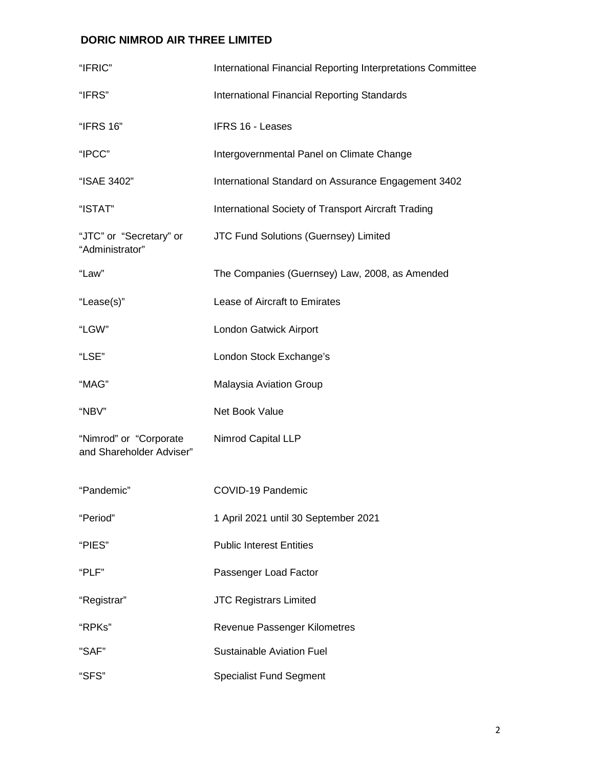**DORIC NIMROD AIR THREE LIMITED**

| | |
|---|---|
| "IFRIC" | International Financial Reporting Interpretations Committee |
| "IFRS" | International Financial Reporting Standards |
| "IFRS 16" | IFRS 16 - Leases |
| "IPCC" | Intergovernmental Panel on Climate Change |
| "ISAE 3402" | International Standard on Assurance Engagement 3402 |
| "ISTAT" | International Society of Transport Aircraft Trading |
| "JTC" or "Secretary" or "Administrator" | JTC Fund Solutions (Guernsey) Limited |
| "Law" | The Companies (Guernsey) Law, 2008, as Amended |
| "Lease(s)" | Lease of Aircraft to Emirates |
| "LGW" | London Gatwick Airport |
| "LSE" | London Stock Exchange's |
| "MAG" | Malaysia Aviation Group |
| "NBV" | Net Book Value |
| "Nimrod" or "Corporate and Shareholder Adviser" | Nimrod Capital LLP |
| "Pandemic" | COVID-19 Pandemic |
| "Period" | 1 April 2021 until 30 September 2021 |
| "PIES" | Public Interest Entities |
| "PLF" | Passenger Load Factor |
| "Registrar" | JTC Registrars Limited |
| "RPKs" | Revenue Passenger Kilometres |
| "SAF" | Sustainable Aviation Fuel |
| "SFS" | Specialist Fund Segment |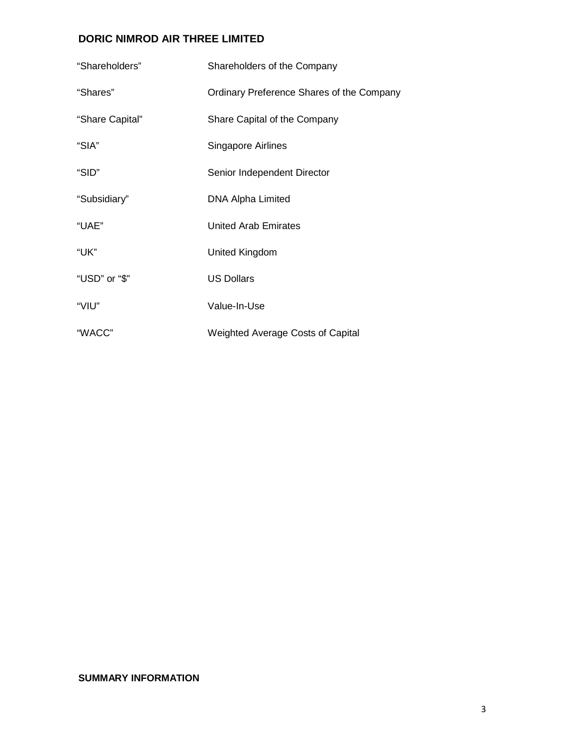| | |
|---|---|
| “Shareholders” | Shareholders of the Company |
| “Shares” | Ordinary Preference Shares of the Company |
| “Share Capital” | Share Capital of the Company |
| “SIA” | Singapore Airlines |
| “SID” | Senior Independent Director |
| “Subsidiary” | DNA Alpha Limited |
| “UAE” | United Arab Emirates |
| “UK” | United Kingdom |
| “USD” or “$” | US Dollars |
| “VIU” | Value-In-Use |
| “WACC” | Weighted Average Costs of Capital |

## SUMMARY INFORMATION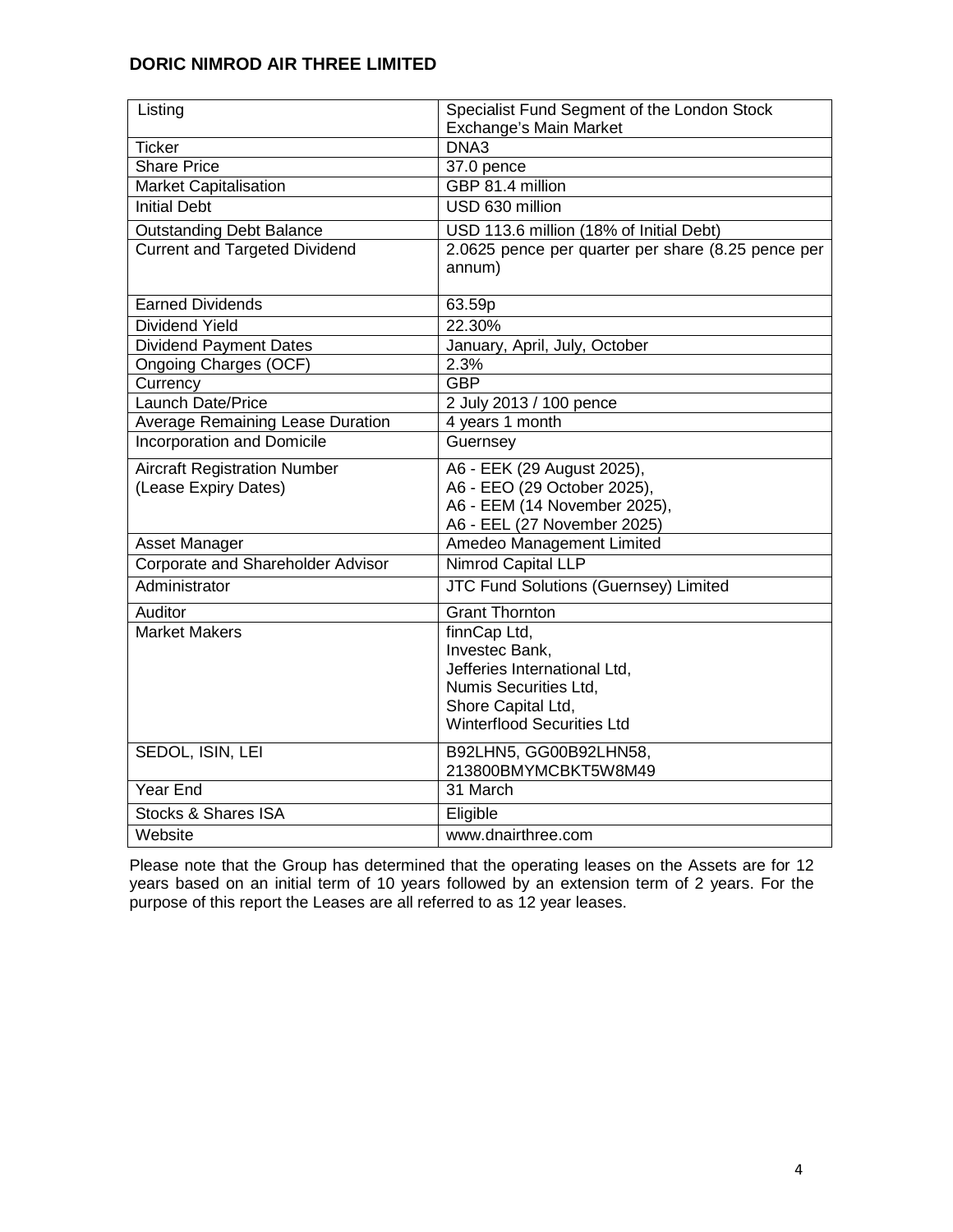**DORIC NIMROD AIR THREE LIMITED**

| | |
|---|---|
| Listing | Specialist Fund Segment of the London Stock Exchange's Main Market |
| Ticker | DNA3 |
| Share Price | 37.0 pence |
| Market Capitalisation | GBP 81.4 million |
| Initial Debt | USD 630 million |
| Outstanding Debt Balance | USD 113.6 million (18% of Initial Debt) |
| Current and Targeted Dividend | 2.0625 pence per quarter per share (8.25 pence per annum) |
| Earned Dividends | 63.59p |
| Dividend Yield | 22.30% |
| Dividend Payment Dates | January, April, July, October |
| Ongoing Charges (OCF) | 2.3% |
| Currency | GBP |
| Launch Date/Price | 2 July 2013 / 100 pence |
| Average Remaining Lease Duration | 4 years 1 month |
| Incorporation and Domicile | Guernsey |
| Aircraft Registration Number (Lease Expiry Dates) | A6 - EEK (29 August 2025),<br>A6 - EEO (29 October 2025),<br>A6 - EEM (14 November 2025),<br>A6 - EEL (27 November 2025) |
| Asset Manager | Amedeo Management Limited |
| Corporate and Shareholder Advisor | Nimrod Capital LLP |
| Administrator | JTC Fund Solutions (Guernsey) Limited |
| Auditor | Grant Thornton |
| Market Makers | finnCap Ltd,<br>Investec Bank,<br>Jefferies International Ltd,<br>Numis Securities Ltd,<br>Shore Capital Ltd,<br>Winterflood Securities Ltd |
| SEDOL, ISIN, LEI | B92LHN5, GG00B92LHN58, 213800BMYMCBKT5W8M49 |
| Year End | 31 March |
| Stocks & Shares ISA | Eligible |
| Website | www.dnairthree.com |

Please note that the Group has determined that the operating leases on the Assets are for 12 years based on an initial term of 10 years followed by an extension term of 2 years. For the purpose of this report the Leases are all referred to as 12 year leases.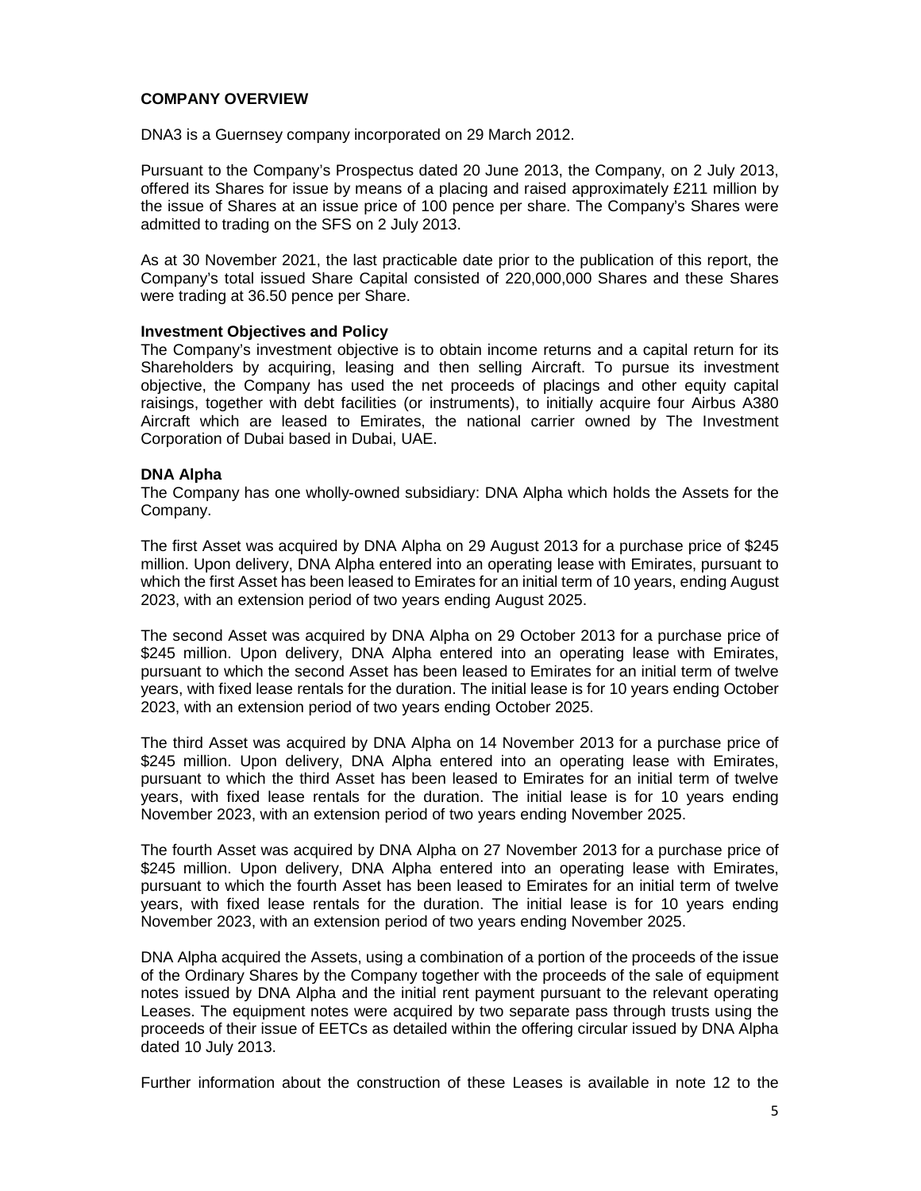## COMPANY OVERVIEW

DNA3 is a Guernsey company incorporated on 29 March 2012.

Pursuant to the Company's Prospectus dated 20 June 2013, the Company, on 2 July 2013, offered its Shares for issue by means of a placing and raised approximately £211 million by the issue of Shares at an issue price of 100 pence per share. The Company's Shares were admitted to trading on the SFS on 2 July 2013.

As at 30 November 2021, the last practicable date prior to the publication of this report, the Company's total issued Share Capital consisted of 220,000,000 Shares and these Shares were trading at 36.50 pence per Share.

### Investment Objectives and Policy

The Company's investment objective is to obtain income returns and a capital return for its Shareholders by acquiring, leasing and then selling Aircraft. To pursue its investment objective, the Company has used the net proceeds of placings and other equity capital raisings, together with debt facilities (or instruments), to initially acquire four Airbus A380 Aircraft which are leased to Emirates, the national carrier owned by The Investment Corporation of Dubai based in Dubai, UAE.

### DNA Alpha

The Company has one wholly-owned subsidiary: DNA Alpha which holds the Assets for the Company.

The first Asset was acquired by DNA Alpha on 29 August 2013 for a purchase price of $245 million. Upon delivery, DNA Alpha entered into an operating lease with Emirates, pursuant to which the first Asset has been leased to Emirates for an initial term of 10 years, ending August 2023, with an extension period of two years ending August 2025.

The second Asset was acquired by DNA Alpha on 29 October 2013 for a purchase price of $245 million. Upon delivery, DNA Alpha entered into an operating lease with Emirates, pursuant to which the second Asset has been leased to Emirates for an initial term of twelve years, with fixed lease rentals for the duration. The initial lease is for 10 years ending October 2023, with an extension period of two years ending October 2025.

The third Asset was acquired by DNA Alpha on 14 November 2013 for a purchase price of $245 million. Upon delivery, DNA Alpha entered into an operating lease with Emirates, pursuant to which the third Asset has been leased to Emirates for an initial term of twelve years, with fixed lease rentals for the duration. The initial lease is for 10 years ending November 2023, with an extension period of two years ending November 2025.

The fourth Asset was acquired by DNA Alpha on 27 November 2013 for a purchase price of $245 million. Upon delivery, DNA Alpha entered into an operating lease with Emirates, pursuant to which the fourth Asset has been leased to Emirates for an initial term of twelve years, with fixed lease rentals for the duration. The initial lease is for 10 years ending November 2023, with an extension period of two years ending November 2025.

DNA Alpha acquired the Assets, using a combination of a portion of the proceeds of the issue of the Ordinary Shares by the Company together with the proceeds of the sale of equipment notes issued by DNA Alpha and the initial rent payment pursuant to the relevant operating Leases. The equipment notes were acquired by two separate pass through trusts using the proceeds of their issue of EETCs as detailed within the offering circular issued by DNA Alpha dated 10 July 2013.

Further information about the construction of these Leases is available in note 12 to the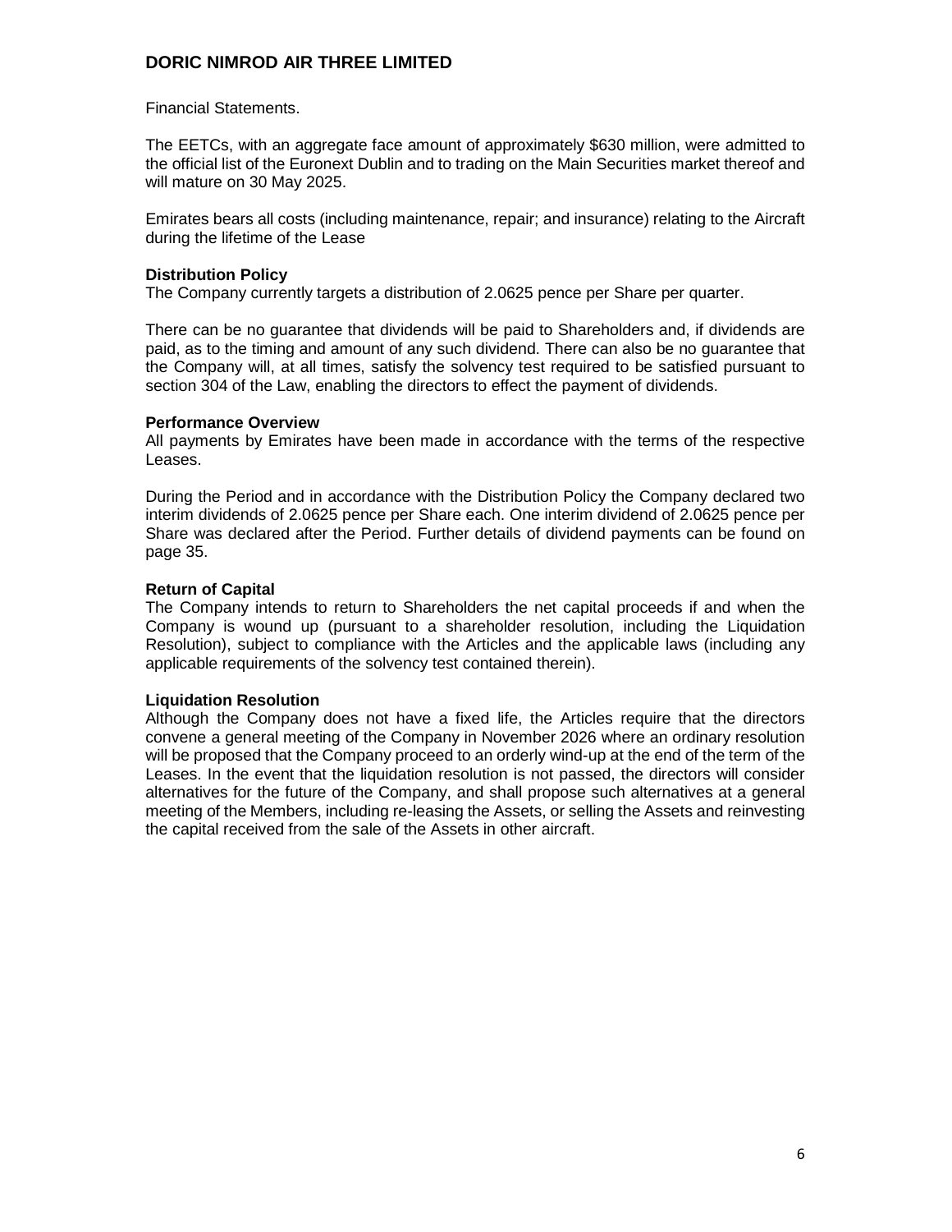Financial Statements.

The EETCs, with an aggregate face amount of approximately $630 million, were admitted to the official list of the Euronext Dublin and to trading on the Main Securities market thereof and will mature on 30 May 2025.

Emirates bears all costs (including maintenance, repair; and insurance) relating to the Aircraft during the lifetime of the Lease

**Distribution Policy**
The Company currently targets a distribution of 2.0625 pence per Share per quarter.

There can be no guarantee that dividends will be paid to Shareholders and, if dividends are paid, as to the timing and amount of any such dividend. There can also be no guarantee that the Company will, at all times, satisfy the solvency test required to be satisfied pursuant to section 304 of the Law, enabling the directors to effect the payment of dividends.

**Performance Overview**
All payments by Emirates have been made in accordance with the terms of the respective Leases.

During the Period and in accordance with the Distribution Policy the Company declared two interim dividends of 2.0625 pence per Share each. One interim dividend of 2.0625 pence per Share was declared after the Period. Further details of dividend payments can be found on page 35.

**Return of Capital**
The Company intends to return to Shareholders the net capital proceeds if and when the Company is wound up (pursuant to a shareholder resolution, including the Liquidation Resolution), subject to compliance with the Articles and the applicable laws (including any applicable requirements of the solvency test contained therein).

**Liquidation Resolution**
Although the Company does not have a fixed life, the Articles require that the directors convene a general meeting of the Company in November 2026 where an ordinary resolution will be proposed that the Company proceed to an orderly wind-up at the end of the term of the Leases. In the event that the liquidation resolution is not passed, the directors will consider alternatives for the future of the Company, and shall propose such alternatives at a general meeting of the Members, including re-leasing the Assets, or selling the Assets and reinvesting the capital received from the sale of the Assets in other aircraft.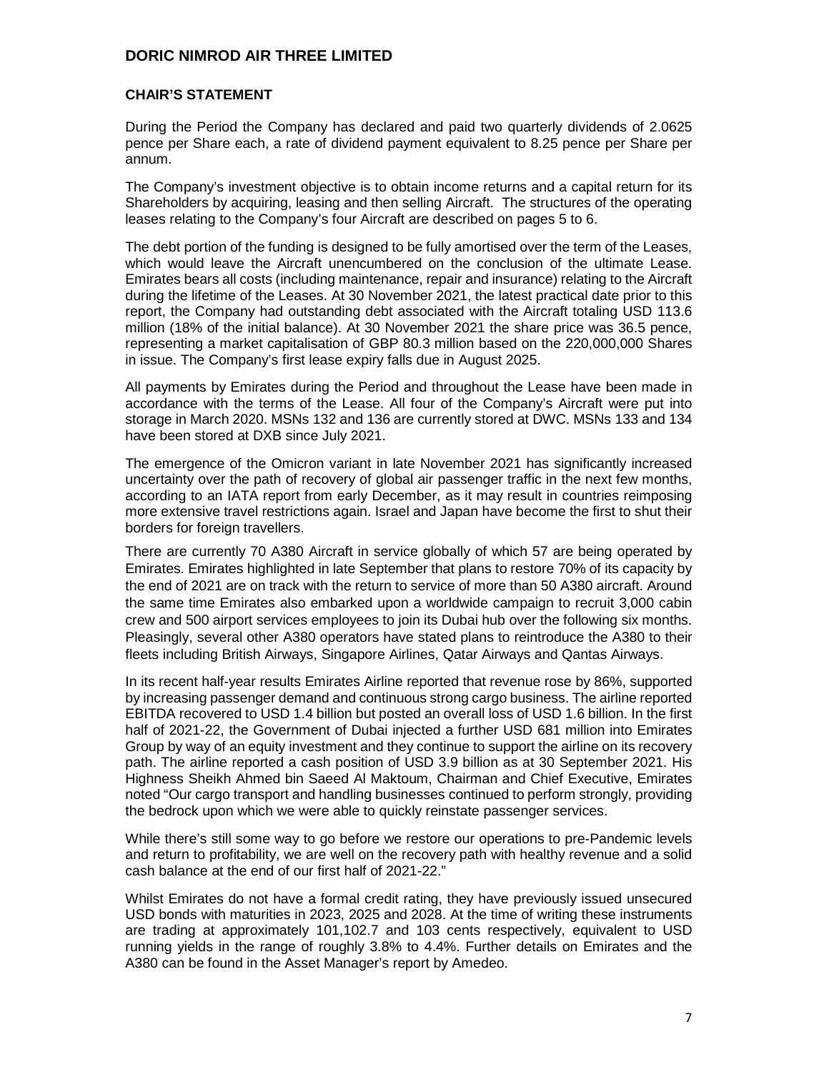# DORIC NIMROD AIR THREE LIMITED

## CHAIR'S STATEMENT

During the Period the Company has declared and paid two quarterly dividends of 2.0625 pence per Share each, a rate of dividend payment equivalent to 8.25 pence per Share per annum.

The Company's investment objective is to obtain income returns and a capital return for its Shareholders by acquiring, leasing and then selling Aircraft. The structures of the operating leases relating to the Company's four Aircraft are described on pages 5 to 6.

The debt portion of the funding is designed to be fully amortised over the term of the Leases, which would leave the Aircraft unencumbered on the conclusion of the ultimate Lease. Emirates bears all costs (including maintenance, repair and insurance) relating to the Aircraft during the lifetime of the Leases. At 30 November 2021, the latest practical date prior to this report, the Company had outstanding debt associated with the Aircraft totaling USD 113.6 million (18% of the initial balance). At 30 November 2021 the share price was 36.5 pence, representing a market capitalisation of GBP 80.3 million based on the 220,000,000 Shares in issue. The Company's first lease expiry falls due in August 2025.

All payments by Emirates during the Period and throughout the Lease have been made in accordance with the terms of the Lease. All four of the Company's Aircraft were put into storage in March 2020. MSNs 132 and 136 are currently stored at DWC. MSNs 133 and 134 have been stored at DXB since July 2021.

The emergence of the Omicron variant in late November 2021 has significantly increased uncertainty over the path of recovery of global air passenger traffic in the next few months, according to an IATA report from early December, as it may result in countries reimposing more extensive travel restrictions again. Israel and Japan have become the first to shut their borders for foreign travellers.

There are currently 70 A380 Aircraft in service globally of which 57 are being operated by Emirates. Emirates highlighted in late September that plans to restore 70% of its capacity by the end of 2021 are on track with the return to service of more than 50 A380 aircraft. Around the same time Emirates also embarked upon a worldwide campaign to recruit 3,000 cabin crew and 500 airport services employees to join its Dubai hub over the following six months. Pleasingly, several other A380 operators have stated plans to reintroduce the A380 to their fleets including British Airways, Singapore Airlines, Qatar Airways and Qantas Airways.

In its recent half-year results Emirates Airline reported that revenue rose by 86%, supported by increasing passenger demand and continuous strong cargo business. The airline reported EBITDA recovered to USD 1.4 billion but posted an overall loss of USD 1.6 billion. In the first half of 2021-22, the Government of Dubai injected a further USD 681 million into Emirates Group by way of an equity investment and they continue to support the airline on its recovery path. The airline reported a cash position of USD 3.9 billion as at 30 September 2021. His Highness Sheikh Ahmed bin Saeed Al Maktoum, Chairman and Chief Executive, Emirates noted "Our cargo transport and handling businesses continued to perform strongly, providing the bedrock upon which we were able to quickly reinstate passenger services.

While there's still some way to go before we restore our operations to pre-Pandemic levels and return to profitability, we are well on the recovery path with healthy revenue and a solid cash balance at the end of our first half of 2021-22."

Whilst Emirates do not have a formal credit rating, they have previously issued unsecured USD bonds with maturities in 2023, 2025 and 2028. At the time of writing these instruments are trading at approximately 101,102.7 and 103 cents respectively, equivalent to USD running yields in the range of roughly 3.8% to 4.4%. Further details on Emirates and the A380 can be found in the Asset Manager's report by Amedeo.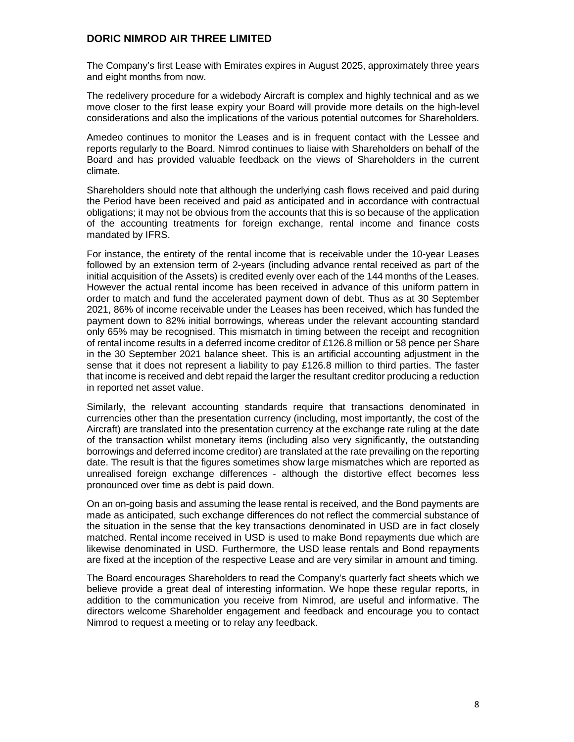The Company's first Lease with Emirates expires in August 2025, approximately three years and eight months from now.

The redelivery procedure for a widebody Aircraft is complex and highly technical and as we move closer to the first lease expiry your Board will provide more details on the high-level considerations and also the implications of the various potential outcomes for Shareholders.

Amedeo continues to monitor the Leases and is in frequent contact with the Lessee and reports regularly to the Board. Nimrod continues to liaise with Shareholders on behalf of the Board and has provided valuable feedback on the views of Shareholders in the current climate.

Shareholders should note that although the underlying cash flows received and paid during the Period have been received and paid as anticipated and in accordance with contractual obligations; it may not be obvious from the accounts that this is so because of the application of the accounting treatments for foreign exchange, rental income and finance costs mandated by IFRS.

For instance, the entirety of the rental income that is receivable under the 10-year Leases followed by an extension term of 2-years (including advance rental received as part of the initial acquisition of the Assets) is credited evenly over each of the 144 months of the Leases. However the actual rental income has been received in advance of this uniform pattern in order to match and fund the accelerated payment down of debt. Thus as at 30 September 2021, 86% of income receivable under the Leases has been received, which has funded the payment down to 82% initial borrowings, whereas under the relevant accounting standard only 65% may be recognised. This mismatch in timing between the receipt and recognition of rental income results in a deferred income creditor of £126.8 million or 58 pence per Share in the 30 September 2021 balance sheet. This is an artificial accounting adjustment in the sense that it does not represent a liability to pay £126.8 million to third parties. The faster that income is received and debt repaid the larger the resultant creditor producing a reduction in reported net asset value.

Similarly, the relevant accounting standards require that transactions denominated in currencies other than the presentation currency (including, most importantly, the cost of the Aircraft) are translated into the presentation currency at the exchange rate ruling at the date of the transaction whilst monetary items (including also very significantly, the outstanding borrowings and deferred income creditor) are translated at the rate prevailing on the reporting date. The result is that the figures sometimes show large mismatches which are reported as unrealised foreign exchange differences - although the distortive effect becomes less pronounced over time as debt is paid down.

On an on-going basis and assuming the lease rental is received, and the Bond payments are made as anticipated, such exchange differences do not reflect the commercial substance of the situation in the sense that the key transactions denominated in USD are in fact closely matched. Rental income received in USD is used to make Bond repayments due which are likewise denominated in USD. Furthermore, the USD lease rentals and Bond repayments are fixed at the inception of the respective Lease and are very similar in amount and timing.

The Board encourages Shareholders to read the Company's quarterly fact sheets which we believe provide a great deal of interesting information. We hope these regular reports, in addition to the communication you receive from Nimrod, are useful and informative. The directors welcome Shareholder engagement and feedback and encourage you to contact Nimrod to request a meeting or to relay any feedback.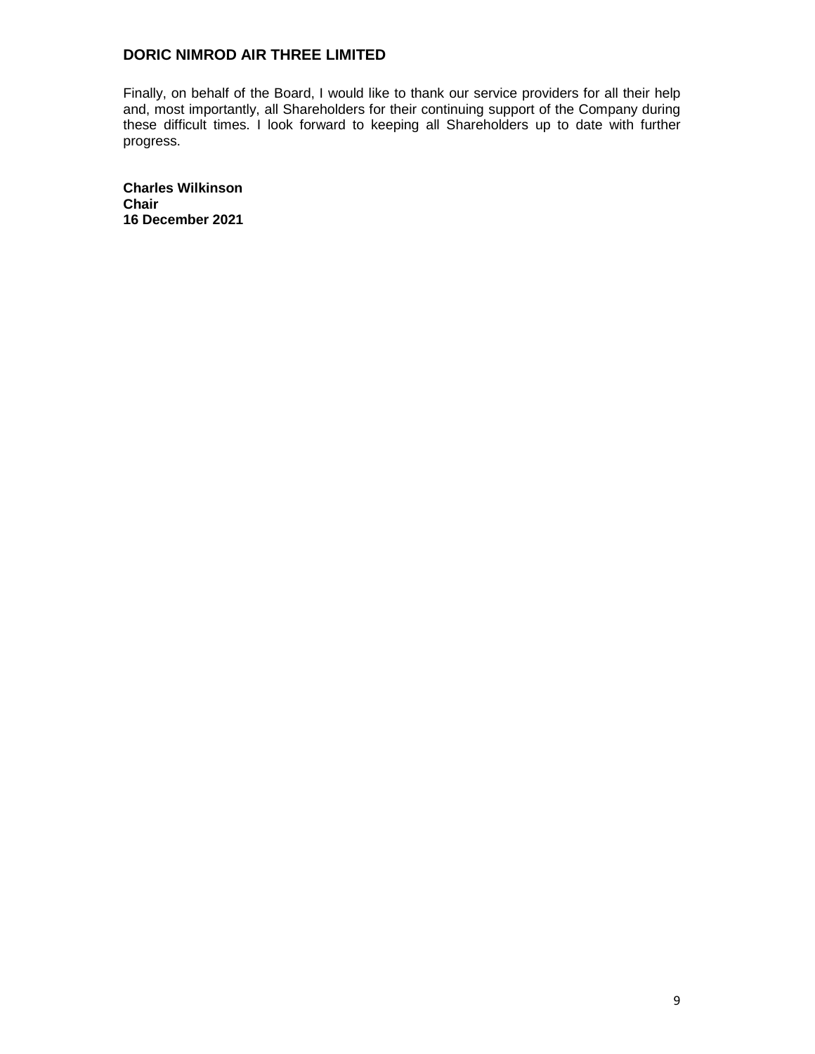Finally, on behalf of the Board, I would like to thank our service providers for all their help and, most importantly, all Shareholders for their continuing support of the Company during these difficult times. I look forward to keeping all Shareholders up to date with further progress.

**Charles Wilkinson**
**Chair**
**16 December 2021**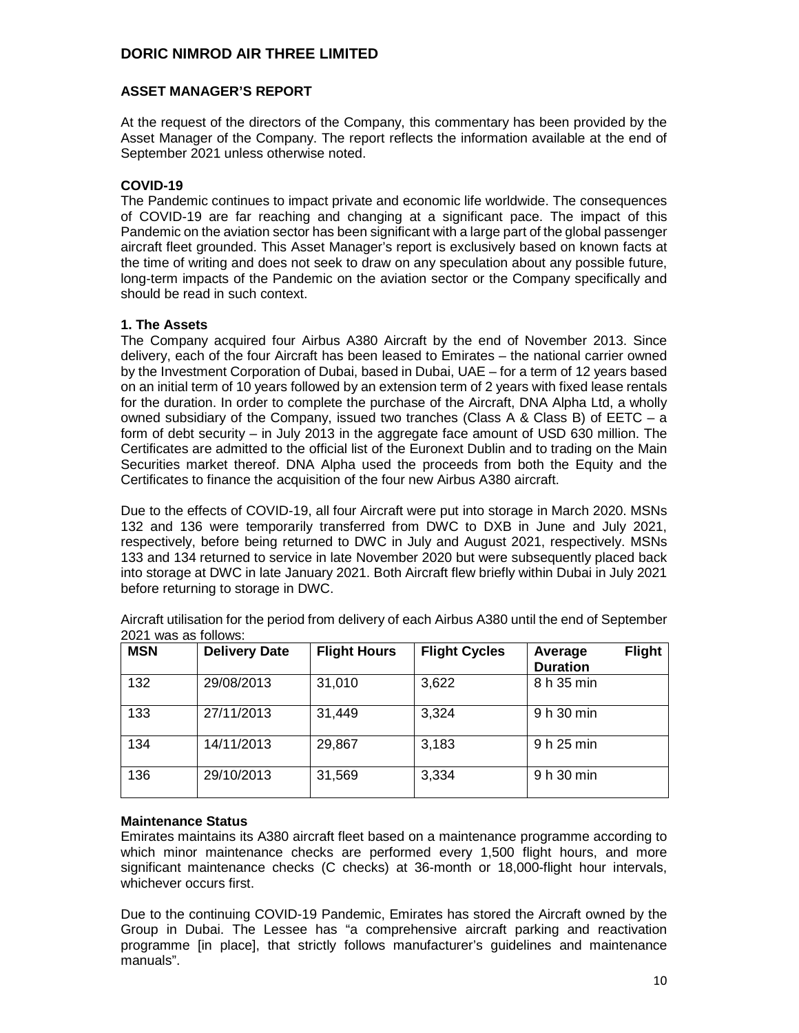# DORIC NIMROD AIR THREE LIMITED

## ASSET MANAGER'S REPORT

At the request of the directors of the Company, this commentary has been provided by the Asset Manager of the Company. The report reflects the information available at the end of September 2021 unless otherwise noted.

### COVID-19

The Pandemic continues to impact private and economic life worldwide. The consequences of COVID-19 are far reaching and changing at a significant pace. The impact of this Pandemic on the aviation sector has been significant with a large part of the global passenger aircraft fleet grounded. This Asset Manager's report is exclusively based on known facts at the time of writing and does not seek to draw on any speculation about any possible future, long-term impacts of the Pandemic on the aviation sector or the Company specifically and should be read in such context.

### 1. The Assets

The Company acquired four Airbus A380 Aircraft by the end of November 2013. Since delivery, each of the four Aircraft has been leased to Emirates – the national carrier owned by the Investment Corporation of Dubai, based in Dubai, UAE – for a term of 12 years based on an initial term of 10 years followed by an extension term of 2 years with fixed lease rentals for the duration. In order to complete the purchase of the Aircraft, DNA Alpha Ltd, a wholly owned subsidiary of the Company, issued two tranches (Class A & Class B) of EETC – a form of debt security – in July 2013 in the aggregate face amount of USD 630 million. The Certificates are admitted to the official list of the Euronext Dublin and to trading on the Main Securities market thereof. DNA Alpha used the proceeds from both the Equity and the Certificates to finance the acquisition of the four new Airbus A380 aircraft.

Due to the effects of COVID-19, all four Aircraft were put into storage in March 2020. MSNs 132 and 136 were temporarily transferred from DWC to DXB in June and July 2021, respectively, before being returned to DWC in July and August 2021, respectively. MSNs 133 and 134 returned to service in late November 2020 but were subsequently placed back into storage at DWC in late January 2021. Both Aircraft flew briefly within Dubai in July 2021 before returning to storage in DWC.

Aircraft utilisation for the period from delivery of each Airbus A380 until the end of September 2021 was as follows:

| MSN | Delivery Date | Flight Hours | Flight Cycles | Average Flight Duration |
|---|---|---|---|---|
| 132 | 29/08/2013 | 31,010 | 3,622 | 8 h 35 min |
| 133 | 27/11/2013 | 31,449 | 3,324 | 9 h 30 min |
| 134 | 14/11/2013 | 29,867 | 3,183 | 9 h 25 min |
| 136 | 29/10/2013 | 31,569 | 3,334 | 9 h 30 min |

#### Maintenance Status

Emirates maintains its A380 aircraft fleet based on a maintenance programme according to which minor maintenance checks are performed every 1,500 flight hours, and more significant maintenance checks (C checks) at 36-month or 18,000-flight hour intervals, whichever occurs first.

Due to the continuing COVID-19 Pandemic, Emirates has stored the Aircraft owned by the Group in Dubai. The Lessee has "a comprehensive aircraft parking and reactivation programme [in place], that strictly follows manufacturer's guidelines and maintenance manuals".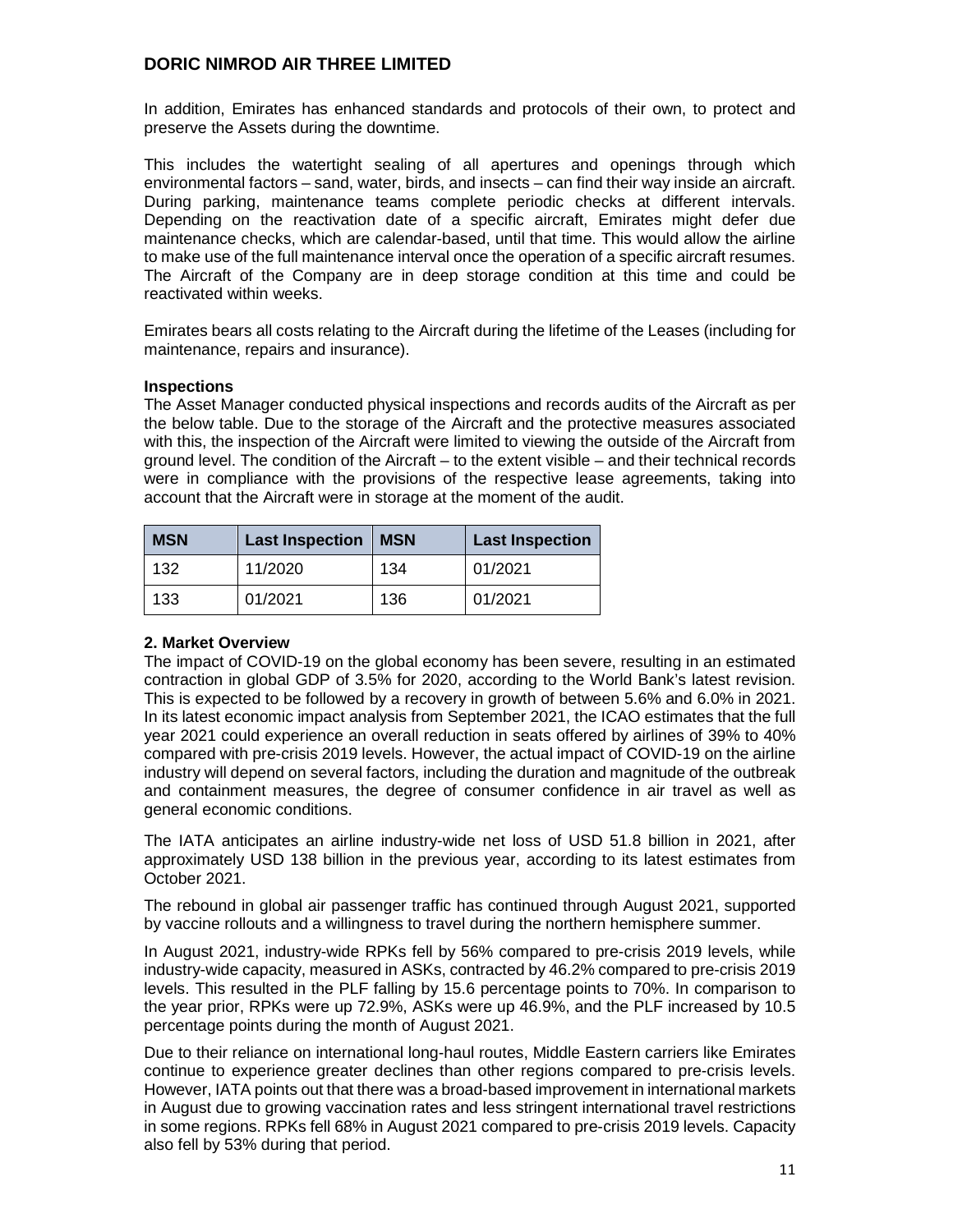In addition, Emirates has enhanced standards and protocols of their own, to protect and preserve the Assets during the downtime.

This includes the watertight sealing of all apertures and openings through which environmental factors – sand, water, birds, and insects – can find their way inside an aircraft. During parking, maintenance teams complete periodic checks at different intervals. Depending on the reactivation date of a specific aircraft, Emirates might defer due maintenance checks, which are calendar-based, until that time. This would allow the airline to make use of the full maintenance interval once the operation of a specific aircraft resumes. The Aircraft of the Company are in deep storage condition at this time and could be reactivated within weeks.

Emirates bears all costs relating to the Aircraft during the lifetime of the Leases (including for maintenance, repairs and insurance).

**Inspections**

The Asset Manager conducted physical inspections and records audits of the Aircraft as per the below table. Due to the storage of the Aircraft and the protective measures associated with this, the inspection of the Aircraft were limited to viewing the outside of the Aircraft from ground level. The condition of the Aircraft – to the extent visible – and their technical records were in compliance with the provisions of the respective lease agreements, taking into account that the Aircraft were in storage at the moment of the audit.

| MSN | Last Inspection | MSN | Last Inspection |
|---|---|---|---|
| 132 | 11/2020 | 134 | 01/2021 |
| 133 | 01/2021 | 136 | 01/2021 |

**2. Market Overview**

The impact of COVID-19 on the global economy has been severe, resulting in an estimated contraction in global GDP of 3.5% for 2020, according to the World Bank's latest revision. This is expected to be followed by a recovery in growth of between 5.6% and 6.0% in 2021. In its latest economic impact analysis from September 2021, the ICAO estimates that the full year 2021 could experience an overall reduction in seats offered by airlines of 39% to 40% compared with pre-crisis 2019 levels. However, the actual impact of COVID-19 on the airline industry will depend on several factors, including the duration and magnitude of the outbreak and containment measures, the degree of consumer confidence in air travel as well as general economic conditions.

The IATA anticipates an airline industry-wide net loss of USD 51.8 billion in 2021, after approximately USD 138 billion in the previous year, according to its latest estimates from October 2021.

The rebound in global air passenger traffic has continued through August 2021, supported by vaccine rollouts and a willingness to travel during the northern hemisphere summer.

In August 2021, industry-wide RPKs fell by 56% compared to pre-crisis 2019 levels, while industry-wide capacity, measured in ASKs, contracted by 46.2% compared to pre-crisis 2019 levels. This resulted in the PLF falling by 15.6 percentage points to 70%. In comparison to the year prior, RPKs were up 72.9%, ASKs were up 46.9%, and the PLF increased by 10.5 percentage points during the month of August 2021.

Due to their reliance on international long-haul routes, Middle Eastern carriers like Emirates continue to experience greater declines than other regions compared to pre-crisis levels. However, IATA points out that there was a broad-based improvement in international markets in August due to growing vaccination rates and less stringent international travel restrictions in some regions. RPKs fell 68% in August 2021 compared to pre-crisis 2019 levels. Capacity also fell by 53% during that period.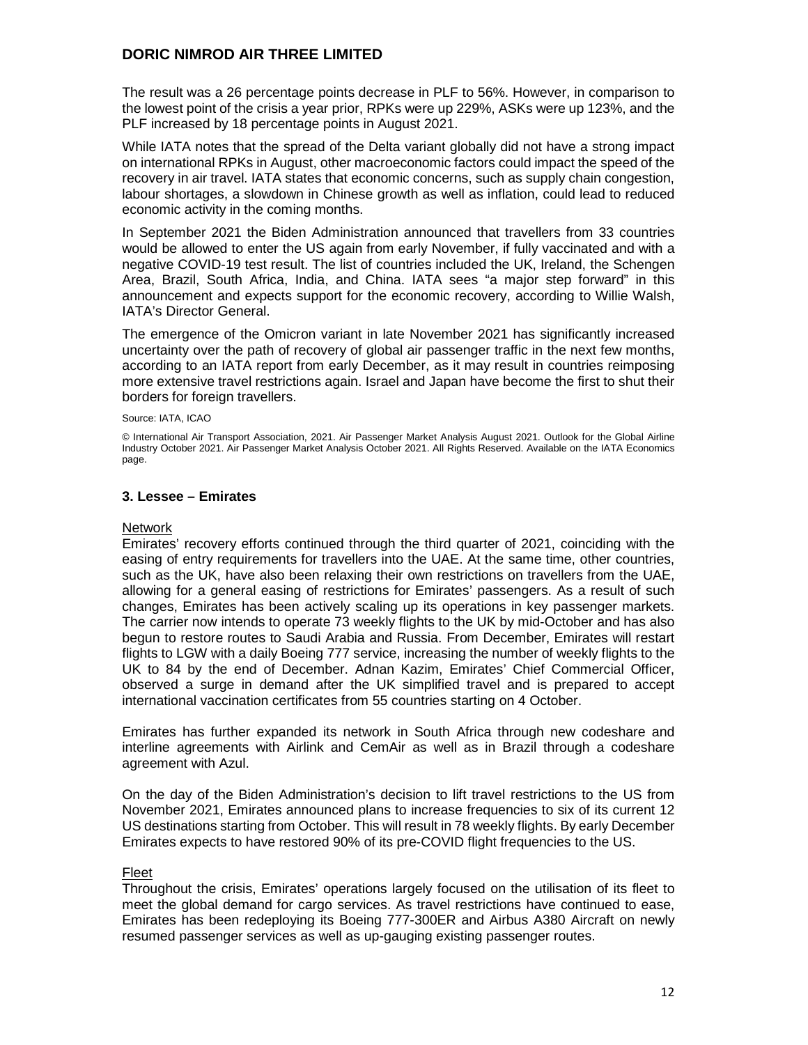The result was a 26 percentage points decrease in PLF to 56%. However, in comparison to the lowest point of the crisis a year prior, RPKs were up 229%, ASKs were up 123%, and the PLF increased by 18 percentage points in August 2021.

While IATA notes that the spread of the Delta variant globally did not have a strong impact on international RPKs in August, other macroeconomic factors could impact the speed of the recovery in air travel. IATA states that economic concerns, such as supply chain congestion, labour shortages, a slowdown in Chinese growth as well as inflation, could lead to reduced economic activity in the coming months.

In September 2021 the Biden Administration announced that travellers from 33 countries would be allowed to enter the US again from early November, if fully vaccinated and with a negative COVID-19 test result. The list of countries included the UK, Ireland, the Schengen Area, Brazil, South Africa, India, and China. IATA sees "a major step forward" in this announcement and expects support for the economic recovery, according to Willie Walsh, IATA's Director General.

The emergence of the Omicron variant in late November 2021 has significantly increased uncertainty over the path of recovery of global air passenger traffic in the next few months, according to an IATA report from early December, as it may result in countries reimposing more extensive travel restrictions again. Israel and Japan have become the first to shut their borders for foreign travellers.

Source: IATA, ICAO

© International Air Transport Association, 2021. Air Passenger Market Analysis August 2021. Outlook for the Global Airline Industry October 2021. Air Passenger Market Analysis October 2021. All Rights Reserved. Available on the IATA Economics page.

### 3. Lessee – Emirates

Network

Emirates' recovery efforts continued through the third quarter of 2021, coinciding with the easing of entry requirements for travellers into the UAE. At the same time, other countries, such as the UK, have also been relaxing their own restrictions on travellers from the UAE, allowing for a general easing of restrictions for Emirates' passengers. As a result of such changes, Emirates has been actively scaling up its operations in key passenger markets. The carrier now intends to operate 73 weekly flights to the UK by mid-October and has also begun to restore routes to Saudi Arabia and Russia. From December, Emirates will restart flights to LGW with a daily Boeing 777 service, increasing the number of weekly flights to the UK to 84 by the end of December. Adnan Kazim, Emirates' Chief Commercial Officer, observed a surge in demand after the UK simplified travel and is prepared to accept international vaccination certificates from 55 countries starting on 4 October.

Emirates has further expanded its network in South Africa through new codeshare and interline agreements with Airlink and CemAir as well as in Brazil through a codeshare agreement with Azul.

On the day of the Biden Administration's decision to lift travel restrictions to the US from November 2021, Emirates announced plans to increase frequencies to six of its current 12 US destinations starting from October. This will result in 78 weekly flights. By early December Emirates expects to have restored 90% of its pre-COVID flight frequencies to the US.

Fleet

Throughout the crisis, Emirates' operations largely focused on the utilisation of its fleet to meet the global demand for cargo services. As travel restrictions have continued to ease, Emirates has been redeploying its Boeing 777-300ER and Airbus A380 Aircraft on newly resumed passenger services as well as up-gauging existing passenger routes.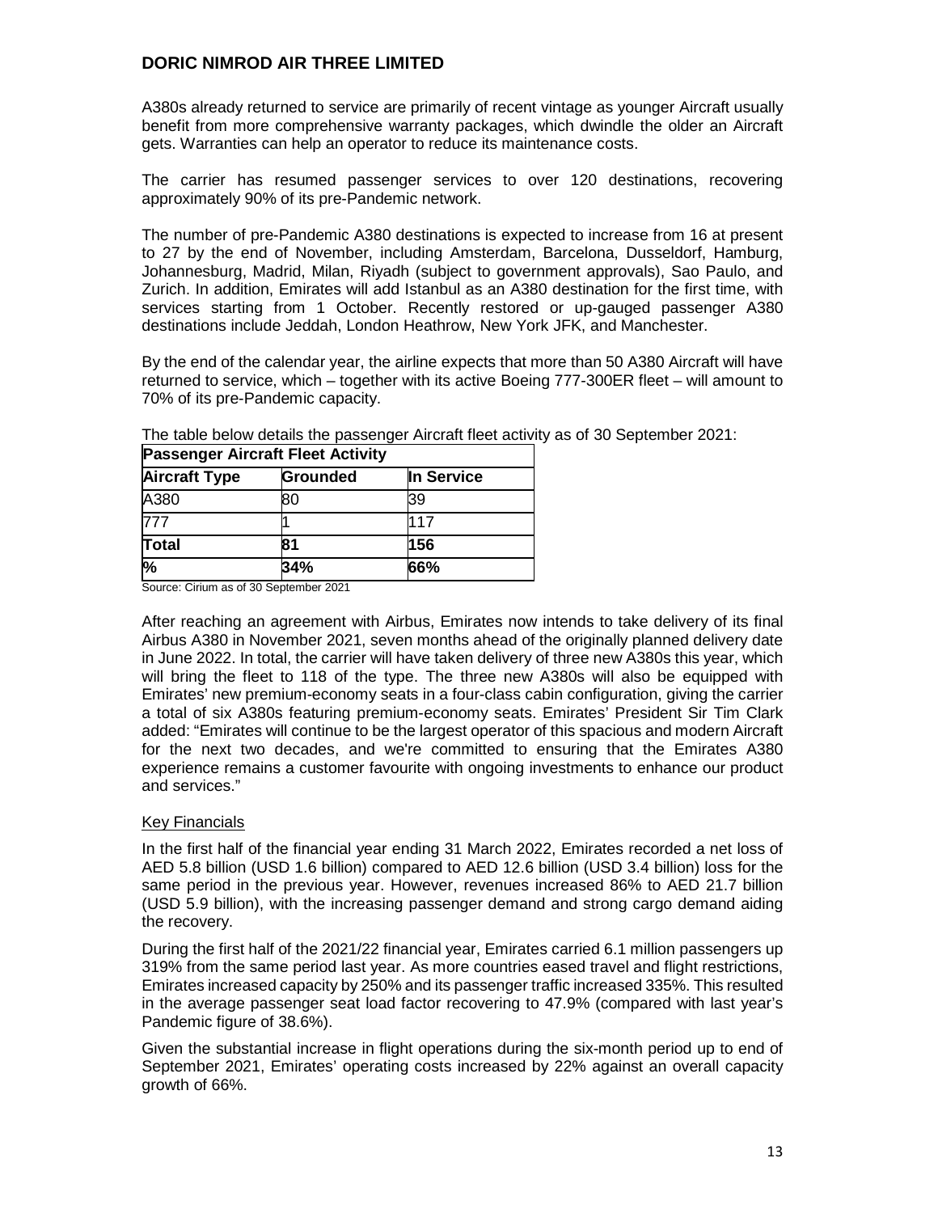A380s already returned to service are primarily of recent vintage as younger Aircraft usually benefit from more comprehensive warranty packages, which dwindle the older an Aircraft gets. Warranties can help an operator to reduce its maintenance costs.

The carrier has resumed passenger services to over 120 destinations, recovering approximately 90% of its pre-Pandemic network.

The number of pre-Pandemic A380 destinations is expected to increase from 16 at present to 27 by the end of November, including Amsterdam, Barcelona, Dusseldorf, Hamburg, Johannesburg, Madrid, Milan, Riyadh (subject to government approvals), Sao Paulo, and Zurich. In addition, Emirates will add Istanbul as an A380 destination for the first time, with services starting from 1 October. Recently restored or up-gauged passenger A380 destinations include Jeddah, London Heathrow, New York JFK, and Manchester.

By the end of the calendar year, the airline expects that more than 50 A380 Aircraft will have returned to service, which – together with its active Boeing 777-300ER fleet – will amount to 70% of its pre-Pandemic capacity.

The table below details the passenger Aircraft fleet activity as of 30 September 2021:

| **Passenger Aircraft Fleet Activity** | | |
|---|---|---|
| **Aircraft Type** | **Grounded** | **In Service** |
| A380 | 80 | 39 |
| 777 | 1 | 117 |
| **Total** | **81** | **156** |
| **%** | **34%** | **66%** |

Source: Cirium as of 30 September 2021

After reaching an agreement with Airbus, Emirates now intends to take delivery of its final Airbus A380 in November 2021, seven months ahead of the originally planned delivery date in June 2022. In total, the carrier will have taken delivery of three new A380s this year, which will bring the fleet to 118 of the type. The three new A380s will also be equipped with Emirates' new premium-economy seats in a four-class cabin configuration, giving the carrier a total of six A380s featuring premium-economy seats. Emirates' President Sir Tim Clark added: "Emirates will continue to be the largest operator of this spacious and modern Aircraft for the next two decades, and we're committed to ensuring that the Emirates A380 experience remains a customer favourite with ongoing investments to enhance our product and services."

Key Financials

In the first half of the financial year ending 31 March 2022, Emirates recorded a net loss of AED 5.8 billion (USD 1.6 billion) compared to AED 12.6 billion (USD 3.4 billion) loss for the same period in the previous year. However, revenues increased 86% to AED 21.7 billion (USD 5.9 billion), with the increasing passenger demand and strong cargo demand aiding the recovery.

During the first half of the 2021/22 financial year, Emirates carried 6.1 million passengers up 319% from the same period last year. As more countries eased travel and flight restrictions, Emirates increased capacity by 250% and its passenger traffic increased 335%. This resulted in the average passenger seat load factor recovering to 47.9% (compared with last year's Pandemic figure of 38.6%).

Given the substantial increase in flight operations during the six-month period up to end of September 2021, Emirates' operating costs increased by 22% against an overall capacity growth of 66%.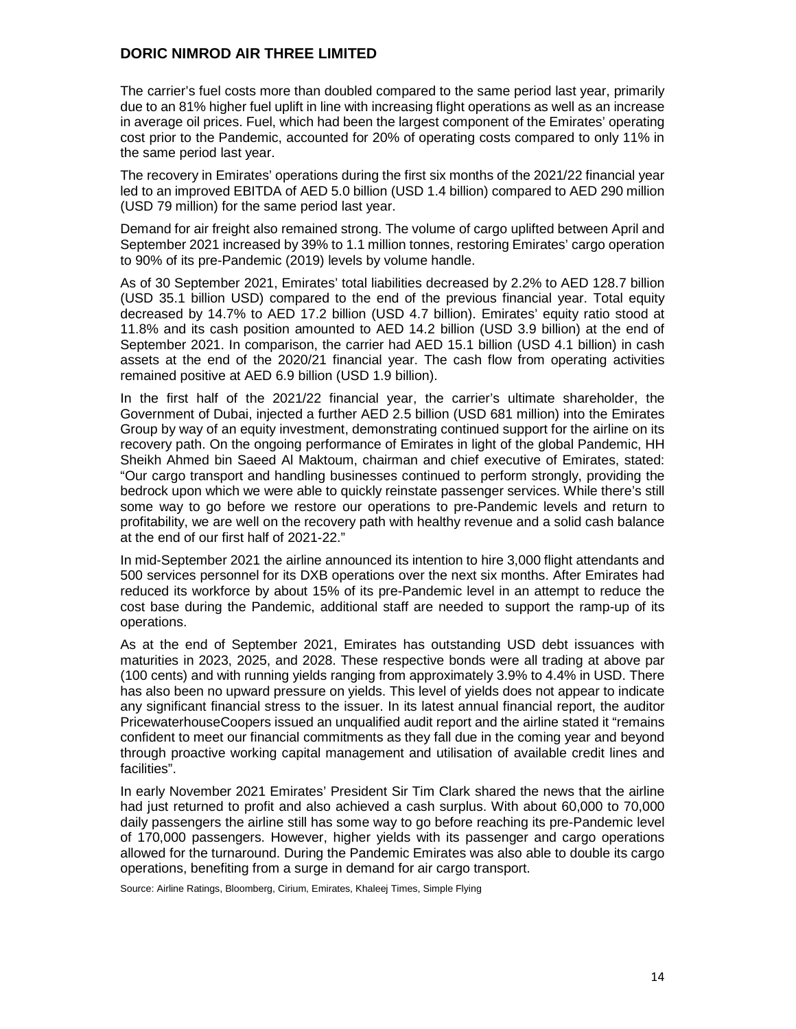The carrier's fuel costs more than doubled compared to the same period last year, primarily due to an 81% higher fuel uplift in line with increasing flight operations as well as an increase in average oil prices. Fuel, which had been the largest component of the Emirates' operating cost prior to the Pandemic, accounted for 20% of operating costs compared to only 11% in the same period last year.

The recovery in Emirates' operations during the first six months of the 2021/22 financial year led to an improved EBITDA of AED 5.0 billion (USD 1.4 billion) compared to AED 290 million (USD 79 million) for the same period last year.

Demand for air freight also remained strong. The volume of cargo uplifted between April and September 2021 increased by 39% to 1.1 million tonnes, restoring Emirates' cargo operation to 90% of its pre-Pandemic (2019) levels by volume handle.

As of 30 September 2021, Emirates' total liabilities decreased by 2.2% to AED 128.7 billion (USD 35.1 billion USD) compared to the end of the previous financial year. Total equity decreased by 14.7% to AED 17.2 billion (USD 4.7 billion). Emirates' equity ratio stood at 11.8% and its cash position amounted to AED 14.2 billion (USD 3.9 billion) at the end of September 2021. In comparison, the carrier had AED 15.1 billion (USD 4.1 billion) in cash assets at the end of the 2020/21 financial year. The cash flow from operating activities remained positive at AED 6.9 billion (USD 1.9 billion).

In the first half of the 2021/22 financial year, the carrier's ultimate shareholder, the Government of Dubai, injected a further AED 2.5 billion (USD 681 million) into the Emirates Group by way of an equity investment, demonstrating continued support for the airline on its recovery path. On the ongoing performance of Emirates in light of the global Pandemic, HH Sheikh Ahmed bin Saeed Al Maktoum, chairman and chief executive of Emirates, stated: "Our cargo transport and handling businesses continued to perform strongly, providing the bedrock upon which we were able to quickly reinstate passenger services. While there's still some way to go before we restore our operations to pre-Pandemic levels and return to profitability, we are well on the recovery path with healthy revenue and a solid cash balance at the end of our first half of 2021-22."

In mid-September 2021 the airline announced its intention to hire 3,000 flight attendants and 500 services personnel for its DXB operations over the next six months. After Emirates had reduced its workforce by about 15% of its pre-Pandemic level in an attempt to reduce the cost base during the Pandemic, additional staff are needed to support the ramp-up of its operations.

As at the end of September 2021, Emirates has outstanding USD debt issuances with maturities in 2023, 2025, and 2028. These respective bonds were all trading at above par (100 cents) and with running yields ranging from approximately 3.9% to 4.4% in USD. There has also been no upward pressure on yields. This level of yields does not appear to indicate any significant financial stress to the issuer. In its latest annual financial report, the auditor PricewaterhouseCoopers issued an unqualified audit report and the airline stated it "remains confident to meet our financial commitments as they fall due in the coming year and beyond through proactive working capital management and utilisation of available credit lines and facilities".

In early November 2021 Emirates' President Sir Tim Clark shared the news that the airline had just returned to profit and also achieved a cash surplus. With about 60,000 to 70,000 daily passengers the airline still has some way to go before reaching its pre-Pandemic level of 170,000 passengers. However, higher yields with its passenger and cargo operations allowed for the turnaround. During the Pandemic Emirates was also able to double its cargo operations, benefiting from a surge in demand for air cargo transport.

Source: Airline Ratings, Bloomberg, Cirium, Emirates, Khaleej Times, Simple Flying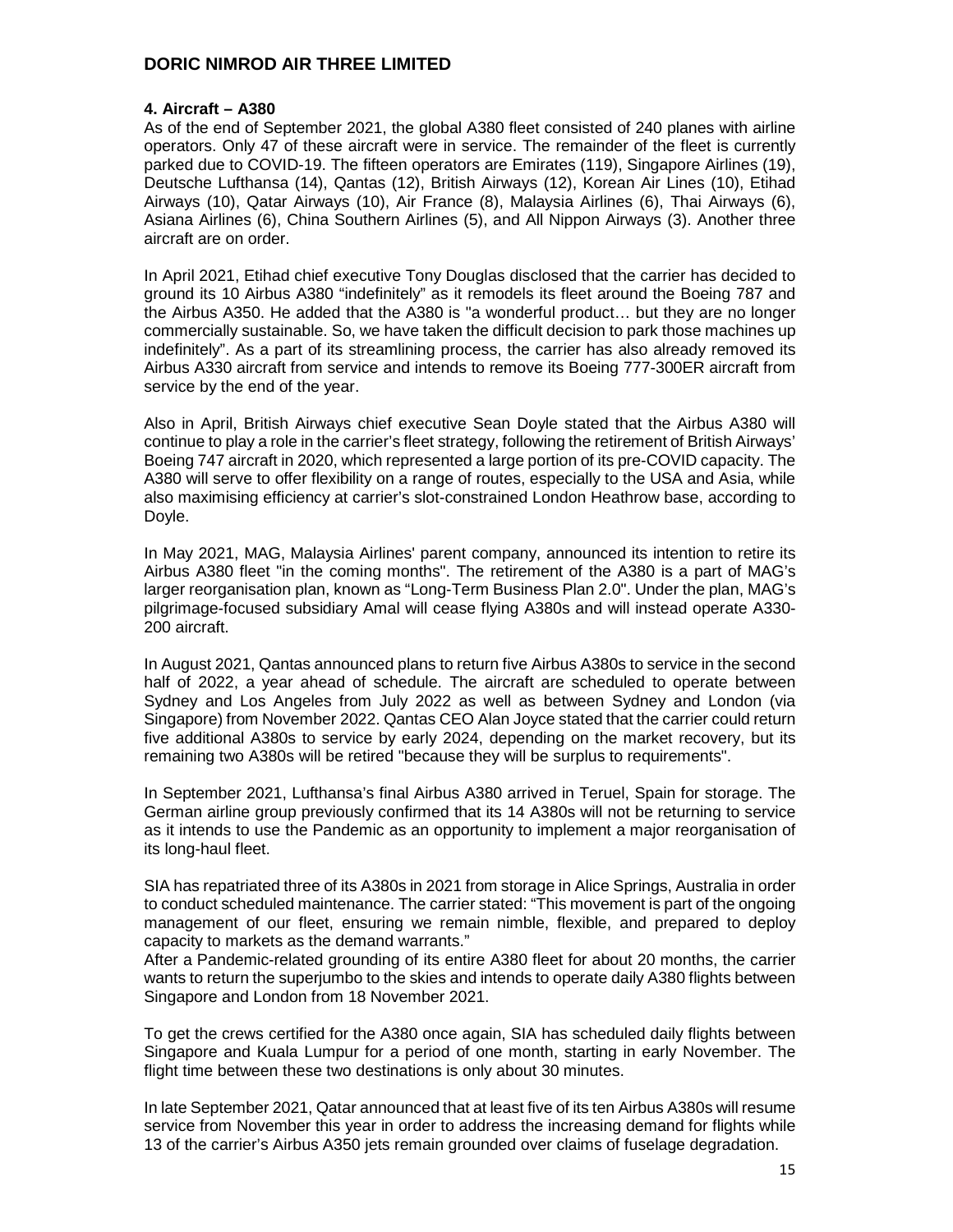## 4. Aircraft – A380

As of the end of September 2021, the global A380 fleet consisted of 240 planes with airline operators. Only 47 of these aircraft were in service. The remainder of the fleet is currently parked due to COVID-19. The fifteen operators are Emirates (119), Singapore Airlines (19), Deutsche Lufthansa (14), Qantas (12), British Airways (12), Korean Air Lines (10), Etihad Airways (10), Qatar Airways (10), Air France (8), Malaysia Airlines (6), Thai Airways (6), Asiana Airlines (6), China Southern Airlines (5), and All Nippon Airways (3). Another three aircraft are on order.

In April 2021, Etihad chief executive Tony Douglas disclosed that the carrier has decided to ground its 10 Airbus A380 "indefinitely" as it remodels its fleet around the Boeing 787 and the Airbus A350. He added that the A380 is "a wonderful product… but they are no longer commercially sustainable. So, we have taken the difficult decision to park those machines up indefinitely". As a part of its streamlining process, the carrier has also already removed its Airbus A330 aircraft from service and intends to remove its Boeing 777-300ER aircraft from service by the end of the year.

Also in April, British Airways chief executive Sean Doyle stated that the Airbus A380 will continue to play a role in the carrier's fleet strategy, following the retirement of British Airways' Boeing 747 aircraft in 2020, which represented a large portion of its pre-COVID capacity. The A380 will serve to offer flexibility on a range of routes, especially to the USA and Asia, while also maximising efficiency at carrier's slot-constrained London Heathrow base, according to Doyle.

In May 2021, MAG, Malaysia Airlines' parent company, announced its intention to retire its Airbus A380 fleet "in the coming months". The retirement of the A380 is a part of MAG's larger reorganisation plan, known as "Long-Term Business Plan 2.0". Under the plan, MAG's pilgrimage-focused subsidiary Amal will cease flying A380s and will instead operate A330-200 aircraft.

In August 2021, Qantas announced plans to return five Airbus A380s to service in the second half of 2022, a year ahead of schedule. The aircraft are scheduled to operate between Sydney and Los Angeles from July 2022 as well as between Sydney and London (via Singapore) from November 2022. Qantas CEO Alan Joyce stated that the carrier could return five additional A380s to service by early 2024, depending on the market recovery, but its remaining two A380s will be retired "because they will be surplus to requirements".

In September 2021, Lufthansa's final Airbus A380 arrived in Teruel, Spain for storage. The German airline group previously confirmed that its 14 A380s will not be returning to service as it intends to use the Pandemic as an opportunity to implement a major reorganisation of its long-haul fleet.

SIA has repatriated three of its A380s in 2021 from storage in Alice Springs, Australia in order to conduct scheduled maintenance. The carrier stated: "This movement is part of the ongoing management of our fleet, ensuring we remain nimble, flexible, and prepared to deploy capacity to markets as the demand warrants."

After a Pandemic-related grounding of its entire A380 fleet for about 20 months, the carrier wants to return the superjumbo to the skies and intends to operate daily A380 flights between Singapore and London from 18 November 2021.

To get the crews certified for the A380 once again, SIA has scheduled daily flights between Singapore and Kuala Lumpur for a period of one month, starting in early November. The flight time between these two destinations is only about 30 minutes.

In late September 2021, Qatar announced that at least five of its ten Airbus A380s will resume service from November this year in order to address the increasing demand for flights while 13 of the carrier's Airbus A350 jets remain grounded over claims of fuselage degradation.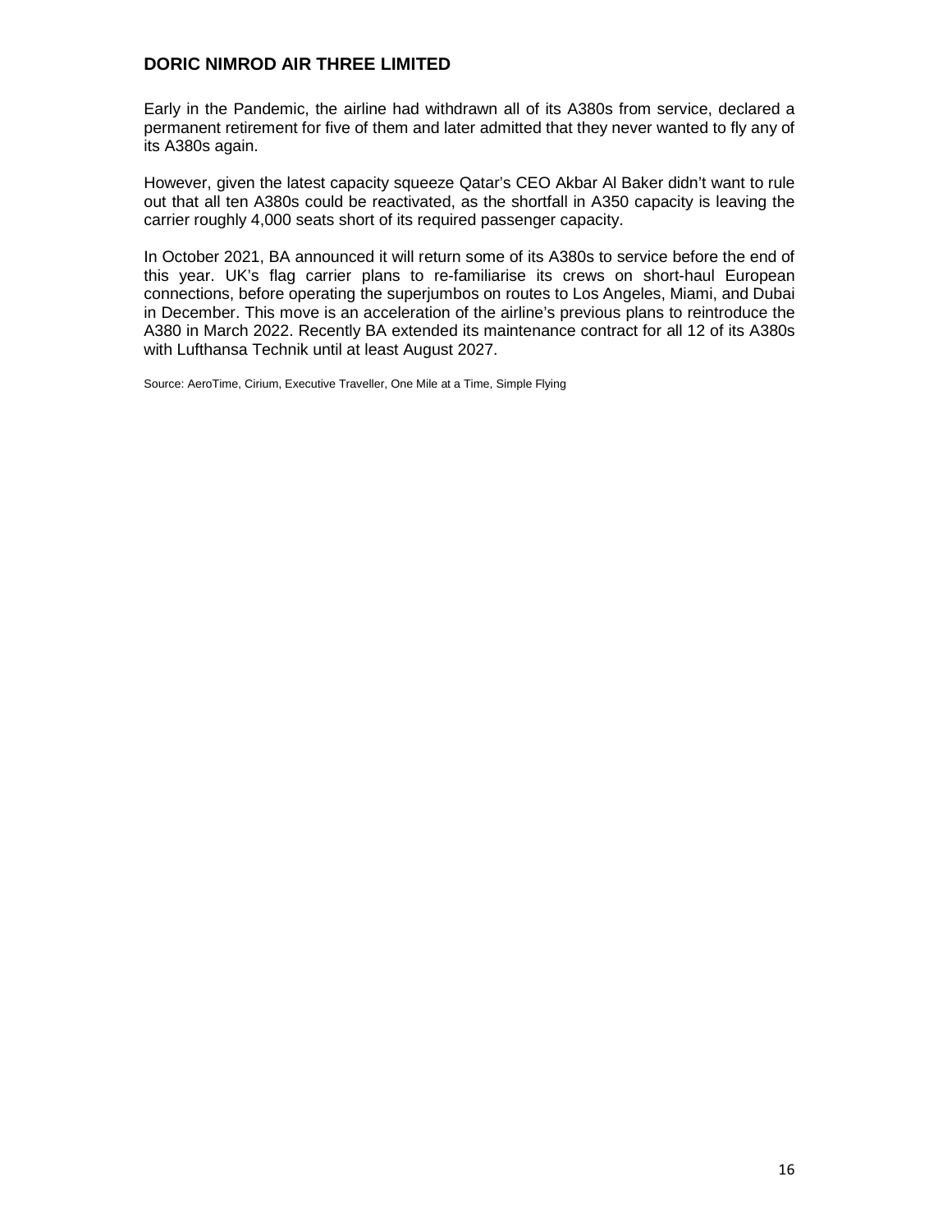Early in the Pandemic, the airline had withdrawn all of its A380s from service, declared a permanent retirement for five of them and later admitted that they never wanted to fly any of its A380s again.

However, given the latest capacity squeeze Qatar's CEO Akbar Al Baker didn't want to rule out that all ten A380s could be reactivated, as the shortfall in A350 capacity is leaving the carrier roughly 4,000 seats short of its required passenger capacity.

In October 2021, BA announced it will return some of its A380s to service before the end of this year. UK's flag carrier plans to re-familiarise its crews on short-haul European connections, before operating the superjumbos on routes to Los Angeles, Miami, and Dubai in December. This move is an acceleration of the airline's previous plans to reintroduce the A380 in March 2022. Recently BA extended its maintenance contract for all 12 of its A380s with Lufthansa Technik until at least August 2027.

Source: AeroTime, Cirium, Executive Traveller, One Mile at a Time, Simple Flying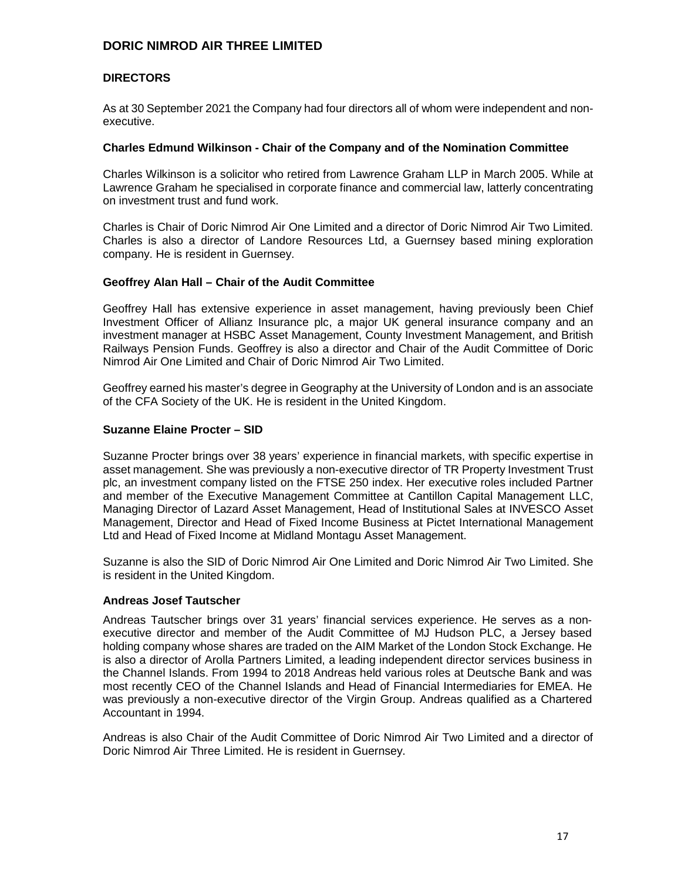# DORIC NIMROD AIR THREE LIMITED

## DIRECTORS

As at 30 September 2021 the Company had four directors all of whom were independent and non-executive.

### Charles Edmund Wilkinson - Chair of the Company and of the Nomination Committee

Charles Wilkinson is a solicitor who retired from Lawrence Graham LLP in March 2005. While at Lawrence Graham he specialised in corporate finance and commercial law, latterly concentrating on investment trust and fund work.

Charles is Chair of Doric Nimrod Air One Limited and a director of Doric Nimrod Air Two Limited. Charles is also a director of Landore Resources Ltd, a Guernsey based mining exploration company. He is resident in Guernsey.

### Geoffrey Alan Hall – Chair of the Audit Committee

Geoffrey Hall has extensive experience in asset management, having previously been Chief Investment Officer of Allianz Insurance plc, a major UK general insurance company and an investment manager at HSBC Asset Management, County Investment Management, and British Railways Pension Funds. Geoffrey is also a director and Chair of the Audit Committee of Doric Nimrod Air One Limited and Chair of Doric Nimrod Air Two Limited.

Geoffrey earned his master's degree in Geography at the University of London and is an associate of the CFA Society of the UK. He is resident in the United Kingdom.

### Suzanne Elaine Procter – SID

Suzanne Procter brings over 38 years' experience in financial markets, with specific expertise in asset management. She was previously a non-executive director of TR Property Investment Trust plc, an investment company listed on the FTSE 250 index. Her executive roles included Partner and member of the Executive Management Committee at Cantillon Capital Management LLC, Managing Director of Lazard Asset Management, Head of Institutional Sales at INVESCO Asset Management, Director and Head of Fixed Income Business at Pictet International Management Ltd and Head of Fixed Income at Midland Montagu Asset Management.

Suzanne is also the SID of Doric Nimrod Air One Limited and Doric Nimrod Air Two Limited. She is resident in the United Kingdom.

### Andreas Josef Tautscher

Andreas Tautscher brings over 31 years' financial services experience. He serves as a non-executive director and member of the Audit Committee of MJ Hudson PLC, a Jersey based holding company whose shares are traded on the AIM Market of the London Stock Exchange. He is also a director of Arolla Partners Limited, a leading independent director services business in the Channel Islands. From 1994 to 2018 Andreas held various roles at Deutsche Bank and was most recently CEO of the Channel Islands and Head of Financial Intermediaries for EMEA. He was previously a non-executive director of the Virgin Group. Andreas qualified as a Chartered Accountant in 1994.

Andreas is also Chair of the Audit Committee of Doric Nimrod Air Two Limited and a director of Doric Nimrod Air Three Limited. He is resident in Guernsey.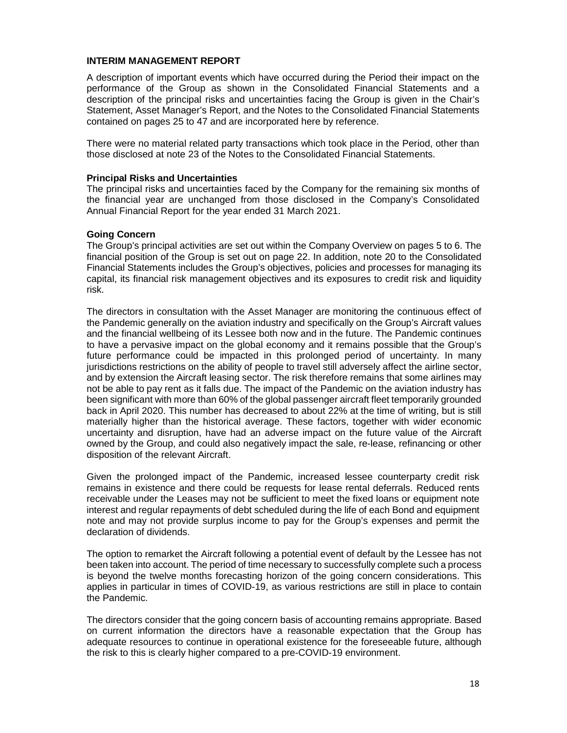## INTERIM MANAGEMENT REPORT

A description of important events which have occurred during the Period their impact on the performance of the Group as shown in the Consolidated Financial Statements and a description of the principal risks and uncertainties facing the Group is given in the Chair's Statement, Asset Manager's Report, and the Notes to the Consolidated Financial Statements contained on pages 25 to 47 and are incorporated here by reference.

There were no material related party transactions which took place in the Period, other than those disclosed at note 23 of the Notes to the Consolidated Financial Statements.

### Principal Risks and Uncertainties

The principal risks and uncertainties faced by the Company for the remaining six months of the financial year are unchanged from those disclosed in the Company's Consolidated Annual Financial Report for the year ended 31 March 2021.

### Going Concern

The Group's principal activities are set out within the Company Overview on pages 5 to 6. The financial position of the Group is set out on page 22. In addition, note 20 to the Consolidated Financial Statements includes the Group's objectives, policies and processes for managing its capital, its financial risk management objectives and its exposures to credit risk and liquidity risk.

The directors in consultation with the Asset Manager are monitoring the continuous effect of the Pandemic generally on the aviation industry and specifically on the Group's Aircraft values and the financial wellbeing of its Lessee both now and in the future. The Pandemic continues to have a pervasive impact on the global economy and it remains possible that the Group's future performance could be impacted in this prolonged period of uncertainty. In many jurisdictions restrictions on the ability of people to travel still adversely affect the airline sector, and by extension the Aircraft leasing sector. The risk therefore remains that some airlines may not be able to pay rent as it falls due. The impact of the Pandemic on the aviation industry has been significant with more than 60% of the global passenger aircraft fleet temporarily grounded back in April 2020. This number has decreased to about 22% at the time of writing, but is still materially higher than the historical average. These factors, together with wider economic uncertainty and disruption, have had an adverse impact on the future value of the Aircraft owned by the Group, and could also negatively impact the sale, re-lease, refinancing or other disposition of the relevant Aircraft.

Given the prolonged impact of the Pandemic, increased lessee counterparty credit risk remains in existence and there could be requests for lease rental deferrals. Reduced rents receivable under the Leases may not be sufficient to meet the fixed loans or equipment note interest and regular repayments of debt scheduled during the life of each Bond and equipment note and may not provide surplus income to pay for the Group's expenses and permit the declaration of dividends.

The option to remarket the Aircraft following a potential event of default by the Lessee has not been taken into account. The period of time necessary to successfully complete such a process is beyond the twelve months forecasting horizon of the going concern considerations. This applies in particular in times of COVID-19, as various restrictions are still in place to contain the Pandemic.

The directors consider that the going concern basis of accounting remains appropriate. Based on current information the directors have a reasonable expectation that the Group has adequate resources to continue in operational existence for the foreseeable future, although the risk to this is clearly higher compared to a pre-COVID-19 environment.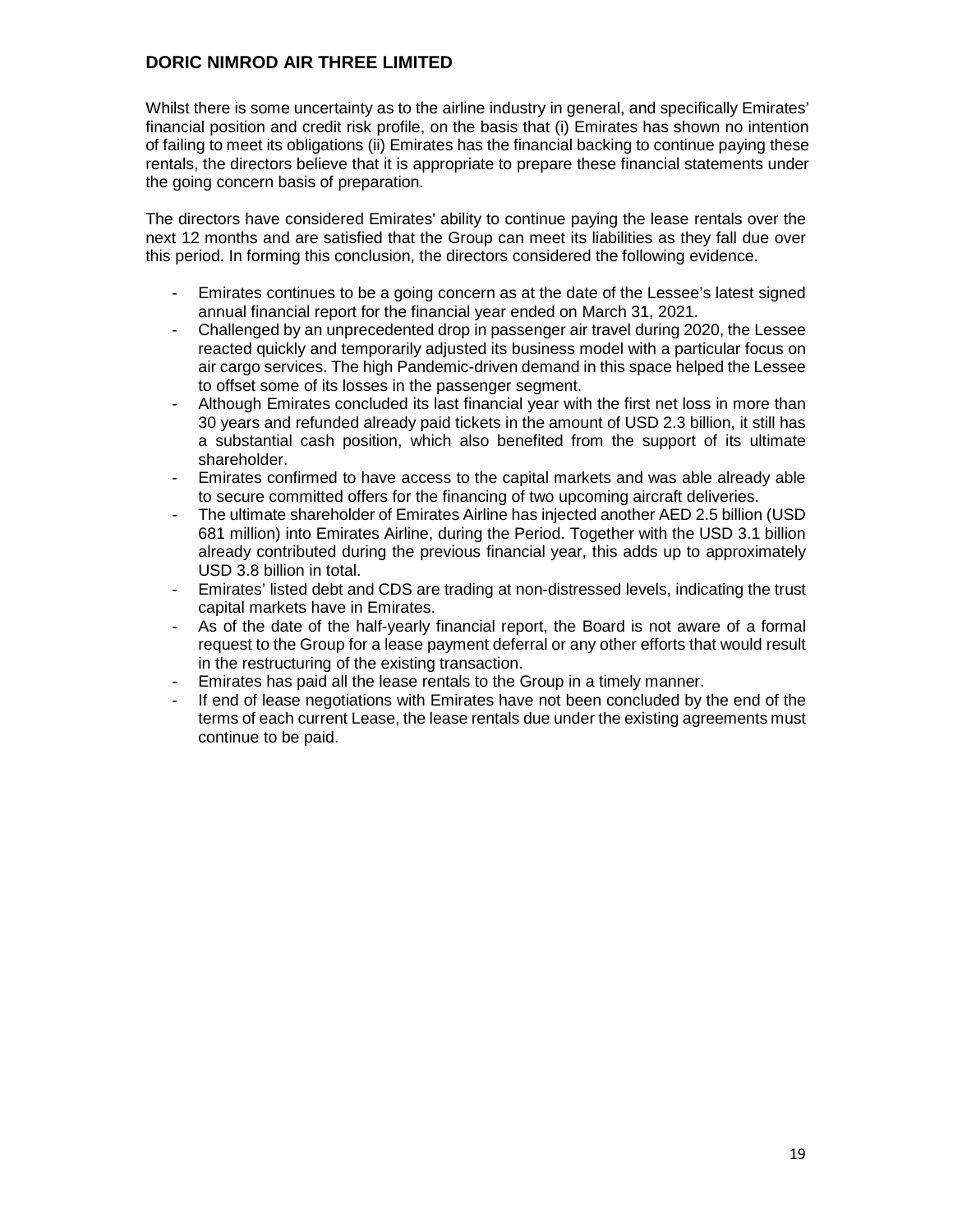Whilst there is some uncertainty as to the airline industry in general, and specifically Emirates' financial position and credit risk profile, on the basis that (i) Emirates has shown no intention of failing to meet its obligations (ii) Emirates has the financial backing to continue paying these rentals, the directors believe that it is appropriate to prepare these financial statements under the going concern basis of preparation.

The directors have considered Emirates' ability to continue paying the lease rentals over the next 12 months and are satisfied that the Group can meet its liabilities as they fall due over this period. In forming this conclusion, the directors considered the following evidence.

- Emirates continues to be a going concern as at the date of the Lessee's latest signed annual financial report for the financial year ended on March 31, 2021.
- Challenged by an unprecedented drop in passenger air travel during 2020, the Lessee reacted quickly and temporarily adjusted its business model with a particular focus on air cargo services. The high Pandemic-driven demand in this space helped the Lessee to offset some of its losses in the passenger segment.
- Although Emirates concluded its last financial year with the first net loss in more than 30 years and refunded already paid tickets in the amount of USD 2.3 billion, it still has a substantial cash position, which also benefited from the support of its ultimate shareholder.
- Emirates confirmed to have access to the capital markets and was able already able to secure committed offers for the financing of two upcoming aircraft deliveries.
- The ultimate shareholder of Emirates Airline has injected another AED 2.5 billion (USD 681 million) into Emirates Airline, during the Period. Together with the USD 3.1 billion already contributed during the previous financial year, this adds up to approximately USD 3.8 billion in total.
- Emirates' listed debt and CDS are trading at non-distressed levels, indicating the trust capital markets have in Emirates.
- As of the date of the half-yearly financial report, the Board is not aware of a formal request to the Group for a lease payment deferral or any other efforts that would result in the restructuring of the existing transaction.
- Emirates has paid all the lease rentals to the Group in a timely manner.
- If end of lease negotiations with Emirates have not been concluded by the end of the terms of each current Lease, the lease rentals due under the existing agreements must continue to be paid.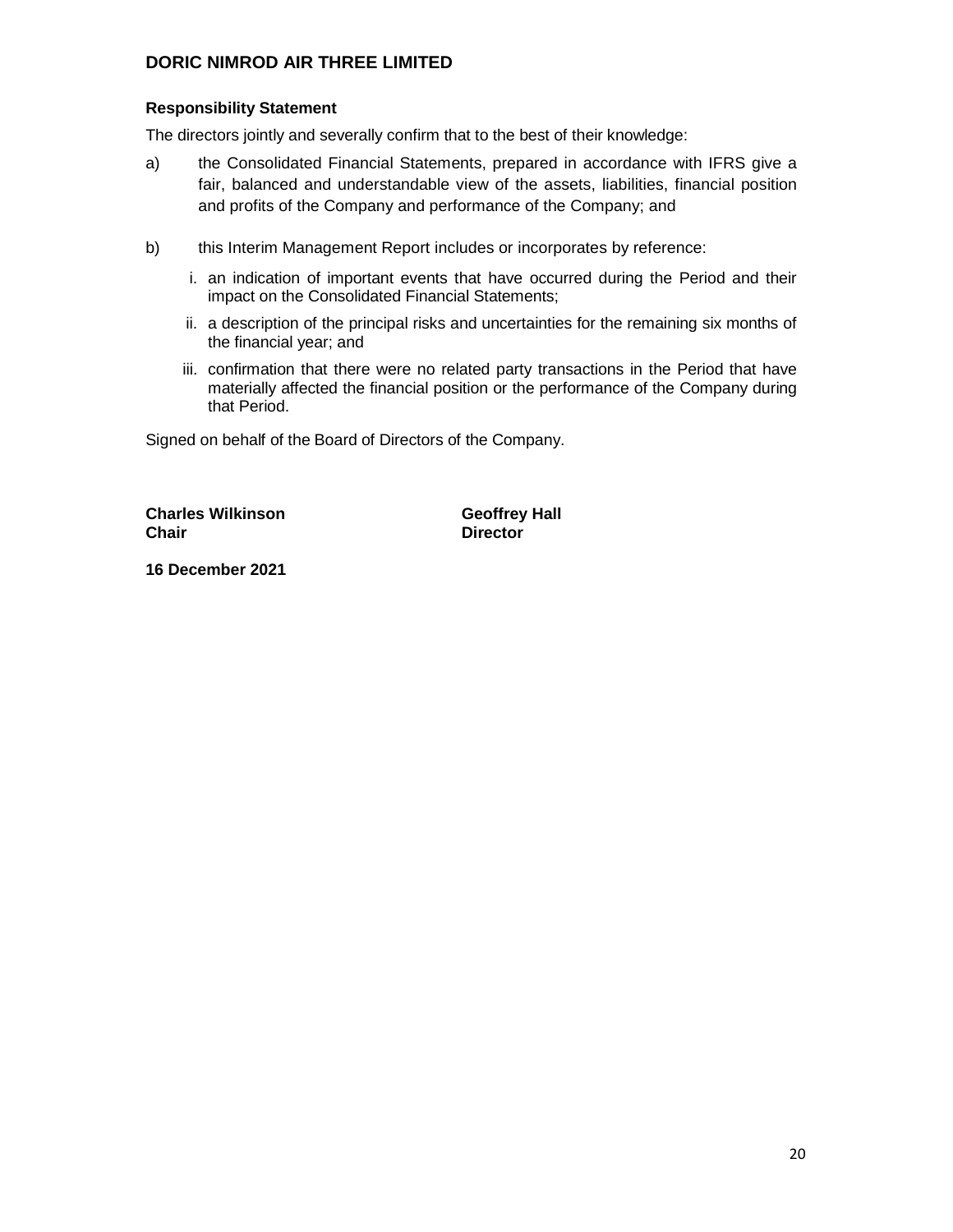**Responsibility Statement**

The directors jointly and severally confirm that to the best of their knowledge:

a) the Consolidated Financial Statements, prepared in accordance with IFRS give a fair, balanced and understandable view of the assets, liabilities, financial position and profits of the Company and performance of the Company; and

b) this Interim Management Report includes or incorporates by reference:

   i. an indication of important events that have occurred during the Period and their impact on the Consolidated Financial Statements;

   ii. a description of the principal risks and uncertainties for the remaining six months of the financial year; and

   iii. confirmation that there were no related party transactions in the Period that have materially affected the financial position or the performance of the Company during that Period.

Signed on behalf of the Board of Directors of the Company.

**Charles Wilkinson**
**Chair**

**Geoffrey Hall**
**Director**

**16 December 2021**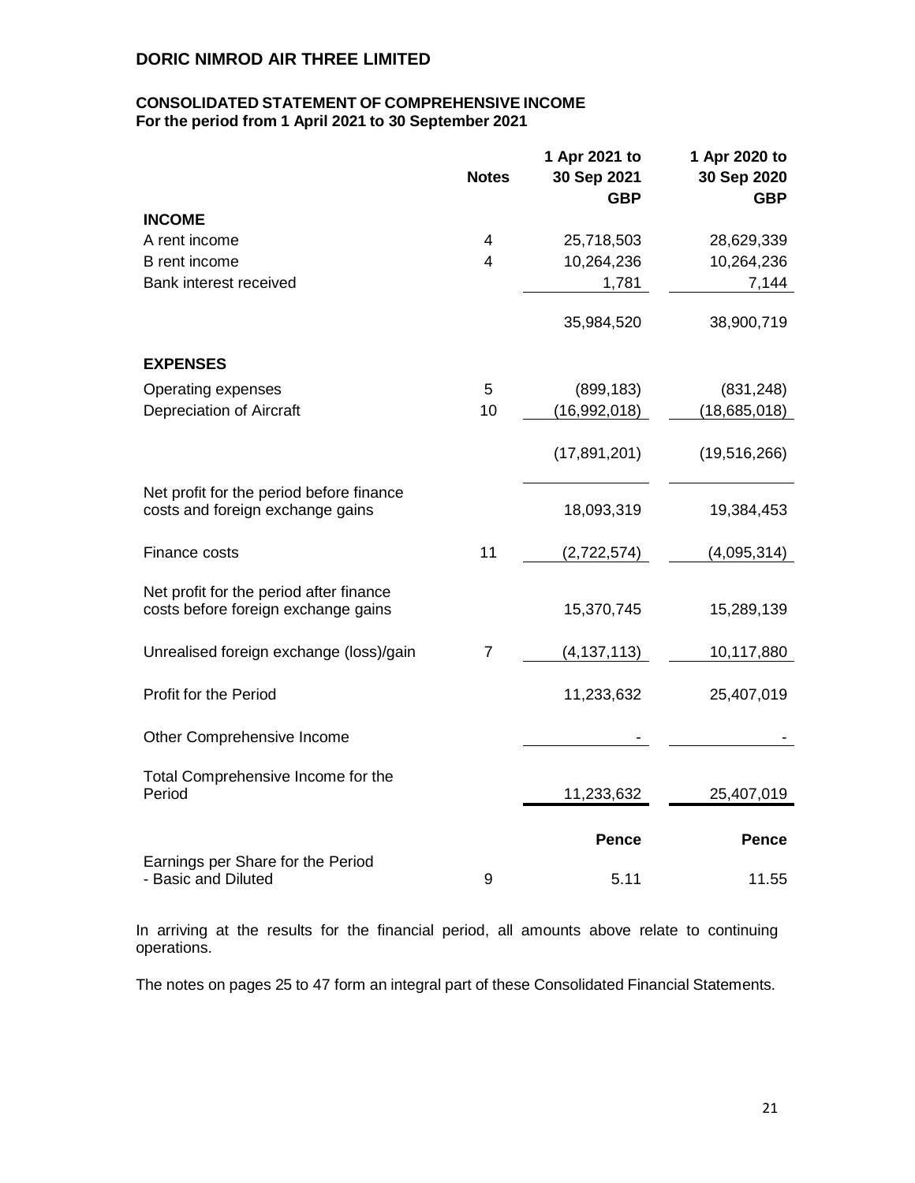# DORIC NIMROD AIR THREE LIMITED

## CONSOLIDATED STATEMENT OF COMPREHENSIVE INCOME
**For the period from 1 April 2021 to 30 September 2021**

| | Notes | 1 Apr 2021 to 30 Sep 2021 GBP | 1 Apr 2020 to 30 Sep 2020 GBP |
|---|---|---|---|
| **INCOME** | | | |
| A rent income | 4 | 25,718,503 | 28,629,339 |
| B rent income | 4 | 10,264,236 | 10,264,236 |
| Bank interest received | | 1,781 | 7,144 |
| | | 35,984,520 | 38,900,719 |
| **EXPENSES** | | | |
| Operating expenses | 5 | (899,183) | (831,248) |
| Depreciation of Aircraft | 10 | (16,992,018) | (18,685,018) |
| | | (17,891,201) | (19,516,266) |
| Net profit for the period before finance costs and foreign exchange gains | | 18,093,319 | 19,384,453 |
| Finance costs | 11 | (2,722,574) | (4,095,314) |
| Net profit for the period after finance costs before foreign exchange gains | | 15,370,745 | 15,289,139 |
| Unrealised foreign exchange (loss)/gain | 7 | (4,137,113) | 10,117,880 |
| Profit for the Period | | 11,233,632 | 25,407,019 |
| Other Comprehensive Income | | - | - |
| Total Comprehensive Income for the Period | | 11,233,632 | 25,407,019 |
| | | **Pence** | **Pence** |
| Earnings per Share for the Period - Basic and Diluted | 9 | 5.11 | 11.55 |

In arriving at the results for the financial period, all amounts above relate to continuing operations.

The notes on pages 25 to 47 form an integral part of these Consolidated Financial Statements.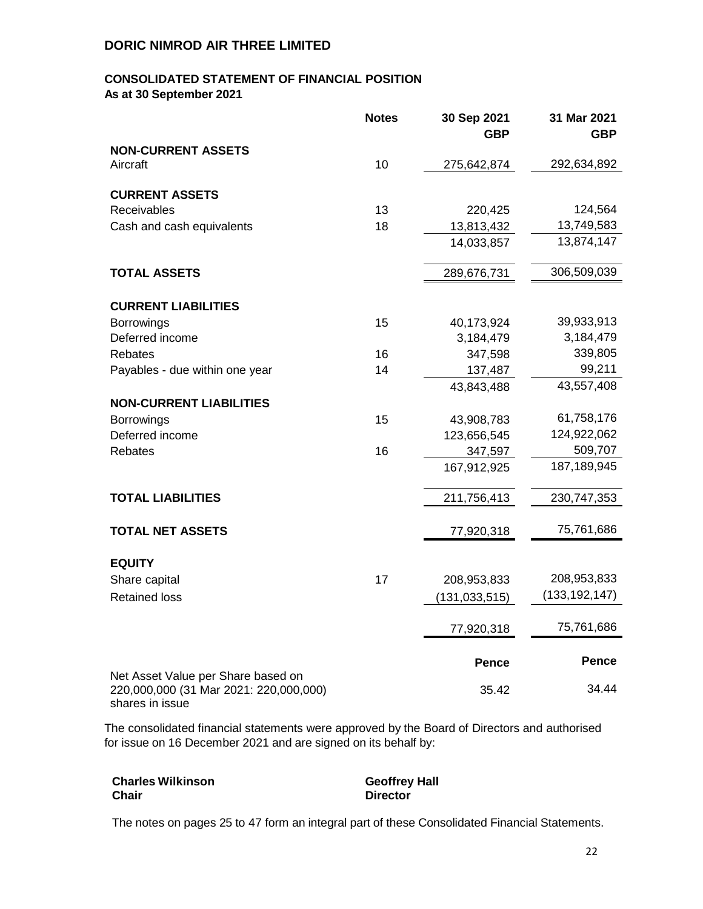# DORIC NIMROD AIR THREE LIMITED

## CONSOLIDATED STATEMENT OF FINANCIAL POSITION

**As at 30 September 2021**

| | Notes | 30 Sep 2021 GBP | 31 Mar 2021 GBP |
|---|---|---|---|
| **NON-CURRENT ASSETS** | | | |
| Aircraft | 10 | 275,642,874 | 292,634,892 |
| **CURRENT ASSETS** | | | |
| Receivables | 13 | 220,425 | 124,564 |
| Cash and cash equivalents | 18 | 13,813,432 | 13,749,583 |
| | | 14,033,857 | 13,874,147 |
| **TOTAL ASSETS** | | 289,676,731 | 306,509,039 |
| **CURRENT LIABILITIES** | | | |
| Borrowings | 15 | 40,173,924 | 39,933,913 |
| Deferred income | | 3,184,479 | 3,184,479 |
| Rebates | 16 | 347,598 | 339,805 |
| Payables - due within one year | 14 | 137,487 | 99,211 |
| | | 43,843,488 | 43,557,408 |
| **NON-CURRENT LIABILITIES** | | | |
| Borrowings | 15 | 43,908,783 | 61,758,176 |
| Deferred income | | 123,656,545 | 124,922,062 |
| Rebates | 16 | 347,597 | 509,707 |
| | | 167,912,925 | 187,189,945 |
| **TOTAL LIABILITIES** | | 211,756,413 | 230,747,353 |
| **TOTAL NET ASSETS** | | 77,920,318 | 75,761,686 |
| **EQUITY** | | | |
| Share capital | 17 | 208,953,833 | 208,953,833 |
| Retained loss | | (131,033,515) | (133,192,147) |
| | | 77,920,318 | 75,761,686 |
| | | **Pence** | **Pence** |
| Net Asset Value per Share based on 220,000,000 (31 Mar 2021: 220,000,000) shares in issue | | 35.42 | 34.44 |

The consolidated financial statements were approved by the Board of Directors and authorised for issue on 16 December 2021 and are signed on its behalf by:

**Charles Wilkinson**
**Chair**

**Geoffrey Hall**
**Director**

The notes on pages 25 to 47 form an integral part of these Consolidated Financial Statements.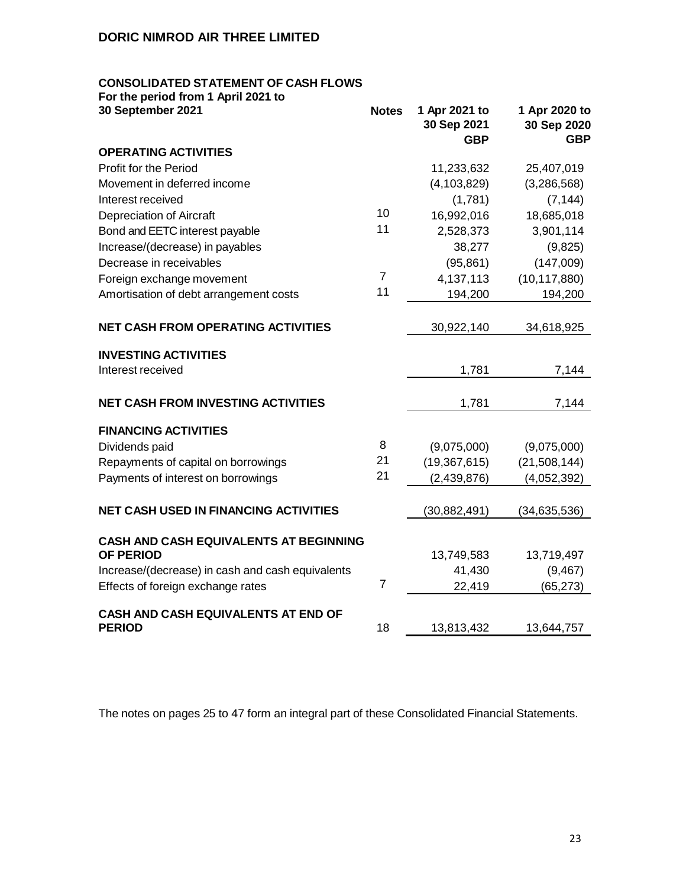## DORIC NIMROD AIR THREE LIMITED

### CONSOLIDATED STATEMENT OF CASH FLOWS

**For the period from 1 April 2021 to 30 September 2021**

| | Notes | 1 Apr 2021 to 30 Sep 2021 GBP | 1 Apr 2020 to 30 Sep 2020 GBP |
|---|---|---|---|
| **OPERATING ACTIVITIES** | | | |
| Profit for the Period | | 11,233,632 | 25,407,019 |
| Movement in deferred income | | (4,103,829) | (3,286,568) |
| Interest received | | (1,781) | (7,144) |
| Depreciation of Aircraft | 10 | 16,992,016 | 18,685,018 |
| Bond and EETC interest payable | 11 | 2,528,373 | 3,901,114 |
| Increase/(decrease) in payables | | 38,277 | (9,825) |
| Decrease in receivables | | (95,861) | (147,009) |
| Foreign exchange movement | 7 | 4,137,113 | (10,117,880) |
| Amortisation of debt arrangement costs | 11 | 194,200 | 194,200 |
| **NET CASH FROM OPERATING ACTIVITIES** | | 30,922,140 | 34,618,925 |
| **INVESTING ACTIVITIES** | | | |
| Interest received | | 1,781 | 7,144 |
| **NET CASH FROM INVESTING ACTIVITIES** | | 1,781 | 7,144 |
| **FINANCING ACTIVITIES** | | | |
| Dividends paid | 8 | (9,075,000) | (9,075,000) |
| Repayments of capital on borrowings | 21 | (19,367,615) | (21,508,144) |
| Payments of interest on borrowings | 21 | (2,439,876) | (4,052,392) |
| **NET CASH USED IN FINANCING ACTIVITIES** | | (30,882,491) | (34,635,536) |
| **CASH AND CASH EQUIVALENTS AT BEGINNING OF PERIOD** | | 13,749,583 | 13,719,497 |
| Increase/(decrease) in cash and cash equivalents | | 41,430 | (9,467) |
| Effects of foreign exchange rates | 7 | 22,419 | (65,273) |
| **CASH AND CASH EQUIVALENTS AT END OF PERIOD** | 18 | 13,813,432 | 13,644,757 |

The notes on pages 25 to 47 form an integral part of these Consolidated Financial Statements.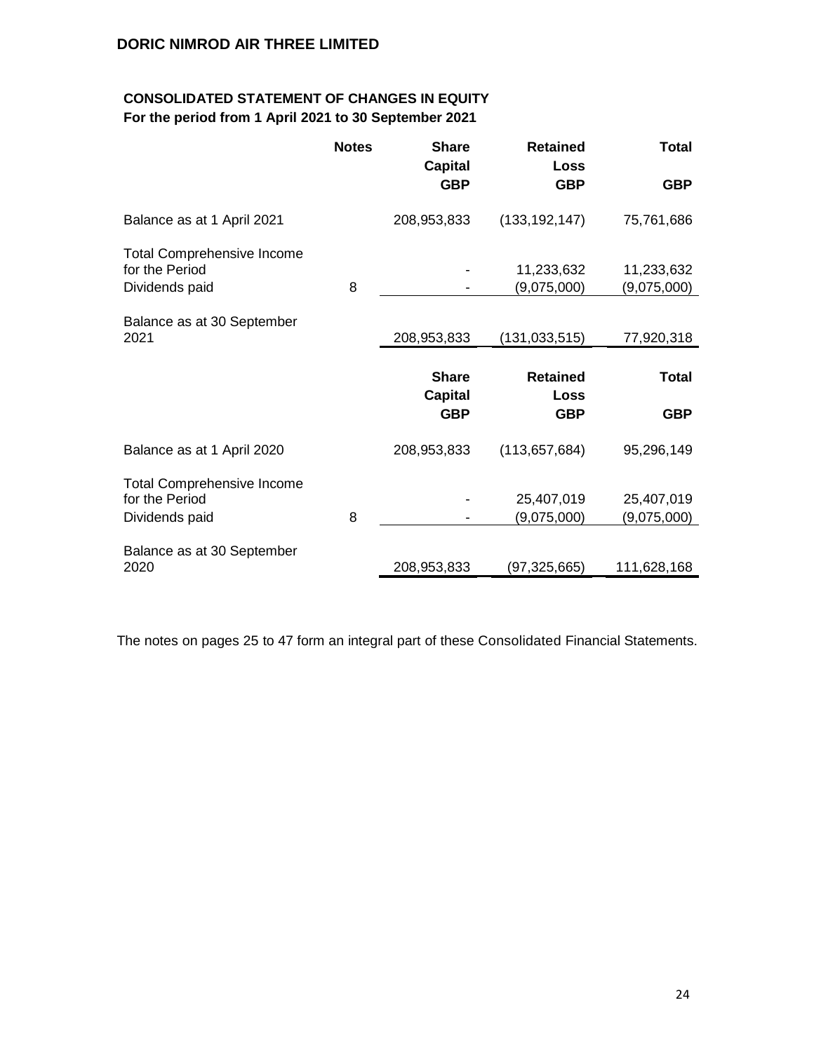## DORIC NIMROD AIR THREE LIMITED

### CONSOLIDATED STATEMENT OF CHANGES IN EQUITY
**For the period from 1 April 2021 to 30 September 2021**

| | Notes | Share Capital GBP | Retained Loss GBP | Total GBP |
|---|---|---|---|---|
| Balance as at 1 April 2021 | | 208,953,833 | (133,192,147) | 75,761,686 |
| Total Comprehensive Income for the Period | | - | 11,233,632 | 11,233,632 |
| Dividends paid | 8 | - | (9,075,000) | (9,075,000) |
| Balance as at 30 September 2021 | | 208,953,833 | (131,033,515) | 77,920,318 |

| | Notes | Share Capital GBP | Retained Loss GBP | Total GBP |
|---|---|---|---|---|
| Balance as at 1 April 2020 | | 208,953,833 | (113,657,684) | 95,296,149 |
| Total Comprehensive Income for the Period | | - | 25,407,019 | 25,407,019 |
| Dividends paid | 8 | - | (9,075,000) | (9,075,000) |
| Balance as at 30 September 2020 | | 208,953,833 | (97,325,665) | 111,628,168 |

The notes on pages 25 to 47 form an integral part of these Consolidated Financial Statements.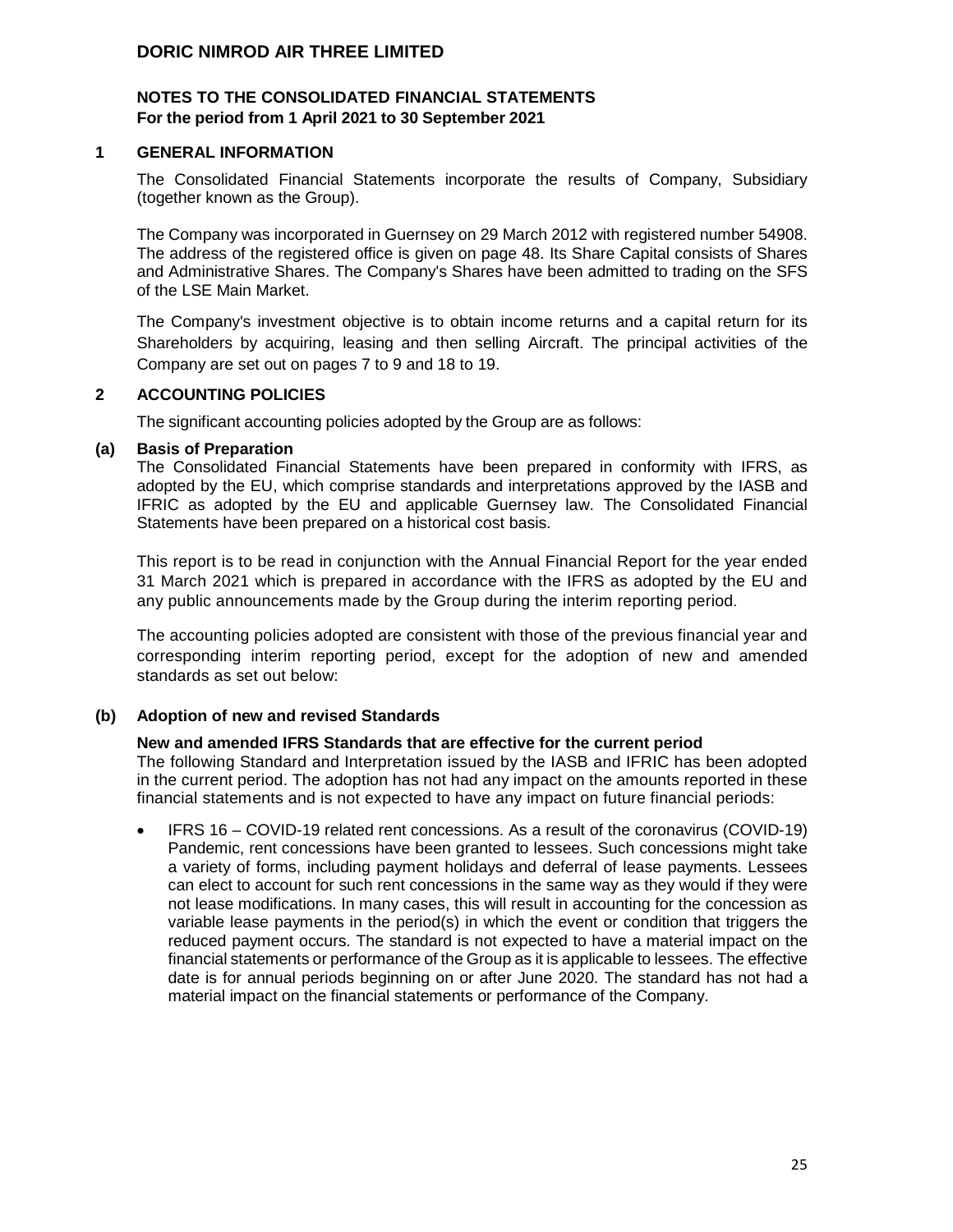**DORIC NIMROD AIR THREE LIMITED**

**NOTES TO THE CONSOLIDATED FINANCIAL STATEMENTS**
**For the period from 1 April 2021 to 30 September 2021**

## 1 GENERAL INFORMATION

The Consolidated Financial Statements incorporate the results of Company, Subsidiary (together known as the Group).

The Company was incorporated in Guernsey on 29 March 2012 with registered number 54908. The address of the registered office is given on page 48. Its Share Capital consists of Shares and Administrative Shares. The Company's Shares have been admitted to trading on the SFS of the LSE Main Market.

The Company's investment objective is to obtain income returns and a capital return for its Shareholders by acquiring, leasing and then selling Aircraft. The principal activities of the Company are set out on pages 7 to 9 and 18 to 19.

## 2 ACCOUNTING POLICIES

The significant accounting policies adopted by the Group are as follows:

### (a) Basis of Preparation

The Consolidated Financial Statements have been prepared in conformity with IFRS, as adopted by the EU, which comprise standards and interpretations approved by the IASB and IFRIC as adopted by the EU and applicable Guernsey law. The Consolidated Financial Statements have been prepared on a historical cost basis.

This report is to be read in conjunction with the Annual Financial Report for the year ended 31 March 2021 which is prepared in accordance with the IFRS as adopted by the EU and any public announcements made by the Group during the interim reporting period.

The accounting policies adopted are consistent with those of the previous financial year and corresponding interim reporting period, except for the adoption of new and amended standards as set out below:

### (b) Adoption of new and revised Standards

**New and amended IFRS Standards that are effective for the current period**

The following Standard and Interpretation issued by the IASB and IFRIC has been adopted in the current period. The adoption has not had any impact on the amounts reported in these financial statements and is not expected to have any impact on future financial periods:

- IFRS 16 – COVID-19 related rent concessions. As a result of the coronavirus (COVID-19) Pandemic, rent concessions have been granted to lessees. Such concessions might take a variety of forms, including payment holidays and deferral of lease payments. Lessees can elect to account for such rent concessions in the same way as they would if they were not lease modifications. In many cases, this will result in accounting for the concession as variable lease payments in the period(s) in which the event or condition that triggers the reduced payment occurs. The standard is not expected to have a material impact on the financial statements or performance of the Group as it is applicable to lessees. The effective date is for annual periods beginning on or after June 2020. The standard has not had a material impact on the financial statements or performance of the Company.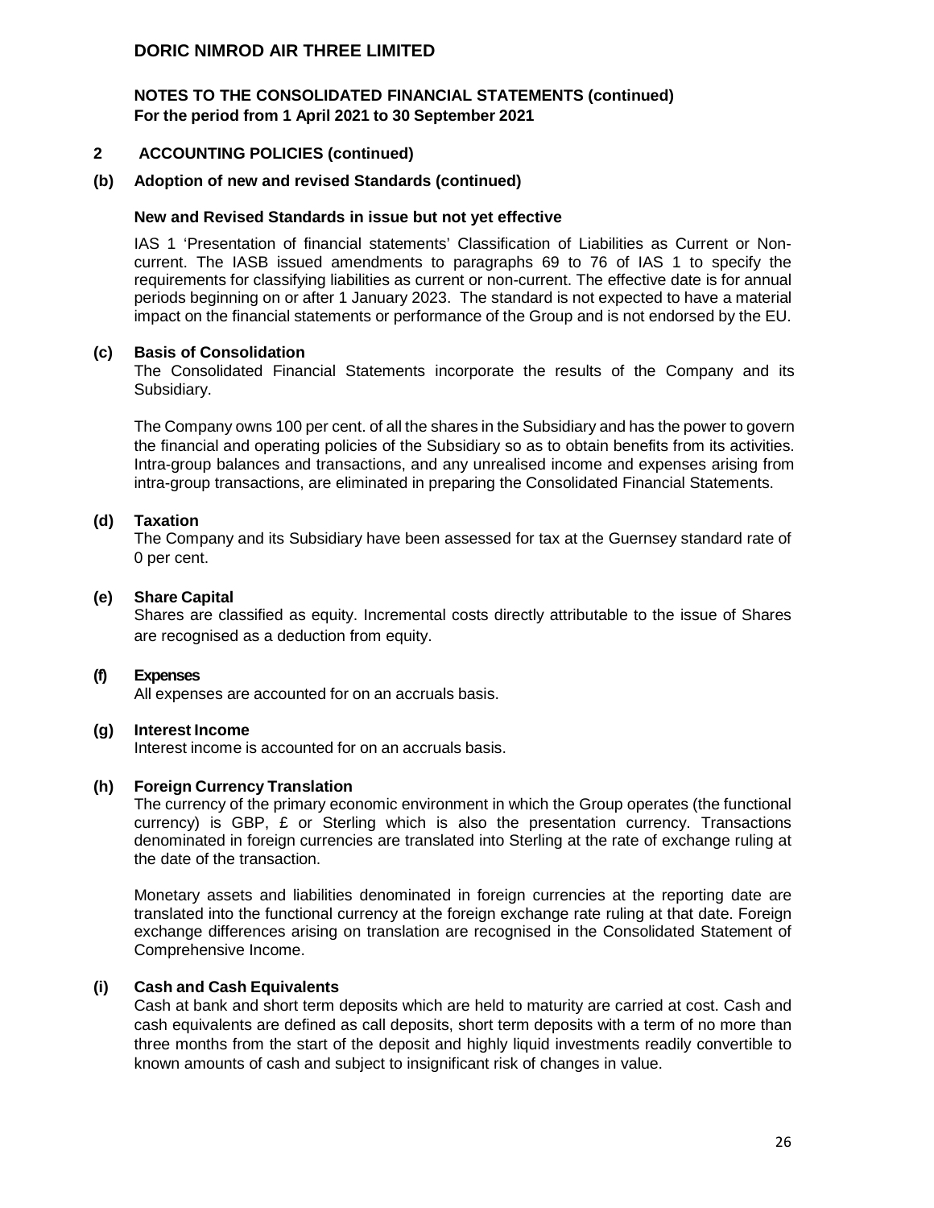## 2 ACCOUNTING POLICIES (continued)

### (b) Adoption of new and revised Standards (continued)

**New and Revised Standards in issue but not yet effective**

IAS 1 'Presentation of financial statements' Classification of Liabilities as Current or Non-current. The IASB issued amendments to paragraphs 69 to 76 of IAS 1 to specify the requirements for classifying liabilities as current or non-current. The effective date is for annual periods beginning on or after 1 January 2023. The standard is not expected to have a material impact on the financial statements or performance of the Group and is not endorsed by the EU.

### (c) Basis of Consolidation

The Consolidated Financial Statements incorporate the results of the Company and its Subsidiary.

The Company owns 100 per cent. of all the shares in the Subsidiary and has the power to govern the financial and operating policies of the Subsidiary so as to obtain benefits from its activities. Intra-group balances and transactions, and any unrealised income and expenses arising from intra-group transactions, are eliminated in preparing the Consolidated Financial Statements.

### (d) Taxation

The Company and its Subsidiary have been assessed for tax at the Guernsey standard rate of 0 per cent.

### (e) Share Capital

Shares are classified as equity. Incremental costs directly attributable to the issue of Shares are recognised as a deduction from equity.

### (f) Expenses

All expenses are accounted for on an accruals basis.

### (g) Interest Income

Interest income is accounted for on an accruals basis.

### (h) Foreign Currency Translation

The currency of the primary economic environment in which the Group operates (the functional currency) is GBP, £ or Sterling which is also the presentation currency. Transactions denominated in foreign currencies are translated into Sterling at the rate of exchange ruling at the date of the transaction.

Monetary assets and liabilities denominated in foreign currencies at the reporting date are translated into the functional currency at the foreign exchange rate ruling at that date. Foreign exchange differences arising on translation are recognised in the Consolidated Statement of Comprehensive Income.

### (i) Cash and Cash Equivalents

Cash at bank and short term deposits which are held to maturity are carried at cost. Cash and cash equivalents are defined as call deposits, short term deposits with a term of no more than three months from the start of the deposit and highly liquid investments readily convertible to known amounts of cash and subject to insignificant risk of changes in value.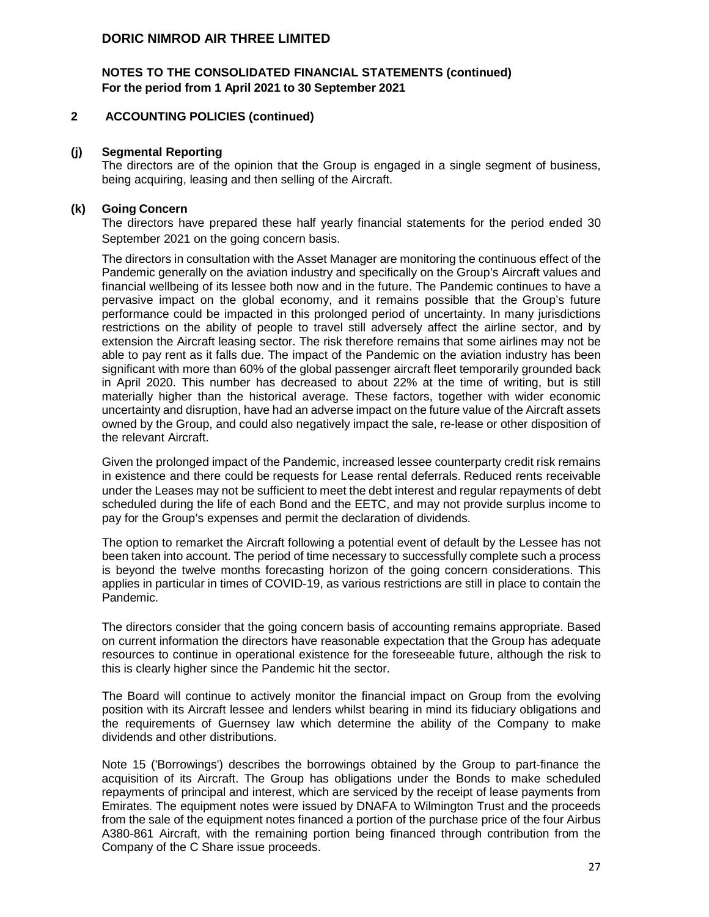# DORIC NIMROD AIR THREE LIMITED

## NOTES TO THE CONSOLIDATED FINANCIAL STATEMENTS (continued)
**For the period from 1 April 2021 to 30 September 2021**

### 2 ACCOUNTING POLICIES (continued)

#### (j) Segmental Reporting

The directors are of the opinion that the Group is engaged in a single segment of business, being acquiring, leasing and then selling of the Aircraft.

#### (k) Going Concern

The directors have prepared these half yearly financial statements for the period ended 30 September 2021 on the going concern basis.

The directors in consultation with the Asset Manager are monitoring the continuous effect of the Pandemic generally on the aviation industry and specifically on the Group's Aircraft values and financial wellbeing of its lessee both now and in the future. The Pandemic continues to have a pervasive impact on the global economy, and it remains possible that the Group's future performance could be impacted in this prolonged period of uncertainty. In many jurisdictions restrictions on the ability of people to travel still adversely affect the airline sector, and by extension the Aircraft leasing sector. The risk therefore remains that some airlines may not be able to pay rent as it falls due. The impact of the Pandemic on the aviation industry has been significant with more than 60% of the global passenger aircraft fleet temporarily grounded back in April 2020. This number has decreased to about 22% at the time of writing, but is still materially higher than the historical average. These factors, together with wider economic uncertainty and disruption, have had an adverse impact on the future value of the Aircraft assets owned by the Group, and could also negatively impact the sale, re-lease or other disposition of the relevant Aircraft.

Given the prolonged impact of the Pandemic, increased lessee counterparty credit risk remains in existence and there could be requests for Lease rental deferrals. Reduced rents receivable under the Leases may not be sufficient to meet the debt interest and regular repayments of debt scheduled during the life of each Bond and the EETC, and may not provide surplus income to pay for the Group's expenses and permit the declaration of dividends.

The option to remarket the Aircraft following a potential event of default by the Lessee has not been taken into account. The period of time necessary to successfully complete such a process is beyond the twelve months forecasting horizon of the going concern considerations. This applies in particular in times of COVID-19, as various restrictions are still in place to contain the Pandemic.

The directors consider that the going concern basis of accounting remains appropriate. Based on current information the directors have reasonable expectation that the Group has adequate resources to continue in operational existence for the foreseeable future, although the risk to this is clearly higher since the Pandemic hit the sector.

The Board will continue to actively monitor the financial impact on Group from the evolving position with its Aircraft lessee and lenders whilst bearing in mind its fiduciary obligations and the requirements of Guernsey law which determine the ability of the Company to make dividends and other distributions.

Note 15 ('Borrowings') describes the borrowings obtained by the Group to part-finance the acquisition of its Aircraft. The Group has obligations under the Bonds to make scheduled repayments of principal and interest, which are serviced by the receipt of lease payments from Emirates. The equipment notes were issued by DNAFA to Wilmington Trust and the proceeds from the sale of the equipment notes financed a portion of the purchase price of the four Airbus A380-861 Aircraft, with the remaining portion being financed through contribution from the Company of the C Share issue proceeds.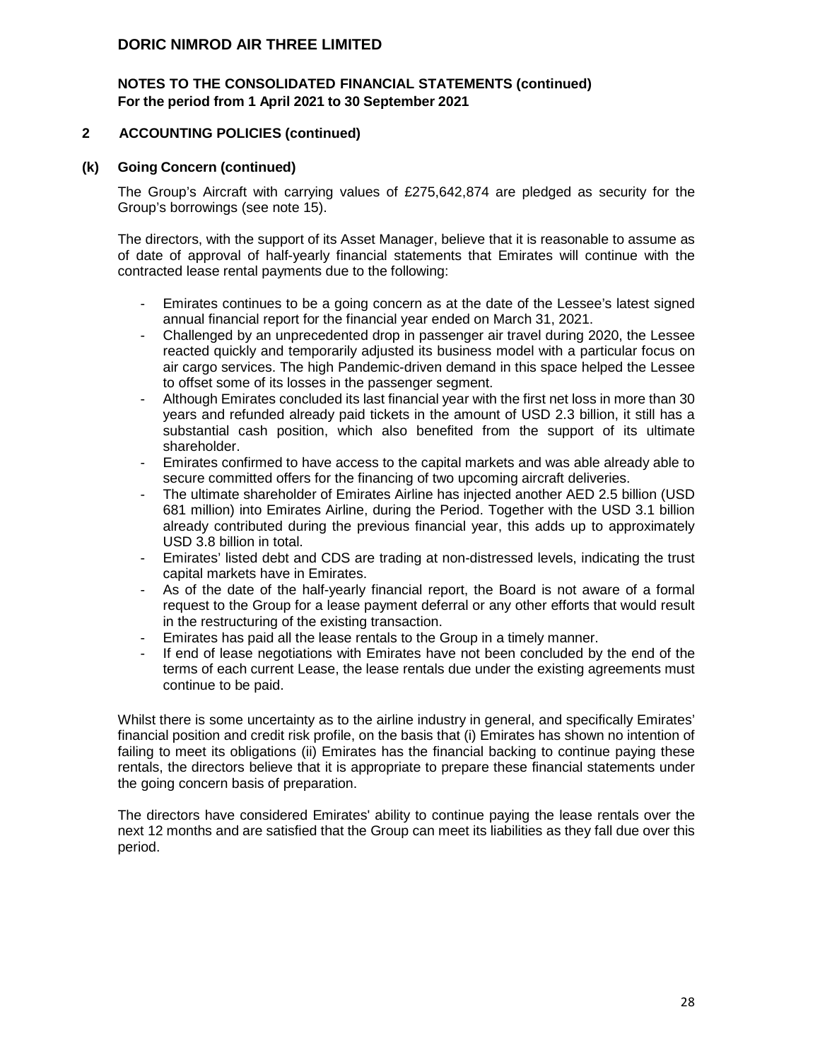## 2 ACCOUNTING POLICIES (continued)

### (k) Going Concern (continued)

The Group's Aircraft with carrying values of £275,642,874 are pledged as security for the Group's borrowings (see note 15).

The directors, with the support of its Asset Manager, believe that it is reasonable to assume as of date of approval of half-yearly financial statements that Emirates will continue with the contracted lease rental payments due to the following:

- Emirates continues to be a going concern as at the date of the Lessee's latest signed annual financial report for the financial year ended on March 31, 2021.
- Challenged by an unprecedented drop in passenger air travel during 2020, the Lessee reacted quickly and temporarily adjusted its business model with a particular focus on air cargo services. The high Pandemic-driven demand in this space helped the Lessee to offset some of its losses in the passenger segment.
- Although Emirates concluded its last financial year with the first net loss in more than 30 years and refunded already paid tickets in the amount of USD 2.3 billion, it still has a substantial cash position, which also benefited from the support of its ultimate shareholder.
- Emirates confirmed to have access to the capital markets and was able already able to secure committed offers for the financing of two upcoming aircraft deliveries.
- The ultimate shareholder of Emirates Airline has injected another AED 2.5 billion (USD 681 million) into Emirates Airline, during the Period. Together with the USD 3.1 billion already contributed during the previous financial year, this adds up to approximately USD 3.8 billion in total.
- Emirates' listed debt and CDS are trading at non-distressed levels, indicating the trust capital markets have in Emirates.
- As of the date of the half-yearly financial report, the Board is not aware of a formal request to the Group for a lease payment deferral or any other efforts that would result in the restructuring of the existing transaction.
- Emirates has paid all the lease rentals to the Group in a timely manner.
- If end of lease negotiations with Emirates have not been concluded by the end of the terms of each current Lease, the lease rentals due under the existing agreements must continue to be paid.

Whilst there is some uncertainty as to the airline industry in general, and specifically Emirates' financial position and credit risk profile, on the basis that (i) Emirates has shown no intention of failing to meet its obligations (ii) Emirates has the financial backing to continue paying these rentals, the directors believe that it is appropriate to prepare these financial statements under the going concern basis of preparation.

The directors have considered Emirates' ability to continue paying the lease rentals over the next 12 months and are satisfied that the Group can meet its liabilities as they fall due over this period.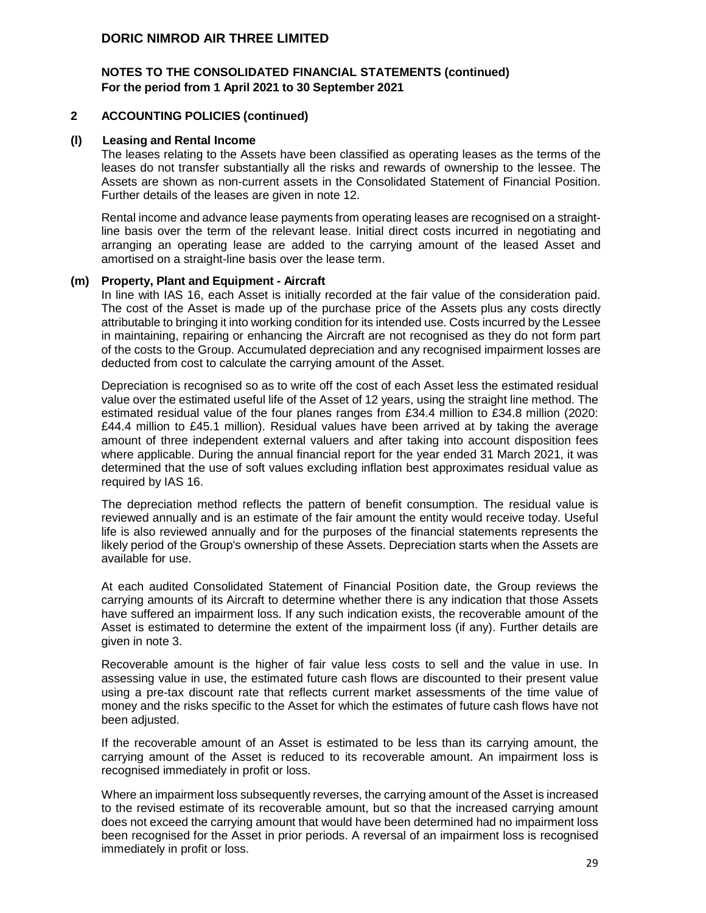# DORIC NIMROD AIR THREE LIMITED

## NOTES TO THE CONSOLIDATED FINANCIAL STATEMENTS (continued)
**For the period from 1 April 2021 to 30 September 2021**

## 2 ACCOUNTING POLICIES (continued)

### (l) Leasing and Rental Income

The leases relating to the Assets have been classified as operating leases as the terms of the leases do not transfer substantially all the risks and rewards of ownership to the lessee. The Assets are shown as non-current assets in the Consolidated Statement of Financial Position. Further details of the leases are given in note 12.

Rental income and advance lease payments from operating leases are recognised on a straight-line basis over the term of the relevant lease. Initial direct costs incurred in negotiating and arranging an operating lease are added to the carrying amount of the leased Asset and amortised on a straight-line basis over the lease term.

### (m) Property, Plant and Equipment - Aircraft

In line with IAS 16, each Asset is initially recorded at the fair value of the consideration paid. The cost of the Asset is made up of the purchase price of the Assets plus any costs directly attributable to bringing it into working condition for its intended use. Costs incurred by the Lessee in maintaining, repairing or enhancing the Aircraft are not recognised as they do not form part of the costs to the Group. Accumulated depreciation and any recognised impairment losses are deducted from cost to calculate the carrying amount of the Asset.

Depreciation is recognised so as to write off the cost of each Asset less the estimated residual value over the estimated useful life of the Asset of 12 years, using the straight line method. The estimated residual value of the four planes ranges from £34.4 million to £34.8 million (2020: £44.4 million to £45.1 million). Residual values have been arrived at by taking the average amount of three independent external valuers and after taking into account disposition fees where applicable. During the annual financial report for the year ended 31 March 2021, it was determined that the use of soft values excluding inflation best approximates residual value as required by IAS 16.

The depreciation method reflects the pattern of benefit consumption. The residual value is reviewed annually and is an estimate of the fair amount the entity would receive today. Useful life is also reviewed annually and for the purposes of the financial statements represents the likely period of the Group's ownership of these Assets. Depreciation starts when the Assets are available for use.

At each audited Consolidated Statement of Financial Position date, the Group reviews the carrying amounts of its Aircraft to determine whether there is any indication that those Assets have suffered an impairment loss. If any such indication exists, the recoverable amount of the Asset is estimated to determine the extent of the impairment loss (if any). Further details are given in note 3.

Recoverable amount is the higher of fair value less costs to sell and the value in use. In assessing value in use, the estimated future cash flows are discounted to their present value using a pre-tax discount rate that reflects current market assessments of the time value of money and the risks specific to the Asset for which the estimates of future cash flows have not been adjusted.

If the recoverable amount of an Asset is estimated to be less than its carrying amount, the carrying amount of the Asset is reduced to its recoverable amount. An impairment loss is recognised immediately in profit or loss.

Where an impairment loss subsequently reverses, the carrying amount of the Asset is increased to the revised estimate of its recoverable amount, but so that the increased carrying amount does not exceed the carrying amount that would have been determined had no impairment loss been recognised for the Asset in prior periods. A reversal of an impairment loss is recognised immediately in profit or loss.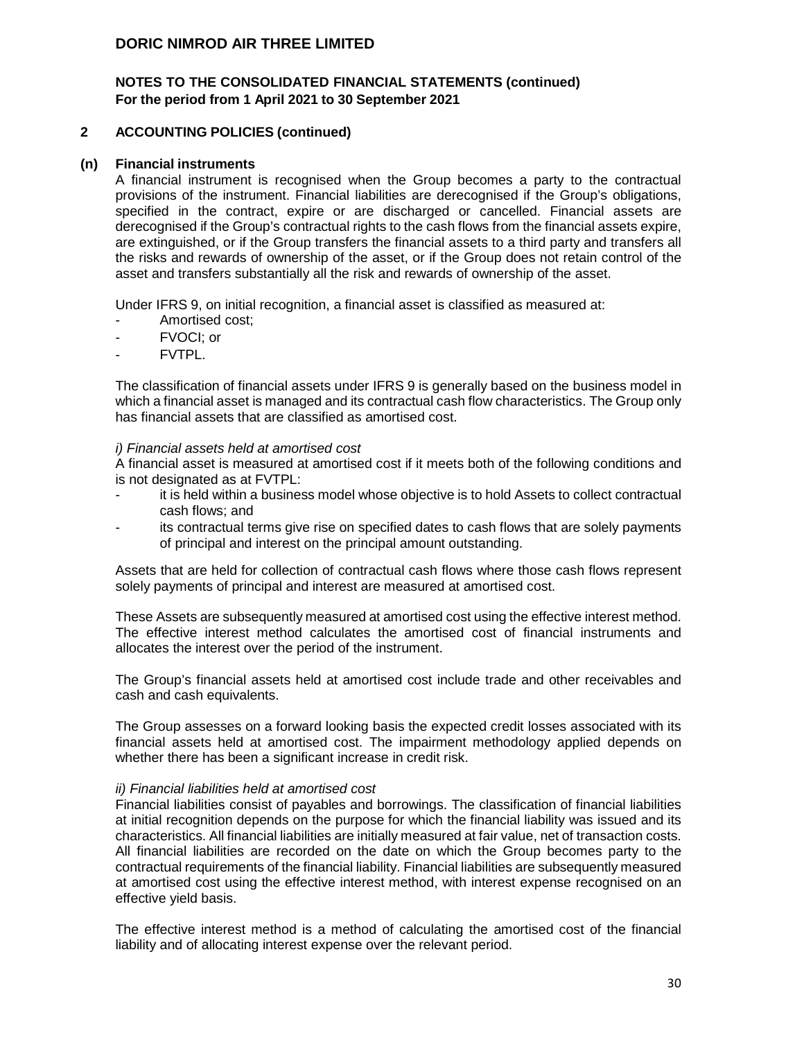## 2 ACCOUNTING POLICIES (continued)

### (n) Financial instruments

A financial instrument is recognised when the Group becomes a party to the contractual provisions of the instrument. Financial liabilities are derecognised if the Group's obligations, specified in the contract, expire or are discharged or cancelled. Financial assets are derecognised if the Group's contractual rights to the cash flows from the financial assets expire, are extinguished, or if the Group transfers the financial assets to a third party and transfers all the risks and rewards of ownership of the asset, or if the Group does not retain control of the asset and transfers substantially all the risk and rewards of ownership of the asset.

Under IFRS 9, on initial recognition, a financial asset is classified as measured at:

- Amortised cost;
- FVOCI; or
- FVTPL.

The classification of financial assets under IFRS 9 is generally based on the business model in which a financial asset is managed and its contractual cash flow characteristics. The Group only has financial assets that are classified as amortised cost.

*i) Financial assets held at amortised cost*

A financial asset is measured at amortised cost if it meets both of the following conditions and is not designated as at FVTPL:

- it is held within a business model whose objective is to hold Assets to collect contractual cash flows; and
- its contractual terms give rise on specified dates to cash flows that are solely payments of principal and interest on the principal amount outstanding.

Assets that are held for collection of contractual cash flows where those cash flows represent solely payments of principal and interest are measured at amortised cost.

These Assets are subsequently measured at amortised cost using the effective interest method. The effective interest method calculates the amortised cost of financial instruments and allocates the interest over the period of the instrument.

The Group's financial assets held at amortised cost include trade and other receivables and cash and cash equivalents.

The Group assesses on a forward looking basis the expected credit losses associated with its financial assets held at amortised cost. The impairment methodology applied depends on whether there has been a significant increase in credit risk.

*ii) Financial liabilities held at amortised cost*

Financial liabilities consist of payables and borrowings. The classification of financial liabilities at initial recognition depends on the purpose for which the financial liability was issued and its characteristics. All financial liabilities are initially measured at fair value, net of transaction costs. All financial liabilities are recorded on the date on which the Group becomes party to the contractual requirements of the financial liability. Financial liabilities are subsequently measured at amortised cost using the effective interest method, with interest expense recognised on an effective yield basis.

The effective interest method is a method of calculating the amortised cost of the financial liability and of allocating interest expense over the relevant period.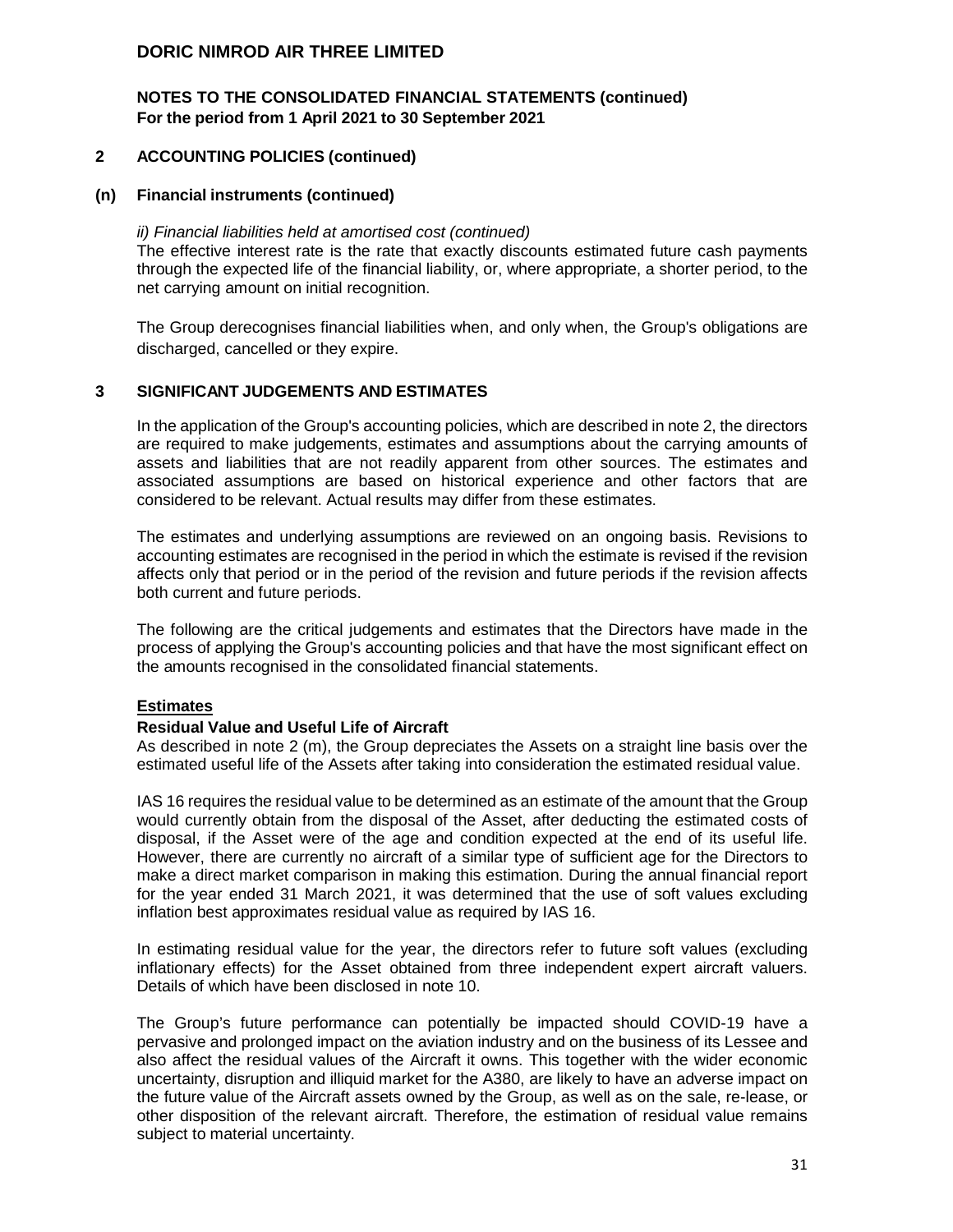**NOTES TO THE CONSOLIDATED FINANCIAL STATEMENTS (continued)**
**For the period from 1 April 2021 to 30 September 2021**

## 2 ACCOUNTING POLICIES (continued)

### (n) Financial instruments (continued)

*ii) Financial liabilities held at amortised cost (continued)*

The effective interest rate is the rate that exactly discounts estimated future cash payments through the expected life of the financial liability, or, where appropriate, a shorter period, to the net carrying amount on initial recognition.

The Group derecognises financial liabilities when, and only when, the Group's obligations are discharged, cancelled or they expire.

## 3 SIGNIFICANT JUDGEMENTS AND ESTIMATES

In the application of the Group's accounting policies, which are described in note 2, the directors are required to make judgements, estimates and assumptions about the carrying amounts of assets and liabilities that are not readily apparent from other sources. The estimates and associated assumptions are based on historical experience and other factors that are considered to be relevant. Actual results may differ from these estimates.

The estimates and underlying assumptions are reviewed on an ongoing basis. Revisions to accounting estimates are recognised in the period in which the estimate is revised if the revision affects only that period or in the period of the revision and future periods if the revision affects both current and future periods.

The following are the critical judgements and estimates that the Directors have made in the process of applying the Group's accounting policies and that have the most significant effect on the amounts recognised in the consolidated financial statements.

**Estimates**

**Residual Value and Useful Life of Aircraft**

As described in note 2 (m), the Group depreciates the Assets on a straight line basis over the estimated useful life of the Assets after taking into consideration the estimated residual value.

IAS 16 requires the residual value to be determined as an estimate of the amount that the Group would currently obtain from the disposal of the Asset, after deducting the estimated costs of disposal, if the Asset were of the age and condition expected at the end of its useful life. However, there are currently no aircraft of a similar type of sufficient age for the Directors to make a direct market comparison in making this estimation. During the annual financial report for the year ended 31 March 2021, it was determined that the use of soft values excluding inflation best approximates residual value as required by IAS 16.

In estimating residual value for the year, the directors refer to future soft values (excluding inflationary effects) for the Asset obtained from three independent expert aircraft valuers. Details of which have been disclosed in note 10.

The Group's future performance can potentially be impacted should COVID-19 have a pervasive and prolonged impact on the aviation industry and on the business of its Lessee and also affect the residual values of the Aircraft it owns. This together with the wider economic uncertainty, disruption and illiquid market for the A380, are likely to have an adverse impact on the future value of the Aircraft assets owned by the Group, as well as on the sale, re-lease, or other disposition of the relevant aircraft. Therefore, the estimation of residual value remains subject to material uncertainty.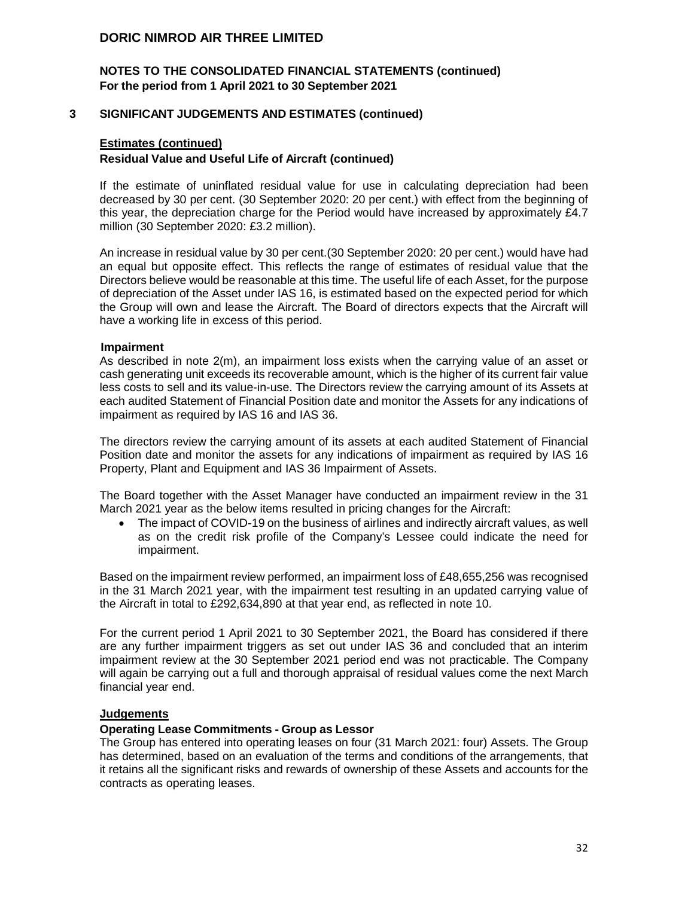# DORIC NIMROD AIR THREE LIMITED

## NOTES TO THE CONSOLIDATED FINANCIAL STATEMENTS (continued)
**For the period from 1 April 2021 to 30 September 2021**

## 3 SIGNIFICANT JUDGEMENTS AND ESTIMATES (continued)

### Estimates (continued)

**Residual Value and Useful Life of Aircraft (continued)**

If the estimate of uninflated residual value for use in calculating depreciation had been decreased by 30 per cent. (30 September 2020: 20 per cent.) with effect from the beginning of this year, the depreciation charge for the Period would have increased by approximately £4.7 million (30 September 2020: £3.2 million).

An increase in residual value by 30 per cent.(30 September 2020: 20 per cent.) would have had an equal but opposite effect. This reflects the range of estimates of residual value that the Directors believe would be reasonable at this time. The useful life of each Asset, for the purpose of depreciation of the Asset under IAS 16, is estimated based on the expected period for which the Group will own and lease the Aircraft. The Board of directors expects that the Aircraft will have a working life in excess of this period.

**Impairment**

As described in note 2(m), an impairment loss exists when the carrying value of an asset or cash generating unit exceeds its recoverable amount, which is the higher of its current fair value less costs to sell and its value-in-use. The Directors review the carrying amount of its Assets at each audited Statement of Financial Position date and monitor the Assets for any indications of impairment as required by IAS 16 and IAS 36.

The directors review the carrying amount of its assets at each audited Statement of Financial Position date and monitor the assets for any indications of impairment as required by IAS 16 Property, Plant and Equipment and IAS 36 Impairment of Assets.

The Board together with the Asset Manager have conducted an impairment review in the 31 March 2021 year as the below items resulted in pricing changes for the Aircraft:

- The impact of COVID-19 on the business of airlines and indirectly aircraft values, as well as on the credit risk profile of the Company's Lessee could indicate the need for impairment.

Based on the impairment review performed, an impairment loss of £48,655,256 was recognised in the 31 March 2021 year, with the impairment test resulting in an updated carrying value of the Aircraft in total to £292,634,890 at that year end, as reflected in note 10.

For the current period 1 April 2021 to 30 September 2021, the Board has considered if there are any further impairment triggers as set out under IAS 36 and concluded that an interim impairment review at the 30 September 2021 period end was not practicable. The Company will again be carrying out a full and thorough appraisal of residual values come the next March financial year end.

### Judgements

**Operating Lease Commitments - Group as Lessor**

The Group has entered into operating leases on four (31 March 2021: four) Assets. The Group has determined, based on an evaluation of the terms and conditions of the arrangements, that it retains all the significant risks and rewards of ownership of these Assets and accounts for the contracts as operating leases.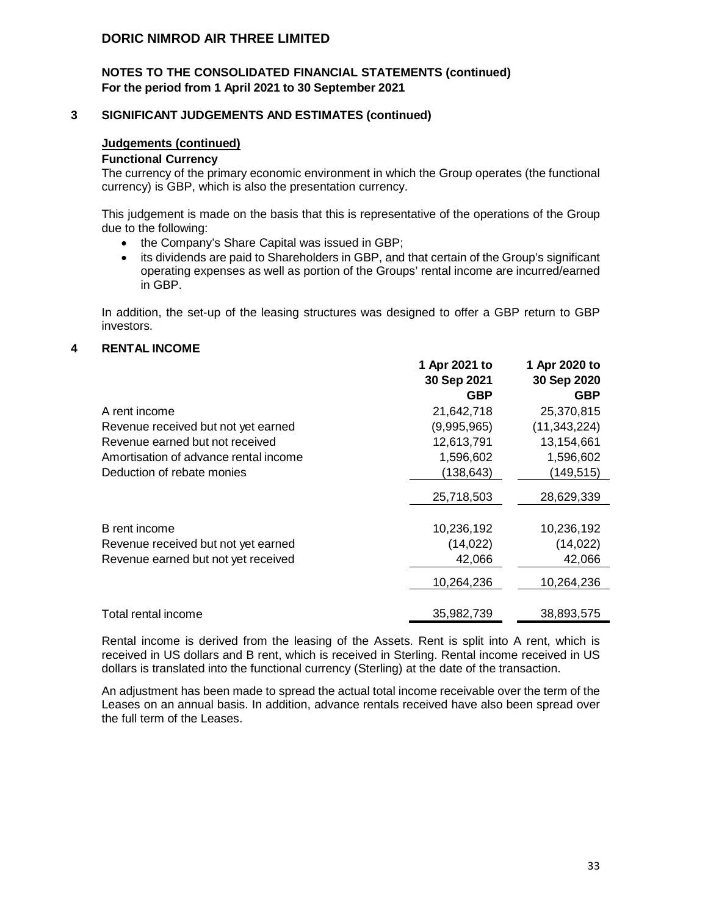# DORIC NIMROD AIR THREE LIMITED

## NOTES TO THE CONSOLIDATED FINANCIAL STATEMENTS (continued)
**For the period from 1 April 2021 to 30 September 2021**

## 3 SIGNIFICANT JUDGEMENTS AND ESTIMATES (continued)

### Judgements (continued)

**Functional Currency**

The currency of the primary economic environment in which the Group operates (the functional currency) is GBP, which is also the presentation currency.

This judgement is made on the basis that this is representative of the operations of the Group due to the following:

- the Company's Share Capital was issued in GBP;
- its dividends are paid to Shareholders in GBP, and that certain of the Group's significant operating expenses as well as portion of the Groups' rental income are incurred/earned in GBP.

In addition, the set-up of the leasing structures was designed to offer a GBP return to GBP investors.

## 4 RENTAL INCOME

| | 1 Apr 2021 to 30 Sep 2021 GBP | 1 Apr 2020 to 30 Sep 2020 GBP |
|---|---|---|
| A rent income | 21,642,718 | 25,370,815 |
| Revenue received but not yet earned | (9,995,965) | (11,343,224) |
| Revenue earned but not received | 12,613,791 | 13,154,661 |
| Amortisation of advance rental income | 1,596,602 | 1,596,602 |
| Deduction of rebate monies | (138,643) | (149,515) |
| | 25,718,503 | 28,629,339 |
| B rent income | 10,236,192 | 10,236,192 |
| Revenue received but not yet earned | (14,022) | (14,022) |
| Revenue earned but not yet received | 42,066 | 42,066 |
| | 10,264,236 | 10,264,236 |
| Total rental income | 35,982,739 | 38,893,575 |

Rental income is derived from the leasing of the Assets. Rent is split into A rent, which is received in US dollars and B rent, which is received in Sterling. Rental income received in US dollars is translated into the functional currency (Sterling) at the date of the transaction.

An adjustment has been made to spread the actual total income receivable over the term of the Leases on an annual basis. In addition, advance rentals received have also been spread over the full term of the Leases.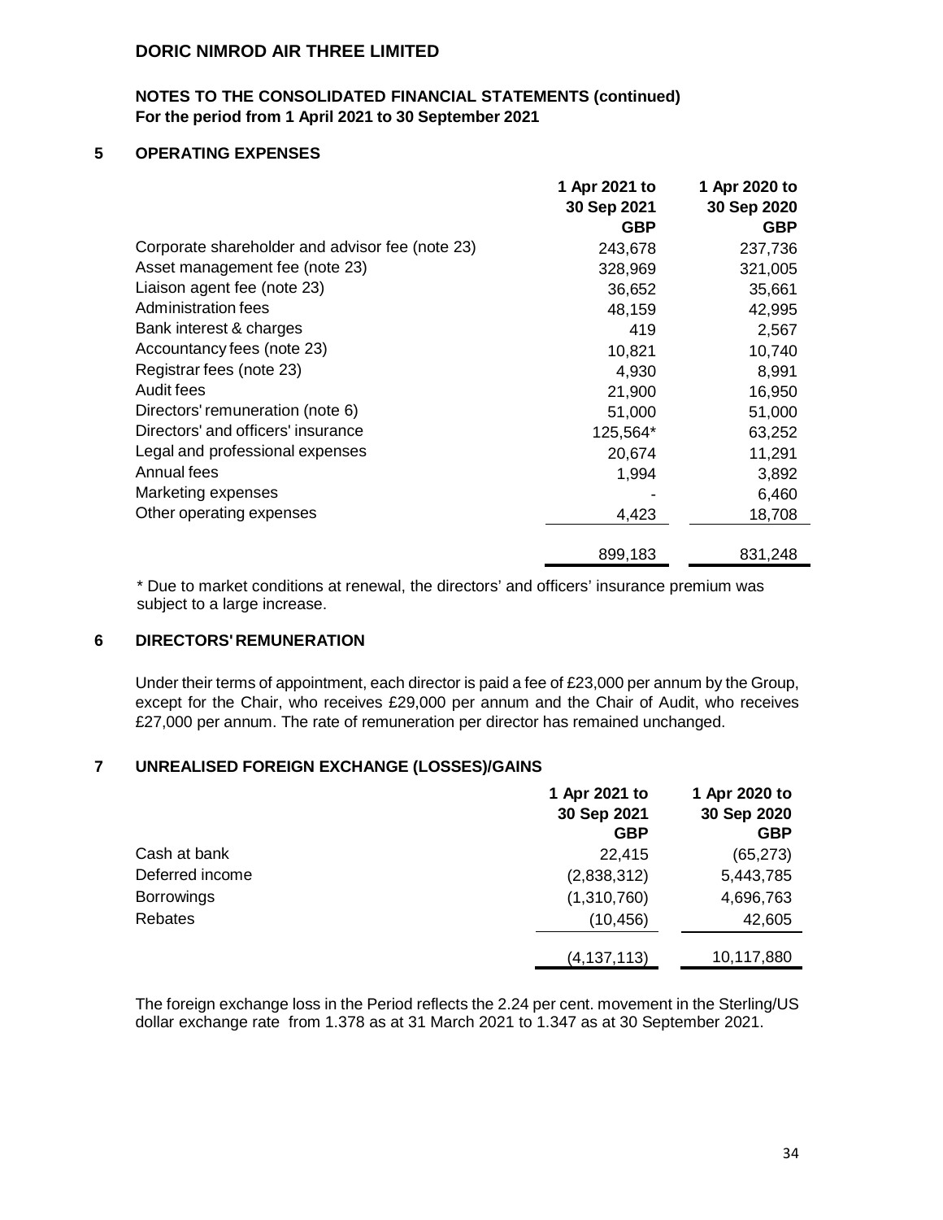# DORIC NIMROD AIR THREE LIMITED

## NOTES TO THE CONSOLIDATED FINANCIAL STATEMENTS (continued)
**For the period from 1 April 2021 to 30 September 2021**

### 5 OPERATING EXPENSES

| | 1 Apr 2021 to 30 Sep 2021 GBP | 1 Apr 2020 to 30 Sep 2020 GBP |
|---|---|---|
| Corporate shareholder and advisor fee (note 23) | 243,678 | 237,736 |
| Asset management fee (note 23) | 328,969 | 321,005 |
| Liaison agent fee (note 23) | 36,652 | 35,661 |
| Administration fees | 48,159 | 42,995 |
| Bank interest & charges | 419 | 2,567 |
| Accountancy fees (note 23) | 10,821 | 10,740 |
| Registrar fees (note 23) | 4,930 | 8,991 |
| Audit fees | 21,900 | 16,950 |
| Directors' remuneration (note 6) | 51,000 | 51,000 |
| Directors' and officers' insurance | 125,564* | 63,252 |
| Legal and professional expenses | 20,674 | 11,291 |
| Annual fees | 1,994 | 3,892 |
| Marketing expenses | - | 6,460 |
| Other operating expenses | 4,423 | 18,708 |
| | 899,183 | 831,248 |

* Due to market conditions at renewal, the directors' and officers' insurance premium was subject to a large increase.

### 6 DIRECTORS' REMUNERATION

Under their terms of appointment, each director is paid a fee of £23,000 per annum by the Group, except for the Chair, who receives £29,000 per annum and the Chair of Audit, who receives £27,000 per annum. The rate of remuneration per director has remained unchanged.

### 7 UNREALISED FOREIGN EXCHANGE (LOSSES)/GAINS

| | 1 Apr 2021 to 30 Sep 2021 GBP | 1 Apr 2020 to 30 Sep 2020 GBP |
|---|---|---|
| Cash at bank | 22,415 | (65,273) |
| Deferred income | (2,838,312) | 5,443,785 |
| Borrowings | (1,310,760) | 4,696,763 |
| Rebates | (10,456) | 42,605 |
| | (4,137,113) | 10,117,880 |

The foreign exchange loss in the Period reflects the 2.24 per cent. movement in the Sterling/US dollar exchange rate from 1.378 as at 31 March 2021 to 1.347 as at 30 September 2021.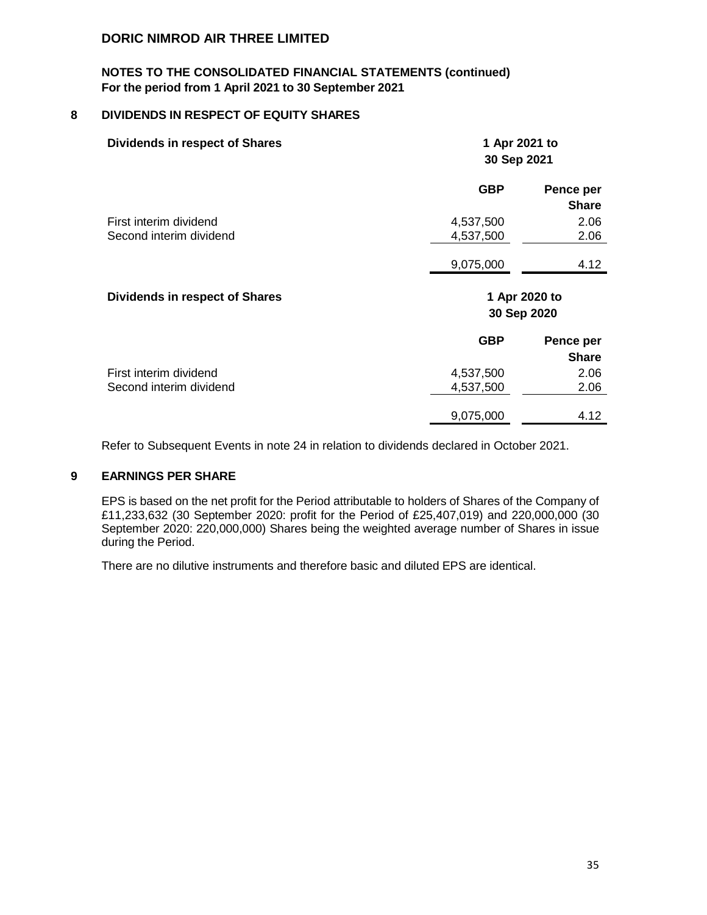**DORIC NIMROD AIR THREE LIMITED**

**NOTES TO THE CONSOLIDATED FINANCIAL STATEMENTS (continued)**
**For the period from 1 April 2021 to 30 September 2021**

## 8 DIVIDENDS IN RESPECT OF EQUITY SHARES

| **Dividends in respect of Shares** | **1 Apr 2021 to 30 Sep 2021** | |
|---|---|---|
| | **GBP** | **Pence per Share** |
| First interim dividend | 4,537,500 | 2.06 |
| Second interim dividend | 4,537,500 | 2.06 |
| | 9,075,000 | 4.12 |

| **Dividends in respect of Shares** | **1 Apr 2020 to 30 Sep 2020** | |
|---|---|---|
| | **GBP** | **Pence per Share** |
| First interim dividend | 4,537,500 | 2.06 |
| Second interim dividend | 4,537,500 | 2.06 |
| | 9,075,000 | 4.12 |

Refer to Subsequent Events in note 24 in relation to dividends declared in October 2021.

## 9 EARNINGS PER SHARE

EPS is based on the net profit for the Period attributable to holders of Shares of the Company of £11,233,632 (30 September 2020: profit for the Period of £25,407,019) and 220,000,000 (30 September 2020: 220,000,000) Shares being the weighted average number of Shares in issue during the Period.

There are no dilutive instruments and therefore basic and diluted EPS are identical.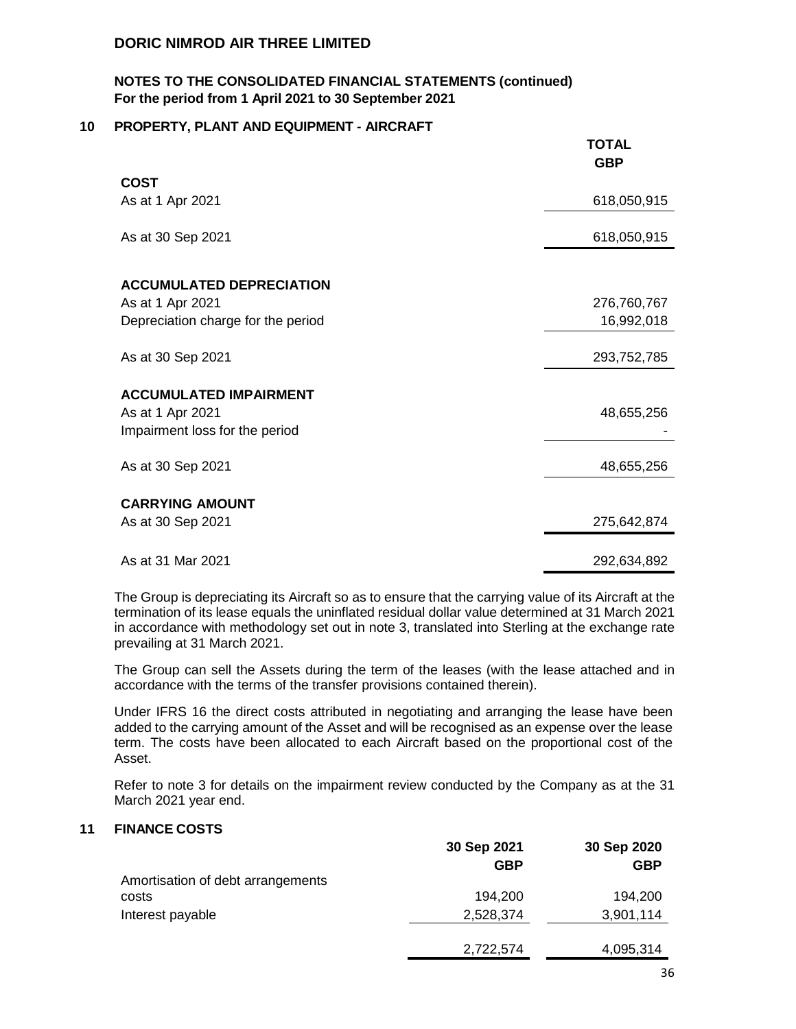# DORIC NIMROD AIR THREE LIMITED

**NOTES TO THE CONSOLIDATED FINANCIAL STATEMENTS (continued)**
**For the period from 1 April 2021 to 30 September 2021**

## 10 PROPERTY, PLANT AND EQUIPMENT - AIRCRAFT

| | TOTAL GBP |
|---|---|
| **COST** | |
| As at 1 Apr 2021 | 618,050,915 |
| As at 30 Sep 2021 | 618,050,915 |
| **ACCUMULATED DEPRECIATION** | |
| As at 1 Apr 2021 | 276,760,767 |
| Depreciation charge for the period | 16,992,018 |
| As at 30 Sep 2021 | 293,752,785 |
| **ACCUMULATED IMPAIRMENT** | |
| As at 1 Apr 2021 | 48,655,256 |
| Impairment loss for the period | - |
| As at 30 Sep 2021 | 48,655,256 |
| **CARRYING AMOUNT** | |
| As at 30 Sep 2021 | 275,642,874 |
| As at 31 Mar 2021 | 292,634,892 |

The Group is depreciating its Aircraft so as to ensure that the carrying value of its Aircraft at the termination of its lease equals the uninflated residual dollar value determined at 31 March 2021 in accordance with methodology set out in note 3, translated into Sterling at the exchange rate prevailing at 31 March 2021.

The Group can sell the Assets during the term of the leases (with the lease attached and in accordance with the terms of the transfer provisions contained therein).

Under IFRS 16 the direct costs attributed in negotiating and arranging the lease have been added to the carrying amount of the Asset and will be recognised as an expense over the lease term. The costs have been allocated to each Aircraft based on the proportional cost of the Asset.

Refer to note 3 for details on the impairment review conducted by the Company as at the 31 March 2021 year end.

## 11 FINANCE COSTS

| | 30 Sep 2021 GBP | 30 Sep 2020 GBP |
|---|---|---|
| Amortisation of debt arrangements costs | 194,200 | 194,200 |
| Interest payable | 2,528,374 | 3,901,114 |
| | 2,722,574 | 4,095,314 |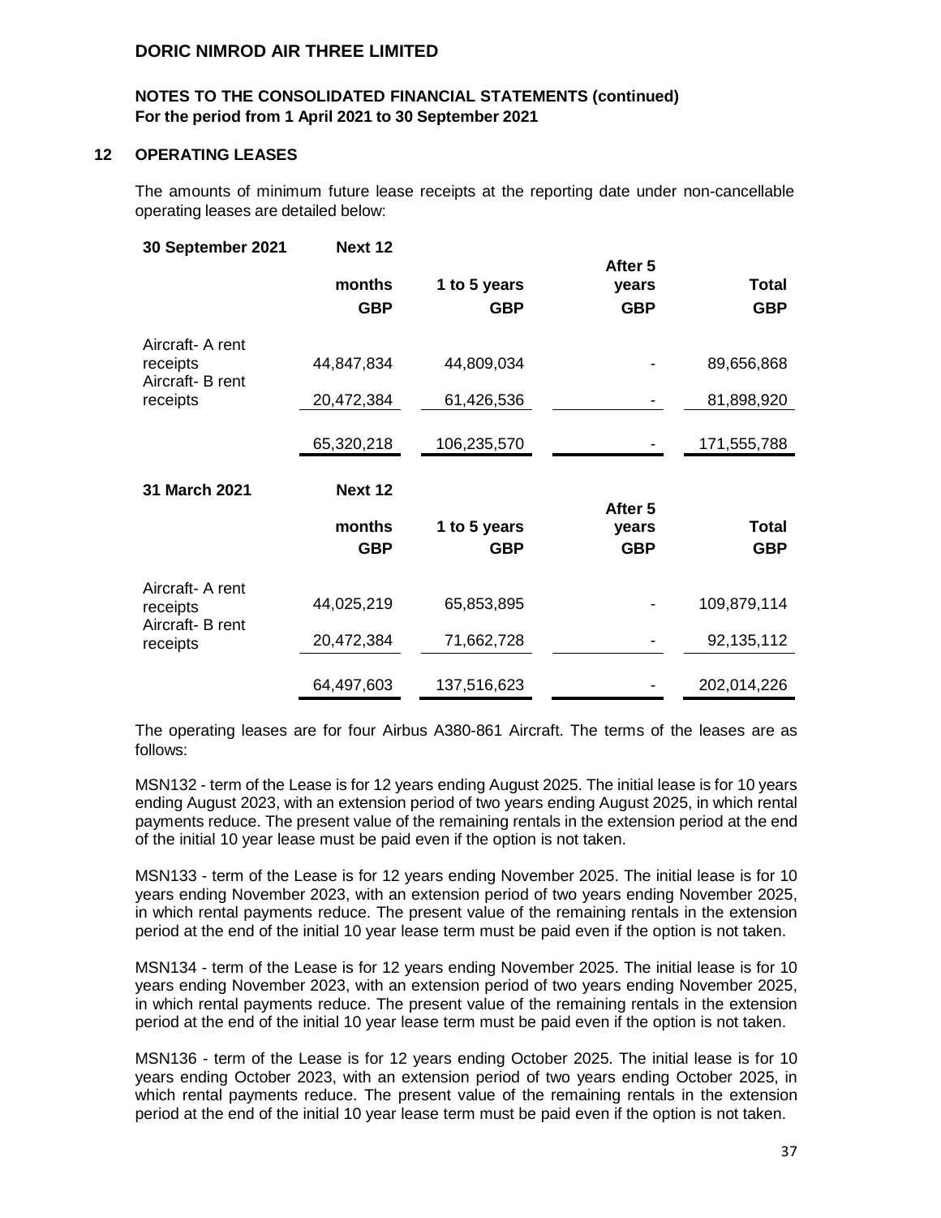## 12 OPERATING LEASES

The amounts of minimum future lease receipts at the reporting date under non-cancellable operating leases are detailed below:

| 30 September 2021 | Next 12 months GBP | 1 to 5 years GBP | After 5 years GBP | Total GBP |
|---|---|---|---|---|
| Aircraft- A rent receipts | 44,847,834 | 44,809,034 | - | 89,656,868 |
| Aircraft- B rent receipts | 20,472,384 | 61,426,536 | - | 81,898,920 |
| | 65,320,218 | 106,235,570 | - | 171,555,788 |

| 31 March 2021 | Next 12 months GBP | 1 to 5 years GBP | After 5 years GBP | Total GBP |
|---|---|---|---|---|
| Aircraft- A rent receipts | 44,025,219 | 65,853,895 | - | 109,879,114 |
| Aircraft- B rent receipts | 20,472,384 | 71,662,728 | - | 92,135,112 |
| | 64,497,603 | 137,516,623 | - | 202,014,226 |

The operating leases are for four Airbus A380-861 Aircraft. The terms of the leases are as follows:

MSN132 - term of the Lease is for 12 years ending August 2025. The initial lease is for 10 years ending August 2023, with an extension period of two years ending August 2025, in which rental payments reduce. The present value of the remaining rentals in the extension period at the end of the initial 10 year lease must be paid even if the option is not taken.

MSN133 - term of the Lease is for 12 years ending November 2025. The initial lease is for 10 years ending November 2023, with an extension period of two years ending November 2025, in which rental payments reduce. The present value of the remaining rentals in the extension period at the end of the initial 10 year lease term must be paid even if the option is not taken.

MSN134 - term of the Lease is for 12 years ending November 2025. The initial lease is for 10 years ending November 2023, with an extension period of two years ending November 2025, in which rental payments reduce. The present value of the remaining rentals in the extension period at the end of the initial 10 year lease term must be paid even if the option is not taken.

MSN136 - term of the Lease is for 12 years ending October 2025. The initial lease is for 10 years ending October 2023, with an extension period of two years ending October 2025, in which rental payments reduce. The present value of the remaining rentals in the extension period at the end of the initial 10 year lease term must be paid even if the option is not taken.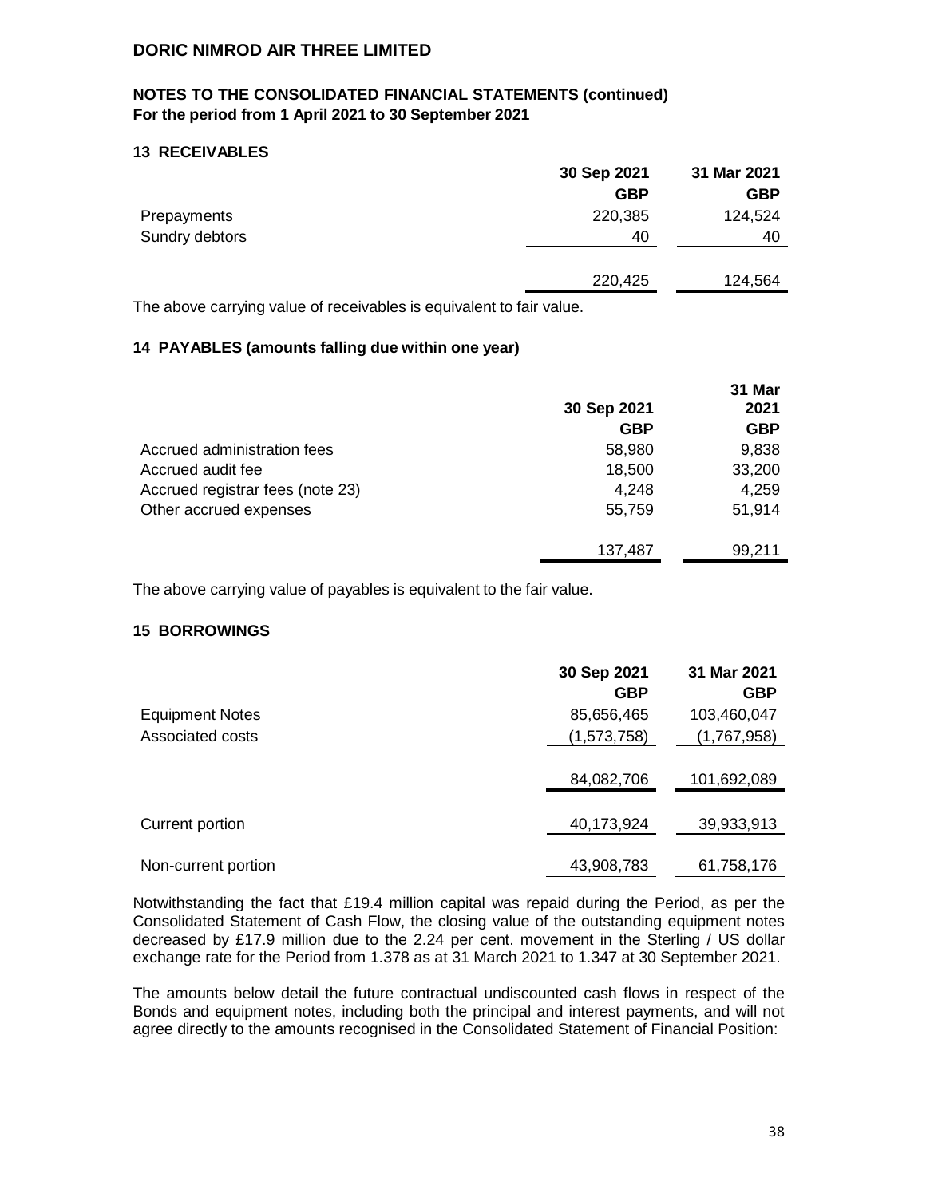# DORIC NIMROD AIR THREE LIMITED

## NOTES TO THE CONSOLIDATED FINANCIAL STATEMENTS (continued)
**For the period from 1 April 2021 to 30 September 2021**

### 13 RECEIVABLES

| | 30 Sep 2021 | 31 Mar 2021 |
|---|---|---|
| | GBP | GBP |
| Prepayments | 220,385 | 124,524 |
| Sundry debtors | 40 | 40 |
| | 220,425 | 124,564 |

The above carrying value of receivables is equivalent to fair value.

### 14 PAYABLES (amounts falling due within one year)

| | 30 Sep 2021 | 31 Mar 2021 |
|---|---|---|
| | GBP | GBP |
| Accrued administration fees | 58,980 | 9,838 |
| Accrued audit fee | 18,500 | 33,200 |
| Accrued registrar fees (note 23) | 4,248 | 4,259 |
| Other accrued expenses | 55,759 | 51,914 |
| | 137,487 | 99,211 |

The above carrying value of payables is equivalent to the fair value.

### 15 BORROWINGS

| | 30 Sep 2021 | 31 Mar 2021 |
|---|---|---|
| | GBP | GBP |
| Equipment Notes | 85,656,465 | 103,460,047 |
| Associated costs | (1,573,758) | (1,767,958) |
| | 84,082,706 | 101,692,089 |
| Current portion | 40,173,924 | 39,933,913 |
| Non-current portion | 43,908,783 | 61,758,176 |

Notwithstanding the fact that £19.4 million capital was repaid during the Period, as per the Consolidated Statement of Cash Flow, the closing value of the outstanding equipment notes decreased by £17.9 million due to the 2.24 per cent. movement in the Sterling / US dollar exchange rate for the Period from 1.378 as at 31 March 2021 to 1.347 at 30 September 2021.

The amounts below detail the future contractual undiscounted cash flows in respect of the Bonds and equipment notes, including both the principal and interest payments, and will not agree directly to the amounts recognised in the Consolidated Statement of Financial Position: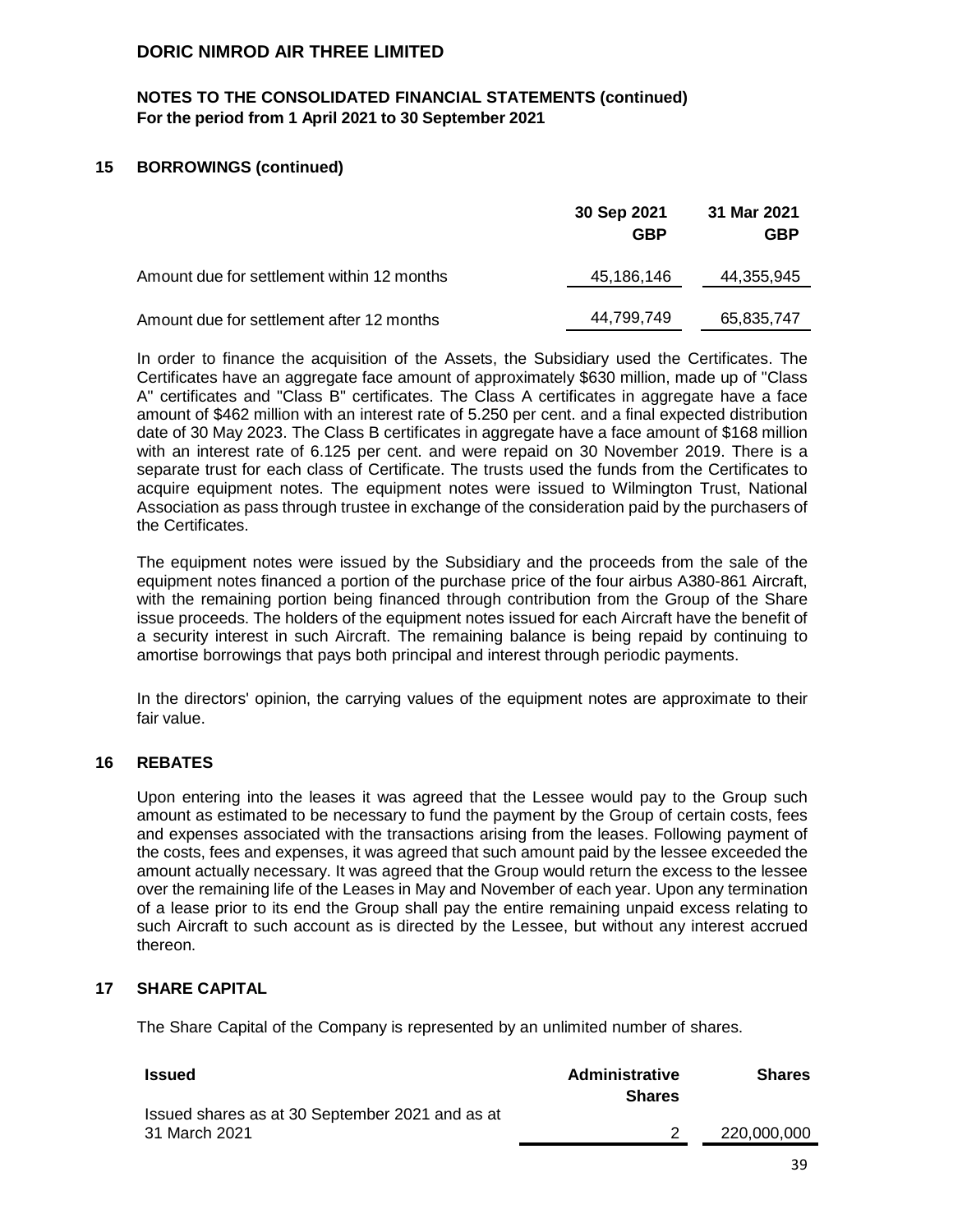# DORIC NIMROD AIR THREE LIMITED

## NOTES TO THE CONSOLIDATED FINANCIAL STATEMENTS (continued)
**For the period from 1 April 2021 to 30 September 2021**

### 15 BORROWINGS (continued)

| | 30 Sep 2021 GBP | 31 Mar 2021 GBP |
|---|---|---|
| Amount due for settlement within 12 months | 45,186,146 | 44,355,945 |
| Amount due for settlement after 12 months | 44,799,749 | 65,835,747 |

In order to finance the acquisition of the Assets, the Subsidiary used the Certificates. The Certificates have an aggregate face amount of approximately $630 million, made up of "Class A" certificates and "Class B" certificates. The Class A certificates in aggregate have a face amount of $462 million with an interest rate of 5.250 per cent. and a final expected distribution date of 30 May 2023. The Class B certificates in aggregate have a face amount of $168 million with an interest rate of 6.125 per cent. and were repaid on 30 November 2019. There is a separate trust for each class of Certificate. The trusts used the funds from the Certificates to acquire equipment notes. The equipment notes were issued to Wilmington Trust, National Association as pass through trustee in exchange of the consideration paid by the purchasers of the Certificates.

The equipment notes were issued by the Subsidiary and the proceeds from the sale of the equipment notes financed a portion of the purchase price of the four airbus A380-861 Aircraft, with the remaining portion being financed through contribution from the Group of the Share issue proceeds. The holders of the equipment notes issued for each Aircraft have the benefit of a security interest in such Aircraft. The remaining balance is being repaid by continuing to amortise borrowings that pays both principal and interest through periodic payments.

In the directors' opinion, the carrying values of the equipment notes are approximate to their fair value.

### 16 REBATES

Upon entering into the leases it was agreed that the Lessee would pay to the Group such amount as estimated to be necessary to fund the payment by the Group of certain costs, fees and expenses associated with the transactions arising from the leases. Following payment of the costs, fees and expenses, it was agreed that such amount paid by the lessee exceeded the amount actually necessary. It was agreed that the Group would return the excess to the lessee over the remaining life of the Leases in May and November of each year. Upon any termination of a lease prior to its end the Group shall pay the entire remaining unpaid excess relating to such Aircraft to such account as is directed by the Lessee, but without any interest accrued thereon.

### 17 SHARE CAPITAL

The Share Capital of the Company is represented by an unlimited number of shares.

| Issued | Administrative Shares | Shares |
|---|---|---|
| Issued shares as at 30 September 2021 and as at 31 March 2021 | 2 | 220,000,000 |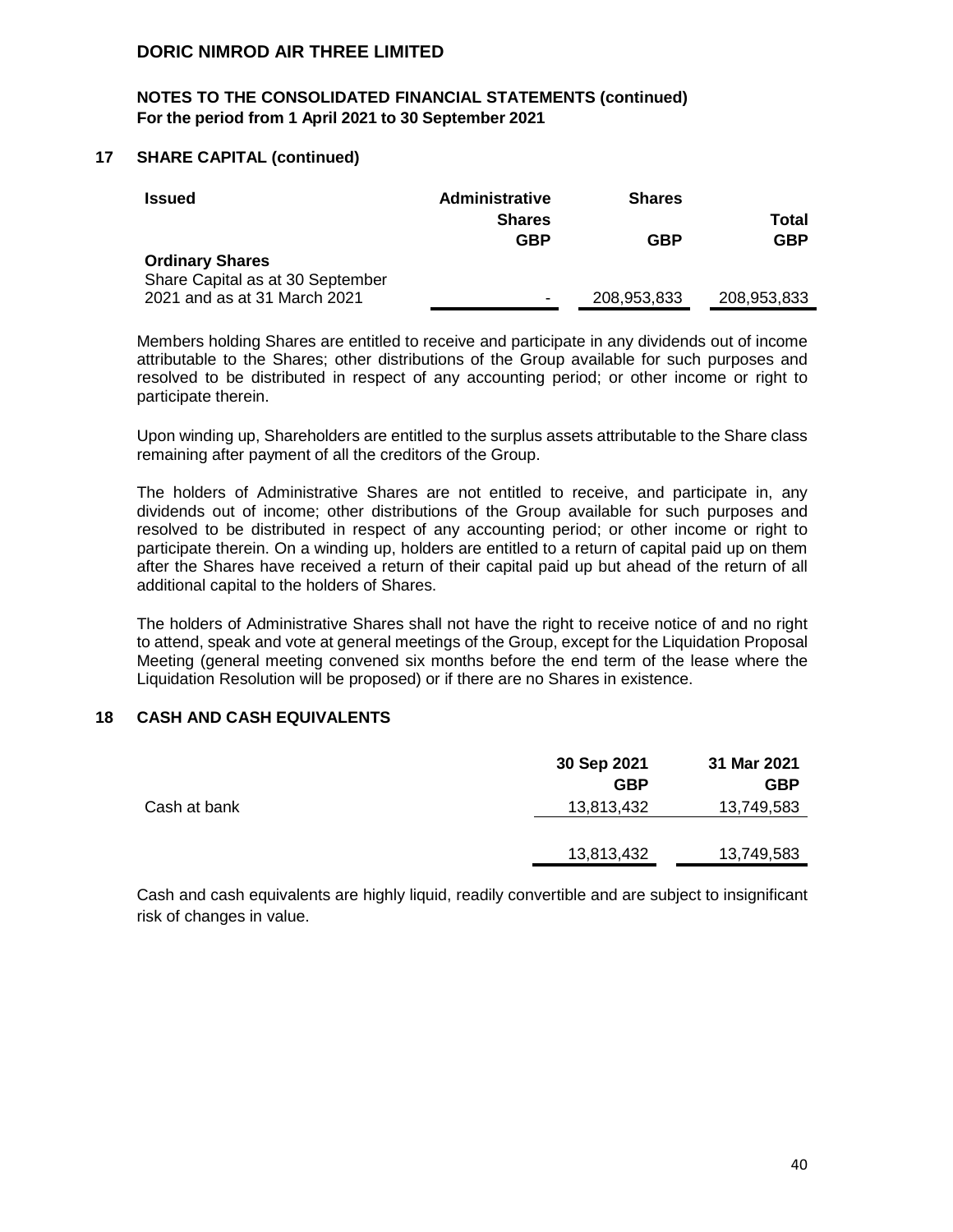## 17 SHARE CAPITAL (continued)

| Issued | Administrative Shares GBP | Shares GBP | Total GBP |
|---|---|---|---|
| **Ordinary Shares** | | | |
| Share Capital as at 30 September 2021 and as at 31 March 2021 | - | 208,953,833 | 208,953,833 |

Members holding Shares are entitled to receive and participate in any dividends out of income attributable to the Shares; other distributions of the Group available for such purposes and resolved to be distributed in respect of any accounting period; or other income or right to participate therein.

Upon winding up, Shareholders are entitled to the surplus assets attributable to the Share class remaining after payment of all the creditors of the Group.

The holders of Administrative Shares are not entitled to receive, and participate in, any dividends out of income; other distributions of the Group available for such purposes and resolved to be distributed in respect of any accounting period; or other income or right to participate therein. On a winding up, holders are entitled to a return of capital paid up on them after the Shares have received a return of their capital paid up but ahead of the return of all additional capital to the holders of Shares.

The holders of Administrative Shares shall not have the right to receive notice of and no right to attend, speak and vote at general meetings of the Group, except for the Liquidation Proposal Meeting (general meeting convened six months before the end term of the lease where the Liquidation Resolution will be proposed) or if there are no Shares in existence.

## 18 CASH AND CASH EQUIVALENTS

| | 30 Sep 2021 GBP | 31 Mar 2021 GBP |
|---|---|---|
| Cash at bank | 13,813,432 | 13,749,583 |
| | 13,813,432 | 13,749,583 |

Cash and cash equivalents are highly liquid, readily convertible and are subject to insignificant risk of changes in value.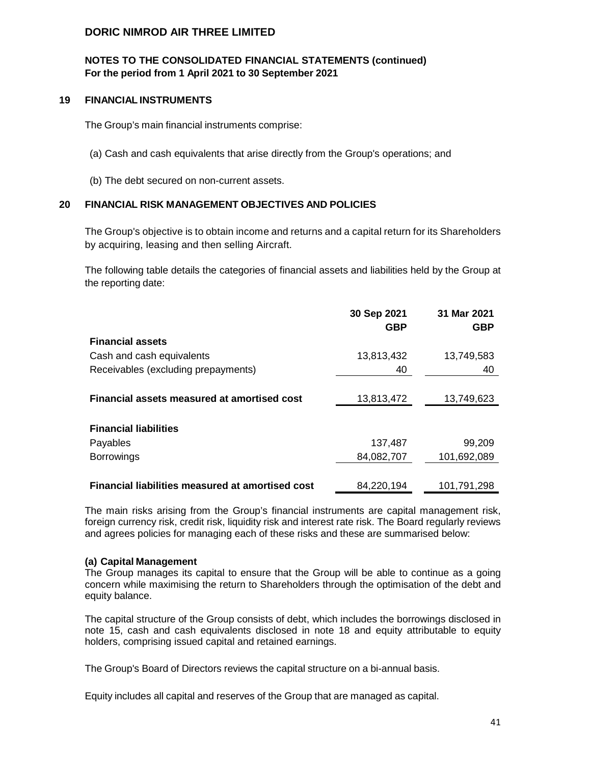# DORIC NIMROD AIR THREE LIMITED

## NOTES TO THE CONSOLIDATED FINANCIAL STATEMENTS (continued)
**For the period from 1 April 2021 to 30 September 2021**

### 19 FINANCIAL INSTRUMENTS

The Group's main financial instruments comprise:

(a) Cash and cash equivalents that arise directly from the Group's operations; and

(b) The debt secured on non-current assets.

### 20 FINANCIAL RISK MANAGEMENT OBJECTIVES AND POLICIES

The Group's objective is to obtain income and returns and a capital return for its Shareholders by acquiring, leasing and then selling Aircraft.

The following table details the categories of financial assets and liabilities held by the Group at the reporting date:

| | 30 Sep 2021 GBP | 31 Mar 2021 GBP |
|---|---|---|
| **Financial assets** | | |
| Cash and cash equivalents | 13,813,432 | 13,749,583 |
| Receivables (excluding prepayments) | 40 | 40 |
| **Financial assets measured at amortised cost** | 13,813,472 | 13,749,623 |
| **Financial liabilities** | | |
| Payables | 137,487 | 99,209 |
| Borrowings | 84,082,707 | 101,692,089 |
| **Financial liabilities measured at amortised cost** | 84,220,194 | 101,791,298 |

The main risks arising from the Group's financial instruments are capital management risk, foreign currency risk, credit risk, liquidity risk and interest rate risk. The Board regularly reviews and agrees policies for managing each of these risks and these are summarised below:

**(a) Capital Management**

The Group manages its capital to ensure that the Group will be able to continue as a going concern while maximising the return to Shareholders through the optimisation of the debt and equity balance.

The capital structure of the Group consists of debt, which includes the borrowings disclosed in note 15, cash and cash equivalents disclosed in note 18 and equity attributable to equity holders, comprising issued capital and retained earnings.

The Group's Board of Directors reviews the capital structure on a bi-annual basis.

Equity includes all capital and reserves of the Group that are managed as capital.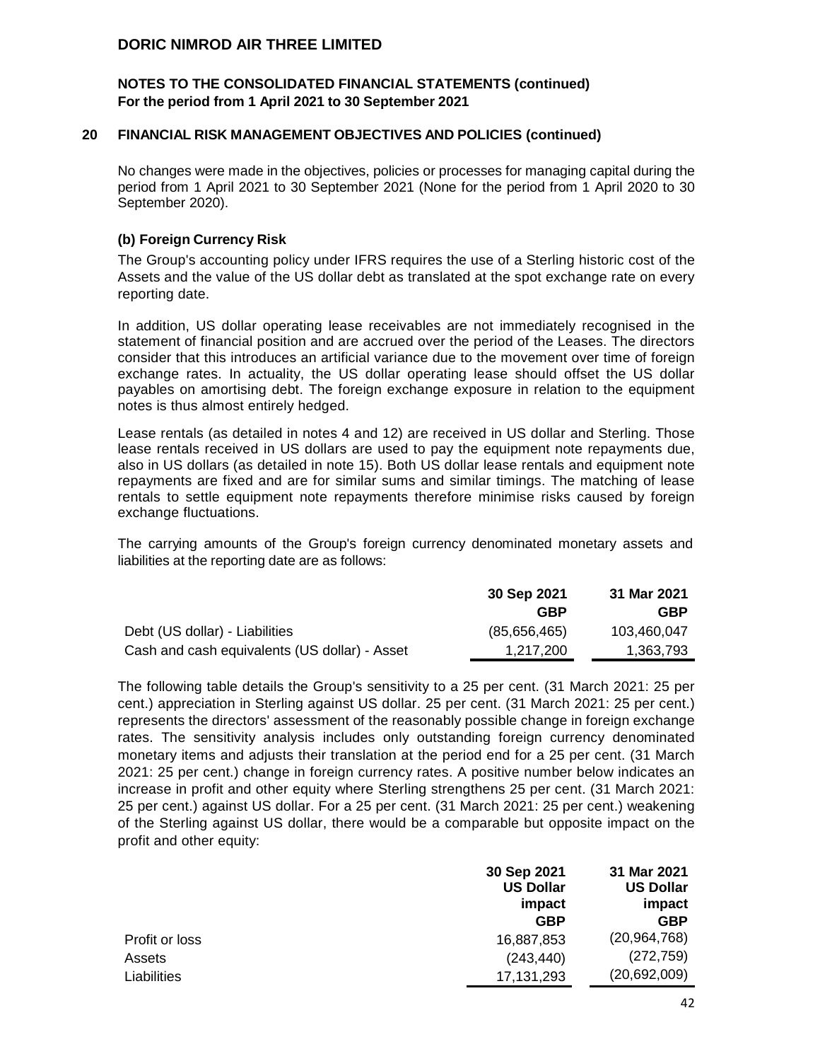# DORIC NIMROD AIR THREE LIMITED

## NOTES TO THE CONSOLIDATED FINANCIAL STATEMENTS (continued)
**For the period from 1 April 2021 to 30 September 2021**

### 20 FINANCIAL RISK MANAGEMENT OBJECTIVES AND POLICIES (continued)

No changes were made in the objectives, policies or processes for managing capital during the period from 1 April 2021 to 30 September 2021 (None for the period from 1 April 2020 to 30 September 2020).

**(b) Foreign Currency Risk**

The Group's accounting policy under IFRS requires the use of a Sterling historic cost of the Assets and the value of the US dollar debt as translated at the spot exchange rate on every reporting date.

In addition, US dollar operating lease receivables are not immediately recognised in the statement of financial position and are accrued over the period of the Leases. The directors consider that this introduces an artificial variance due to the movement over time of foreign exchange rates. In actuality, the US dollar operating lease should offset the US dollar payables on amortising debt. The foreign exchange exposure in relation to the equipment notes is thus almost entirely hedged.

Lease rentals (as detailed in notes 4 and 12) are received in US dollar and Sterling. Those lease rentals received in US dollars are used to pay the equipment note repayments due, also in US dollars (as detailed in note 15). Both US dollar lease rentals and equipment note repayments are fixed and are for similar sums and similar timings. The matching of lease rentals to settle equipment note repayments therefore minimise risks caused by foreign exchange fluctuations.

The carrying amounts of the Group's foreign currency denominated monetary assets and liabilities at the reporting date are as follows:

| | 30 Sep 2021 GBP | 31 Mar 2021 GBP |
|---|---|---|
| Debt (US dollar) - Liabilities | (85,656,465) | 103,460,047 |
| Cash and cash equivalents (US dollar) - Asset | 1,217,200 | 1,363,793 |

The following table details the Group's sensitivity to a 25 per cent. (31 March 2021: 25 per cent.) appreciation in Sterling against US dollar. 25 per cent. (31 March 2021: 25 per cent.) represents the directors' assessment of the reasonably possible change in foreign exchange rates. The sensitivity analysis includes only outstanding foreign currency denominated monetary items and adjusts their translation at the period end for a 25 per cent. (31 March 2021: 25 per cent.) change in foreign currency rates. A positive number below indicates an increase in profit and other equity where Sterling strengthens 25 per cent. (31 March 2021: 25 per cent.) against US dollar. For a 25 per cent. (31 March 2021: 25 per cent.) weakening of the Sterling against US dollar, there would be a comparable but opposite impact on the profit and other equity:

| | 30 Sep 2021 US Dollar impact GBP | 31 Mar 2021 US Dollar impact GBP |
|---|---|---|
| Profit or loss | 16,887,853 | (20,964,768) |
| Assets | (243,440) | (272,759) |
| Liabilities | 17,131,293 | (20,692,009) |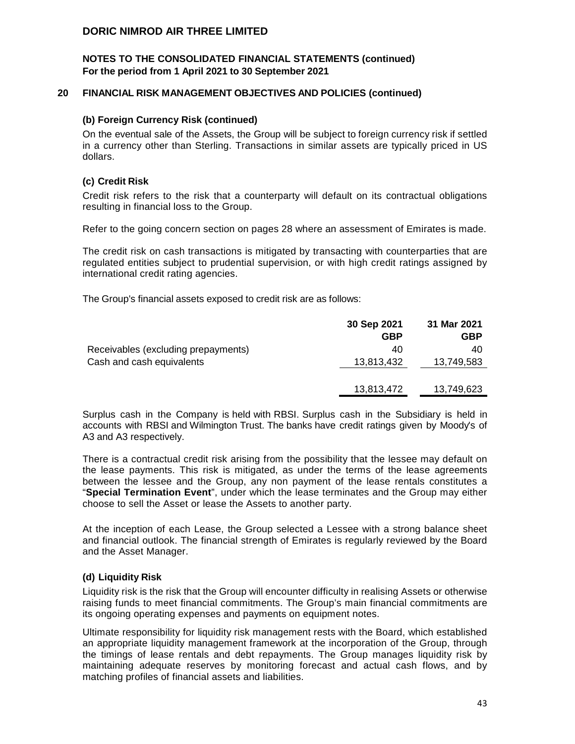## 20 FINANCIAL RISK MANAGEMENT OBJECTIVES AND POLICIES (continued)

### (b) Foreign Currency Risk (continued)

On the eventual sale of the Assets, the Group will be subject to foreign currency risk if settled in a currency other than Sterling. Transactions in similar assets are typically priced in US dollars.

### (c) Credit Risk

Credit risk refers to the risk that a counterparty will default on its contractual obligations resulting in financial loss to the Group.

Refer to the going concern section on pages 28 where an assessment of Emirates is made.

The credit risk on cash transactions is mitigated by transacting with counterparties that are regulated entities subject to prudential supervision, or with high credit ratings assigned by international credit rating agencies.

The Group's financial assets exposed to credit risk are as follows:

| | 30 Sep 2021 GBP | 31 Mar 2021 GBP |
|---|---|---|
| Receivables (excluding prepayments) | 40 | 40 |
| Cash and cash equivalents | 13,813,432 | 13,749,583 |
| | 13,813,472 | 13,749,623 |

Surplus cash in the Company is held with RBSI. Surplus cash in the Subsidiary is held in accounts with RBSI and Wilmington Trust. The banks have credit ratings given by Moody's of A3 and A3 respectively.

There is a contractual credit risk arising from the possibility that the lessee may default on the lease payments. This risk is mitigated, as under the terms of the lease agreements between the lessee and the Group, any non payment of the lease rentals constitutes a "**Special Termination Event**", under which the lease terminates and the Group may either choose to sell the Asset or lease the Assets to another party.

At the inception of each Lease, the Group selected a Lessee with a strong balance sheet and financial outlook. The financial strength of Emirates is regularly reviewed by the Board and the Asset Manager.

### (d) Liquidity Risk

Liquidity risk is the risk that the Group will encounter difficulty in realising Assets or otherwise raising funds to meet financial commitments. The Group's main financial commitments are its ongoing operating expenses and payments on equipment notes.

Ultimate responsibility for liquidity risk management rests with the Board, which established an appropriate liquidity management framework at the incorporation of the Group, through the timings of lease rentals and debt repayments. The Group manages liquidity risk by maintaining adequate reserves by monitoring forecast and actual cash flows, and by matching profiles of financial assets and liabilities.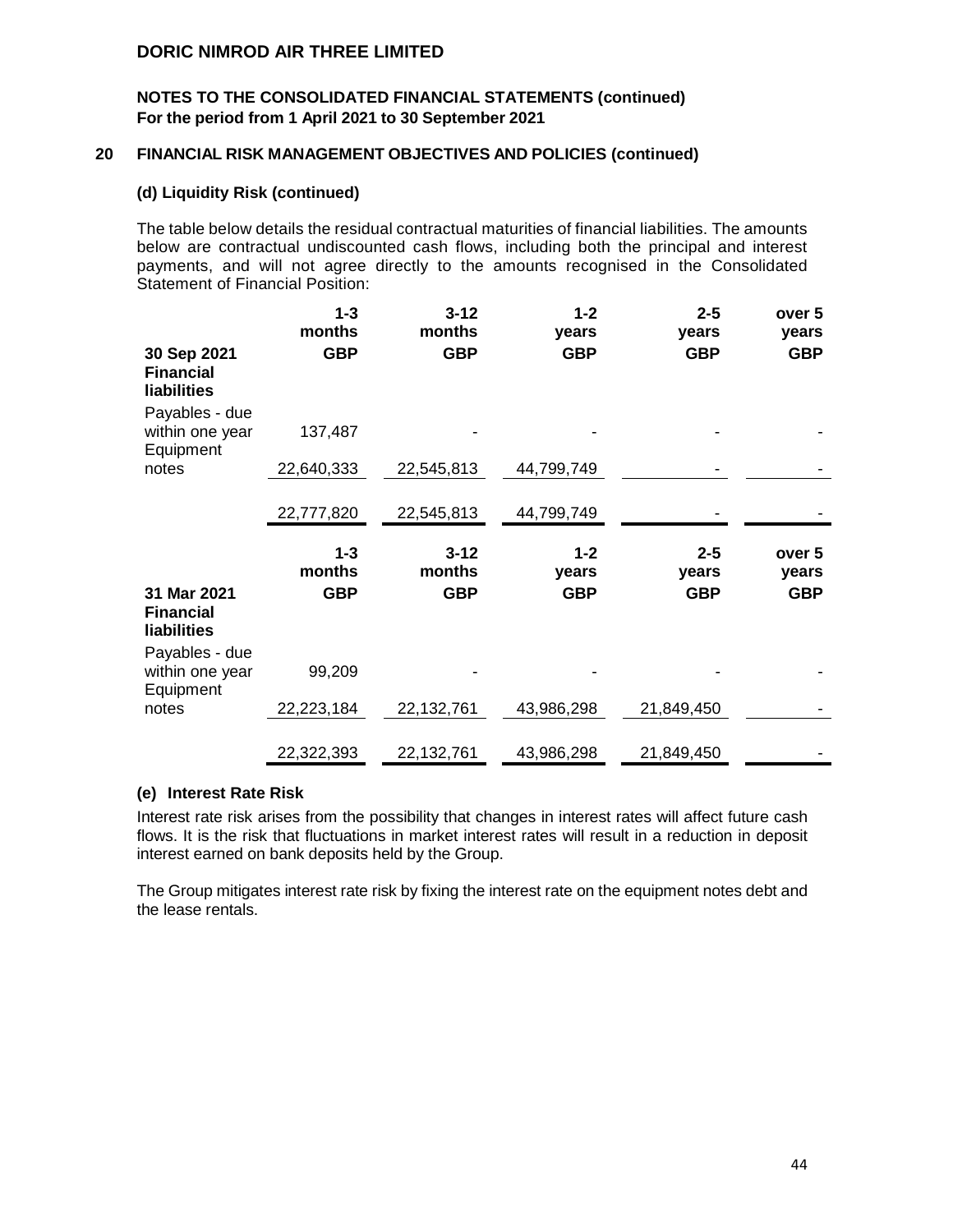# DORIC NIMROD AIR THREE LIMITED

## NOTES TO THE CONSOLIDATED FINANCIAL STATEMENTS (continued)
**For the period from 1 April 2021 to 30 September 2021**

## 20 FINANCIAL RISK MANAGEMENT OBJECTIVES AND POLICIES (continued)

### (d) Liquidity Risk (continued)

The table below details the residual contractual maturities of financial liabilities. The amounts below are contractual undiscounted cash flows, including both the principal and interest payments, and will not agree directly to the amounts recognised in the Consolidated Statement of Financial Position:

| 30 Sep 2021 Financial liabilities | 1-3 months GBP | 3-12 months GBP | 1-2 years GBP | 2-5 years GBP | over 5 years GBP |
|---|---|---|---|---|---|
| Payables - due within one year | 137,487 | - | - | - | - |
| Equipment notes | 22,640,333 | 22,545,813 | 44,799,749 | - | - |
| | 22,777,820 | 22,545,813 | 44,799,749 | - | - |

| 31 Mar 2021 Financial liabilities | 1-3 months GBP | 3-12 months GBP | 1-2 years GBP | 2-5 years GBP | over 5 years GBP |
|---|---|---|---|---|---|
| Payables - due within one year | 99,209 | - | - | - | - |
| Equipment notes | 22,223,184 | 22,132,761 | 43,986,298 | 21,849,450 | - |
| | 22,322,393 | 22,132,761 | 43,986,298 | 21,849,450 | - |

### (e) Interest Rate Risk

Interest rate risk arises from the possibility that changes in interest rates will affect future cash flows. It is the risk that fluctuations in market interest rates will result in a reduction in deposit interest earned on bank deposits held by the Group.

The Group mitigates interest rate risk by fixing the interest rate on the equipment notes debt and the lease rentals.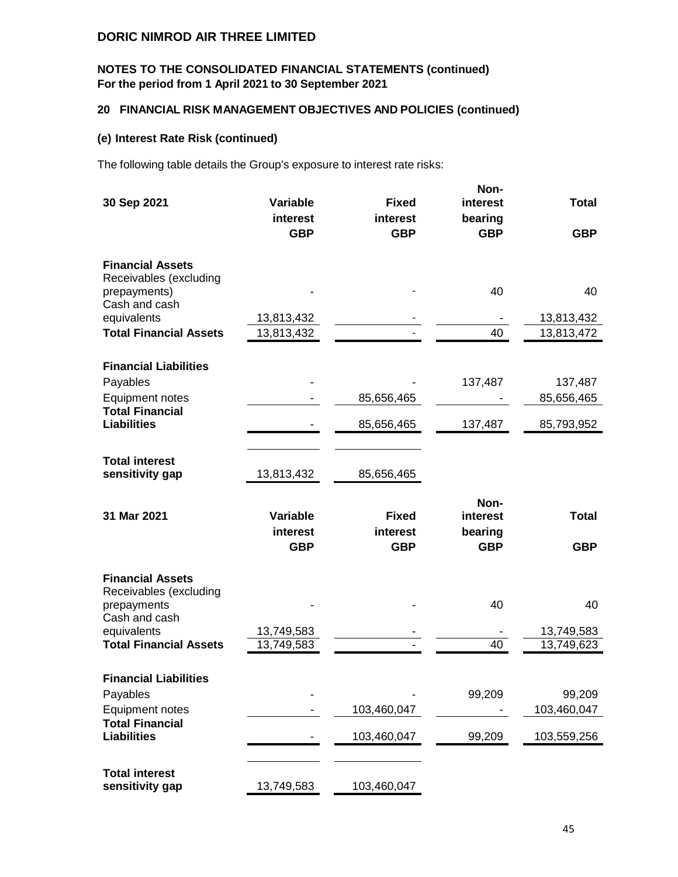# DORIC NIMROD AIR THREE LIMITED

## NOTES TO THE CONSOLIDATED FINANCIAL STATEMENTS (continued)
**For the period from 1 April 2021 to 30 September 2021**

### 20 FINANCIAL RISK MANAGEMENT OBJECTIVES AND POLICIES (continued)

#### (e) Interest Rate Risk (continued)

The following table details the Group's exposure to interest rate risks:

| 30 Sep 2021 | Variable interest GBP | Fixed interest GBP | Non-interest bearing GBP | Total GBP |
|---|---|---|---|---|
| **Financial Assets** | | | | |
| Receivables (excluding prepayments) | - | - | 40 | 40 |
| Cash and cash equivalents | 13,813,432 | - | - | 13,813,432 |
| **Total Financial Assets** | 13,813,432 | - | 40 | 13,813,472 |
| **Financial Liabilities** | | | | |
| Payables | - | - | 137,487 | 137,487 |
| Equipment notes | - | 85,656,465 | - | 85,656,465 |
| **Total Financial Liabilities** | - | 85,656,465 | 137,487 | 85,793,952 |
| **Total interest sensitivity gap** | 13,813,432 | 85,656,465 | | |

| 31 Mar 2021 | Variable interest GBP | Fixed interest GBP | Non-interest bearing GBP | Total GBP |
|---|---|---|---|---|
| **Financial Assets** | | | | |
| Receivables (excluding prepayments | - | - | 40 | 40 |
| Cash and cash equivalents | 13,749,583 | - | - | 13,749,583 |
| **Total Financial Assets** | 13,749,583 | - | 40 | 13,749,623 |
| **Financial Liabilities** | | | | |
| Payables | - | - | 99,209 | 99,209 |
| Equipment notes | - | 103,460,047 | - | 103,460,047 |
| **Total Financial Liabilities** | - | 103,460,047 | 99,209 | 103,559,256 |
| **Total interest sensitivity gap** | 13,749,583 | 103,460,047 | | |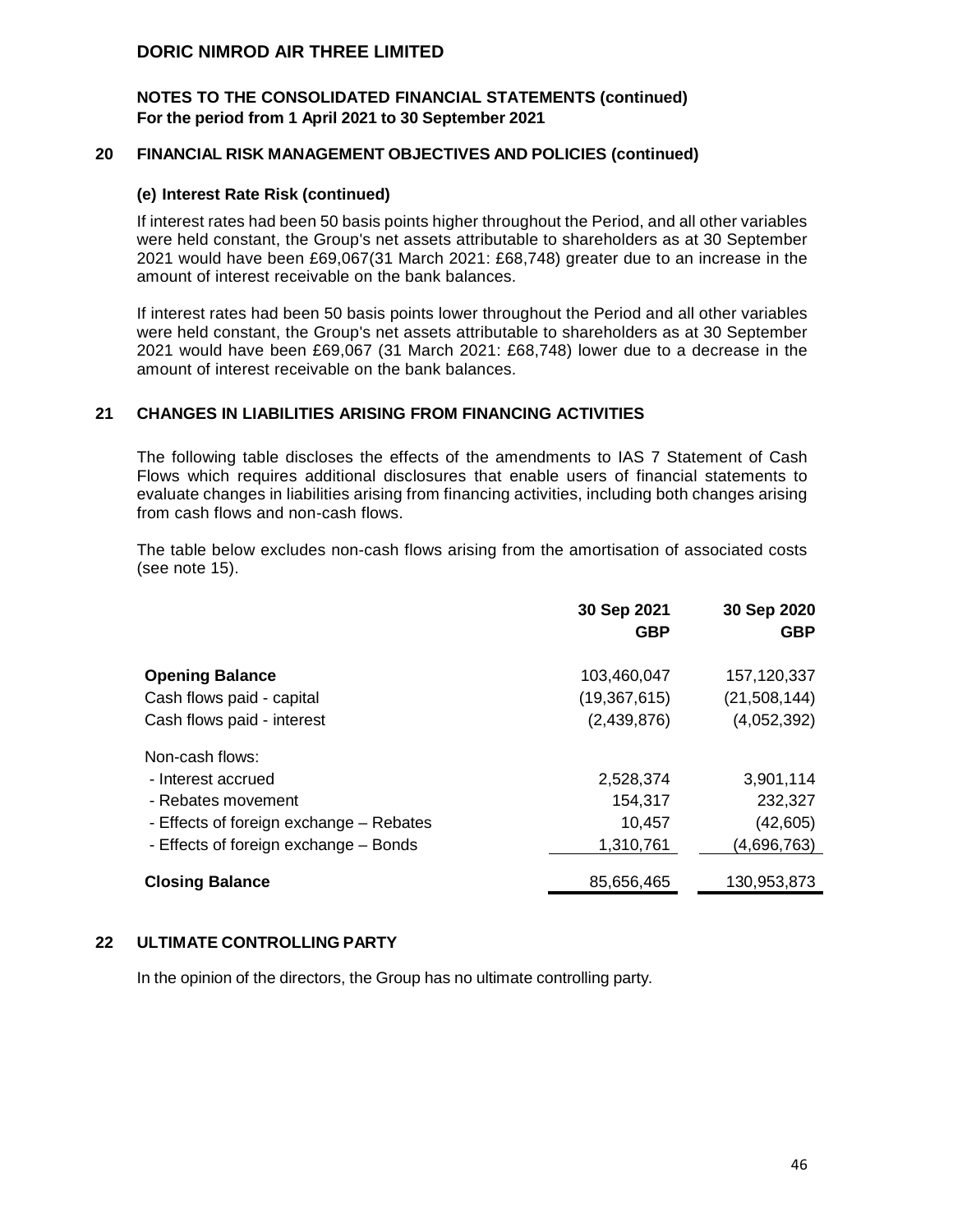## DORIC NIMROD AIR THREE LIMITED

**NOTES TO THE CONSOLIDATED FINANCIAL STATEMENTS (continued)**
**For the period from 1 April 2021 to 30 September 2021**

### 20 FINANCIAL RISK MANAGEMENT OBJECTIVES AND POLICIES (continued)

#### (e) Interest Rate Risk (continued)

If interest rates had been 50 basis points higher throughout the Period, and all other variables were held constant, the Group's net assets attributable to shareholders as at 30 September 2021 would have been £69,067(31 March 2021: £68,748) greater due to an increase in the amount of interest receivable on the bank balances.

If interest rates had been 50 basis points lower throughout the Period and all other variables were held constant, the Group's net assets attributable to shareholders as at 30 September 2021 would have been £69,067 (31 March 2021: £68,748) lower due to a decrease in the amount of interest receivable on the bank balances.

### 21 CHANGES IN LIABILITIES ARISING FROM FINANCING ACTIVITIES

The following table discloses the effects of the amendments to IAS 7 Statement of Cash Flows which requires additional disclosures that enable users of financial statements to evaluate changes in liabilities arising from financing activities, including both changes arising from cash flows and non-cash flows.

The table below excludes non-cash flows arising from the amortisation of associated costs (see note 15).

| | 30 Sep 2021 GBP | 30 Sep 2020 GBP |
|---|---|---|
| **Opening Balance** | 103,460,047 | 157,120,337 |
| Cash flows paid - capital | (19,367,615) | (21,508,144) |
| Cash flows paid - interest | (2,439,876) | (4,052,392) |
| Non-cash flows: | | |
| - Interest accrued | 2,528,374 | 3,901,114 |
| - Rebates movement | 154,317 | 232,327 |
| - Effects of foreign exchange – Rebates | 10,457 | (42,605) |
| - Effects of foreign exchange – Bonds | 1,310,761 | (4,696,763) |
| **Closing Balance** | 85,656,465 | 130,953,873 |

### 22 ULTIMATE CONTROLLING PARTY

In the opinion of the directors, the Group has no ultimate controlling party.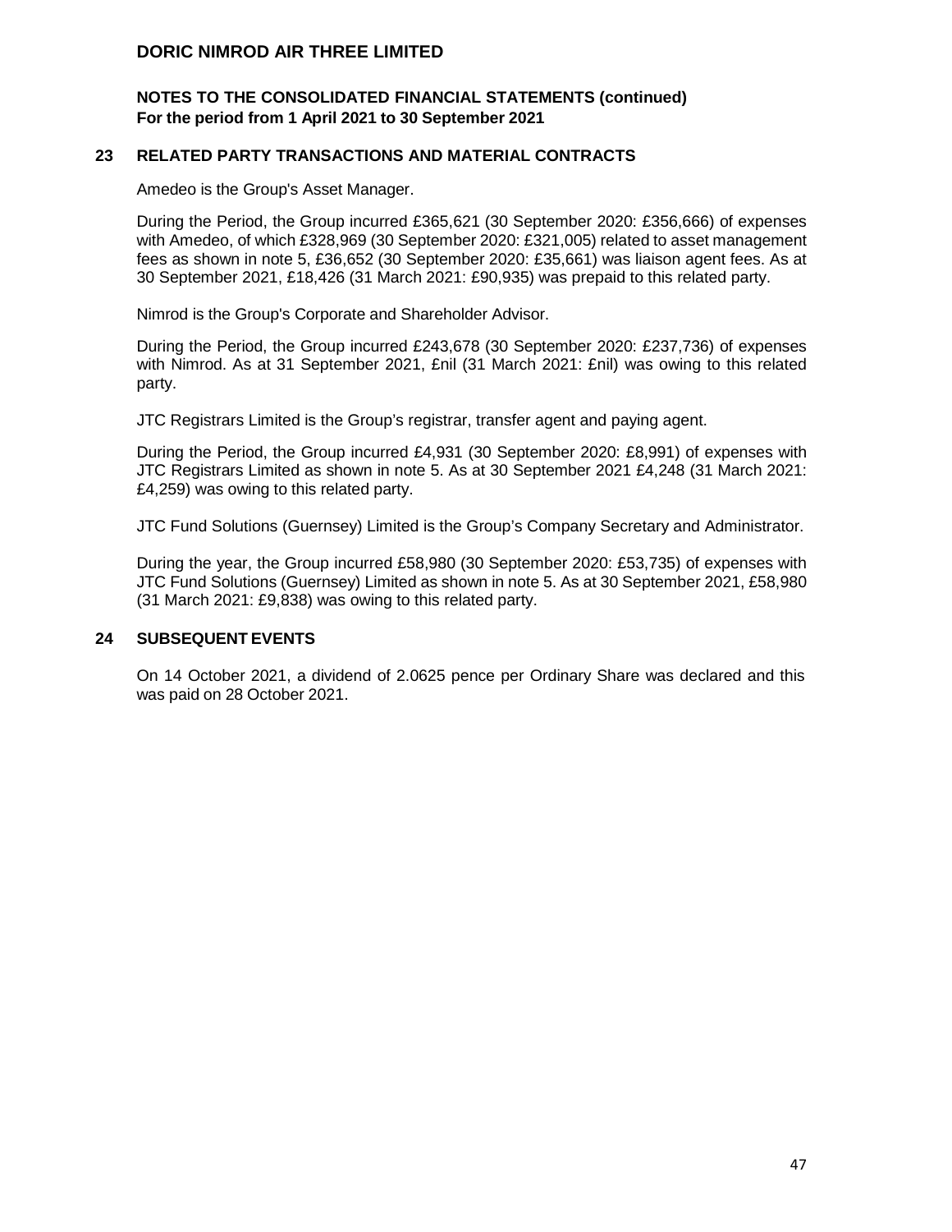**DORIC NIMROD AIR THREE LIMITED**

**NOTES TO THE CONSOLIDATED FINANCIAL STATEMENTS (continued)**
**For the period from 1 April 2021 to 30 September 2021**

## 23 RELATED PARTY TRANSACTIONS AND MATERIAL CONTRACTS

Amedeo is the Group's Asset Manager.

During the Period, the Group incurred £365,621 (30 September 2020: £356,666) of expenses with Amedeo, of which £328,969 (30 September 2020: £321,005) related to asset management fees as shown in note 5, £36,652 (30 September 2020: £35,661) was liaison agent fees. As at 30 September 2021, £18,426 (31 March 2021: £90,935) was prepaid to this related party.

Nimrod is the Group's Corporate and Shareholder Advisor.

During the Period, the Group incurred £243,678 (30 September 2020: £237,736) of expenses with Nimrod. As at 31 September 2021, £nil (31 March 2021: £nil) was owing to this related party.

JTC Registrars Limited is the Group's registrar, transfer agent and paying agent.

During the Period, the Group incurred £4,931 (30 September 2020: £8,991) of expenses with JTC Registrars Limited as shown in note 5. As at 30 September 2021 £4,248 (31 March 2021: £4,259) was owing to this related party.

JTC Fund Solutions (Guernsey) Limited is the Group's Company Secretary and Administrator.

During the year, the Group incurred £58,980 (30 September 2020: £53,735) of expenses with JTC Fund Solutions (Guernsey) Limited as shown in note 5. As at 30 September 2021, £58,980 (31 March 2021: £9,838) was owing to this related party.

## 24 SUBSEQUENT EVENTS

On 14 October 2021, a dividend of 2.0625 pence per Ordinary Share was declared and this was paid on 28 October 2021.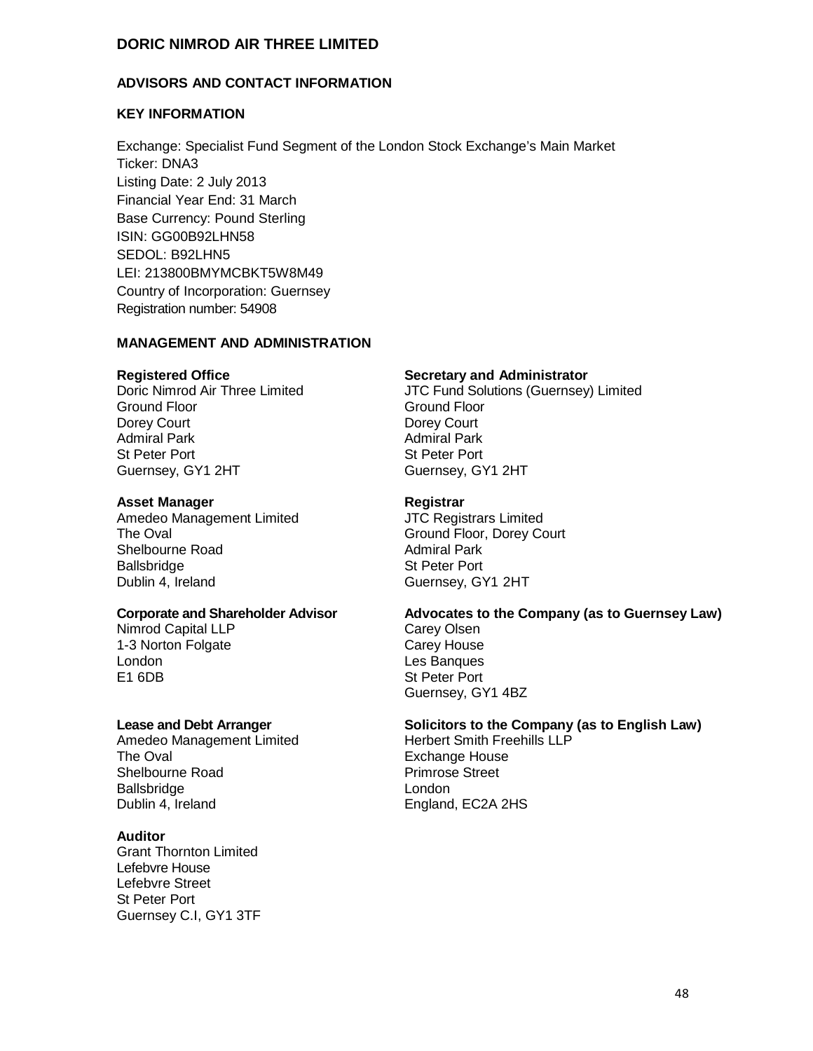# DORIC NIMROD AIR THREE LIMITED

## ADVISORS AND CONTACT INFORMATION

### KEY INFORMATION

Exchange: Specialist Fund Segment of the London Stock Exchange's Main Market
Ticker: DNA3
Listing Date: 2 July 2013
Financial Year End: 31 March
Base Currency: Pound Sterling
ISIN: GG00B92LHN58
SEDOL: B92LHN5
LEI: 213800BMYMCBKT5W8M49
Country of Incorporation: Guernsey
Registration number: 54908

### MANAGEMENT AND ADMINISTRATION

**Registered Office**
Doric Nimrod Air Three Limited
Ground Floor
Dorey Court
Admiral Park
St Peter Port
Guernsey, GY1 2HT

**Secretary and Administrator**
JTC Fund Solutions (Guernsey) Limited
Ground Floor
Dorey Court
Admiral Park
St Peter Port
Guernsey, GY1 2HT

**Asset Manager**
Amedeo Management Limited
The Oval
Shelbourne Road
Ballsbridge
Dublin 4, Ireland

**Registrar**
JTC Registrars Limited
Ground Floor, Dorey Court
Admiral Park
St Peter Port
Guernsey, GY1 2HT

**Corporate and Shareholder Advisor**
Nimrod Capital LLP
1-3 Norton Folgate
London
E1 6DB

**Advocates to the Company (as to Guernsey Law)**
Carey Olsen
Carey House
Les Banques
St Peter Port
Guernsey, GY1 4BZ

**Lease and Debt Arranger**
Amedeo Management Limited
The Oval
Shelbourne Road
Ballsbridge
Dublin 4, Ireland

**Solicitors to the Company (as to English Law)**
Herbert Smith Freehills LLP
Exchange House
Primrose Street
London
England, EC2A 2HS

**Auditor**
Grant Thornton Limited
Lefebvre House
Lefebvre Street
St Peter Port
Guernsey C.I, GY1 3TF